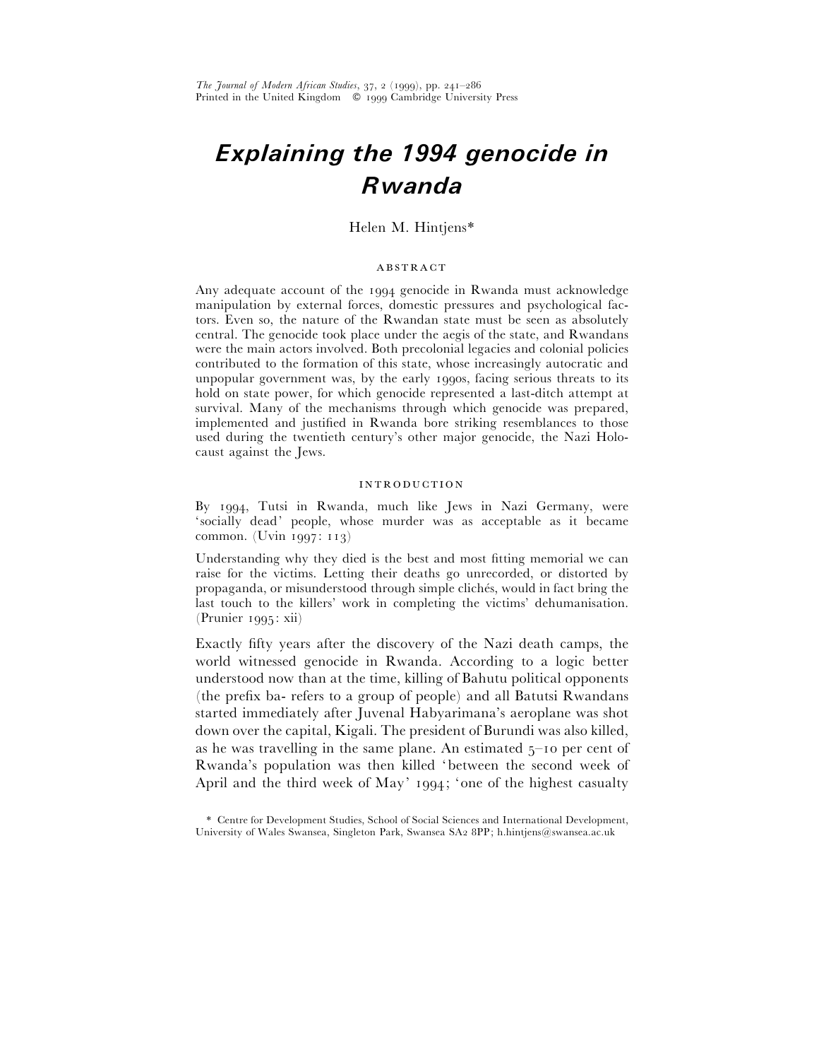# Explaining the 1994 genocide in Rwanda

Helen M. Hintjens*

ABSTRACT

Any adequate account of the 1994 genocide in Rwanda must acknowledge manipulation by external forces, domestic pressures and psychological factors. Even so, the nature of the Rwandan state must be seen as absolutely central. The genocide took place under the aegis of the state, and Rwandans were the main actors involved. Both precolonial legacies and colonial policies contributed to the formation of this state, whose increasingly autocratic and unpopular government was, by the early 1990s, facing serious threats to its hold on state power, for which genocide represented a last-ditch attempt at survival. Many of the mechanisms through which genocide was prepared, implemented and justified in Rwanda bore striking resemblances to those used during the twentieth century's other major genocide, the Nazi Holocaust against the Jews.

## INTRODUCTION

By 1994, Tutsi in Rwanda, much like Jews in Nazi Germany, were 'socially dead' people, whose murder was as acceptable as it became common. (Uvin 1997: 113)

Understanding why they died is the best and most fitting memorial we can raise for the victims. Letting their deaths go unrecorded, or distorted by propaganda, or misunderstood through simple clichés, would in fact bring the last touch to the killers' work in completing the victims' dehumanisation. (Prunier 1995: xii)

Exactly fifty years after the discovery of the Nazi death camps, the world witnessed genocide in Rwanda. According to a logic better understood now than at the time, killing of Bahutu political opponents (the prefix ba- refers to a group of people) and all Batutsi Rwandans started immediately after Juvenal Habyarimana's aeroplane was shot down over the capital, Kigali. The president of Burundi was also killed, as he was travelling in the same plane. An estimated 5–10 per cent of Rwanda's population was then killed 'between the second week of April and the third week of May' 1994; 'one of the highest casualty

\* Centre for Development Studies, School of Social Sciences and International Development, University of Wales Swansea, Singleton Park, Swansea SA2 8PP; h.hintjens@swansea.ac.uk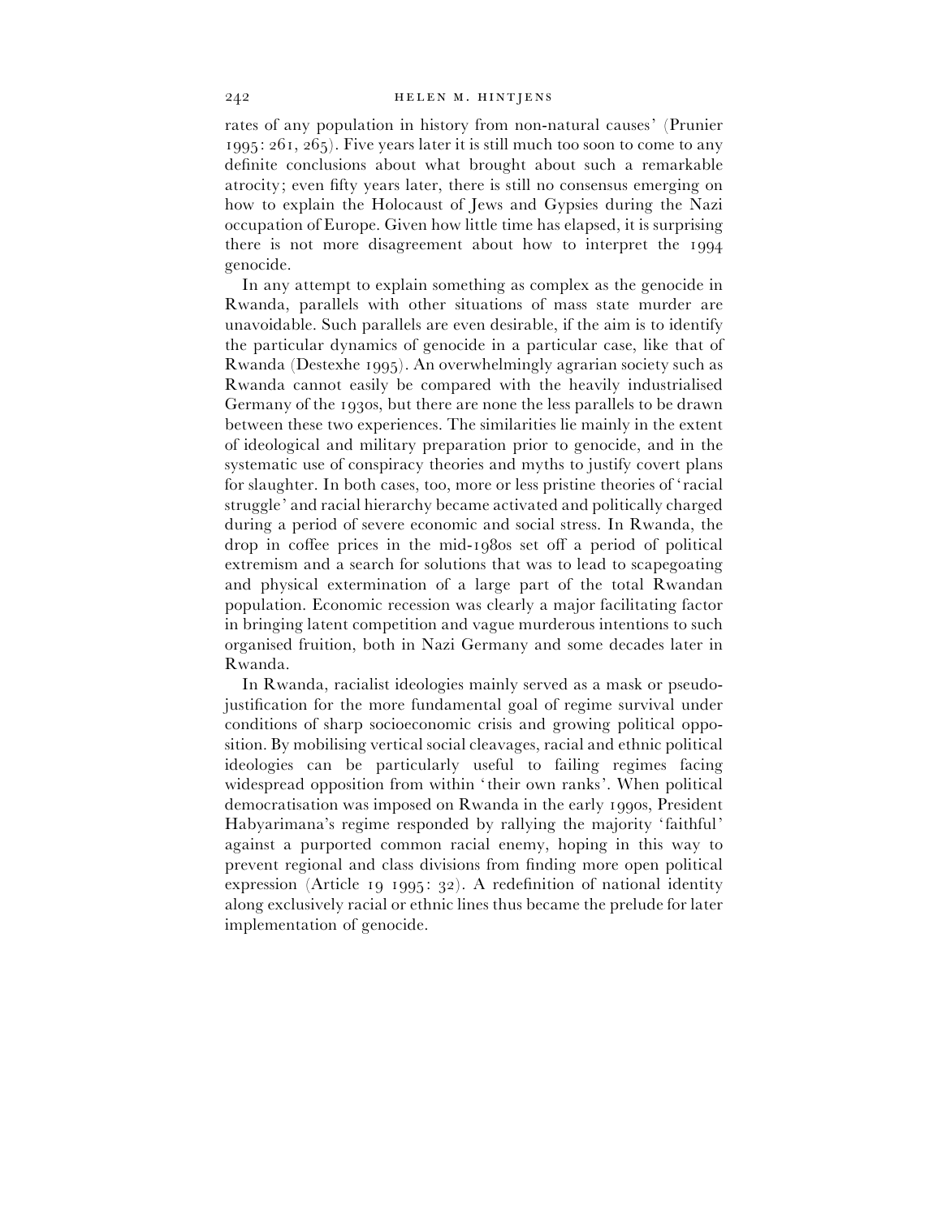rates of any population in history from non-natural causes' (Prunier 1995: 261, 265). Five years later it is still much too soon to come to any definite conclusions about what brought about such a remarkable atrocity; even fifty years later, there is still no consensus emerging on how to explain the Holocaust of Jews and Gypsies during the Nazi occupation of Europe. Given how little time has elapsed, it is surprising there is not more disagreement about how to interpret the 1994 genocide.

In any attempt to explain something as complex as the genocide in Rwanda, parallels with other situations of mass state murder are unavoidable. Such parallels are even desirable, if the aim is to identify the particular dynamics of genocide in a particular case, like that of Rwanda (Destexhe 1995). An overwhelmingly agrarian society such as Rwanda cannot easily be compared with the heavily industrialised Germany of the 1930s, but there are none the less parallels to be drawn between these two experiences. The similarities lie mainly in the extent of ideological and military preparation prior to genocide, and in the systematic use of conspiracy theories and myths to justify covert plans for slaughter. In both cases, too, more or less pristine theories of 'racial struggle' and racial hierarchy became activated and politically charged during a period of severe economic and social stress. In Rwanda, the drop in coffee prices in the mid-1980s set off a period of political extremism and a search for solutions that was to lead to scapegoating and physical extermination of a large part of the total Rwandan population. Economic recession was clearly a major facilitating factor in bringing latent competition and vague murderous intentions to such organised fruition, both in Nazi Germany and some decades later in Rwanda.

In Rwanda, racialist ideologies mainly served as a mask or pseudo-justification for the more fundamental goal of regime survival under conditions of sharp socioeconomic crisis and growing political opposition. By mobilising vertical social cleavages, racial and ethnic political ideologies can be particularly useful to failing regimes facing widespread opposition from within 'their own ranks'. When political democratisation was imposed on Rwanda in the early 1990s, President Habyarimana's regime responded by rallying the majority 'faithful' against a purported common racial enemy, hoping in this way to prevent regional and class divisions from finding more open political expression (Article 19 1995: 32). A redefinition of national identity along exclusively racial or ethnic lines thus became the prelude for later implementation of genocide.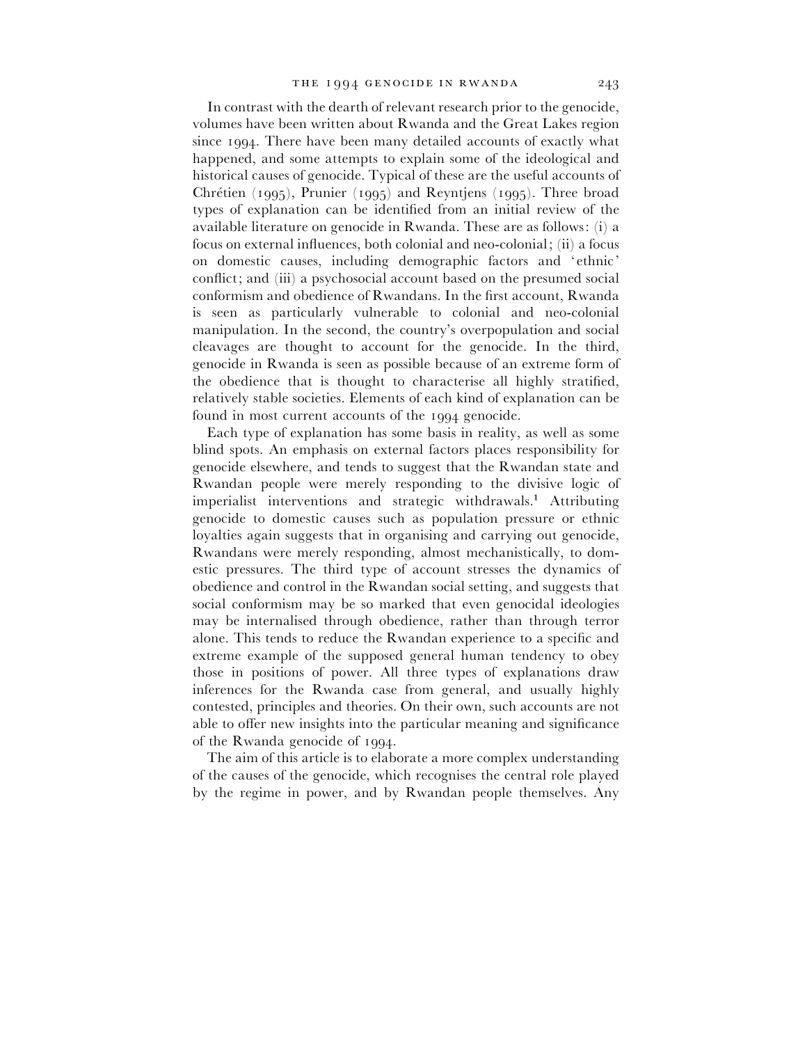In contrast with the dearth of relevant research prior to the genocide, volumes have been written about Rwanda and the Great Lakes region since 1994. There have been many detailed accounts of exactly what happened, and some attempts to explain some of the ideological and historical causes of genocide. Typical of these are the useful accounts of Chrétien (1995), Prunier (1995) and Reyntjens (1995). Three broad types of explanation can be identified from an initial review of the available literature on genocide in Rwanda. These are as follows: (i) a focus on external influences, both colonial and neo-colonial; (ii) a focus on domestic causes, including demographic factors and 'ethnic' conflict; and (iii) a psychosocial account based on the presumed social conformism and obedience of Rwandans. In the first account, Rwanda is seen as particularly vulnerable to colonial and neo-colonial manipulation. In the second, the country's overpopulation and social cleavages are thought to account for the genocide. In the third, genocide in Rwanda is seen as possible because of an extreme form of the obedience that is thought to characterise all highly stratified, relatively stable societies. Elements of each kind of explanation can be found in most current accounts of the 1994 genocide.

Each type of explanation has some basis in reality, as well as some blind spots. An emphasis on external factors places responsibility for genocide elsewhere, and tends to suggest that the Rwandan state and Rwandan people were merely responding to the divisive logic of imperialist interventions and strategic withdrawals.[1] Attributing genocide to domestic causes such as population pressure or ethnic loyalties again suggests that in organising and carrying out genocide, Rwandans were merely responding, almost mechanistically, to domestic pressures. The third type of account stresses the dynamics of obedience and control in the Rwandan social setting, and suggests that social conformism may be so marked that even genocidal ideologies may be internalised through obedience, rather than through terror alone. This tends to reduce the Rwandan experience to a specific and extreme example of the supposed general human tendency to obey those in positions of power. All three types of explanations draw inferences for the Rwanda case from general, and usually highly contested, principles and theories. On their own, such accounts are not able to offer new insights into the particular meaning and significance of the Rwanda genocide of 1994.

The aim of this article is to elaborate a more complex understanding of the causes of the genocide, which recognises the central role played by the regime in power, and by Rwandan people themselves. Any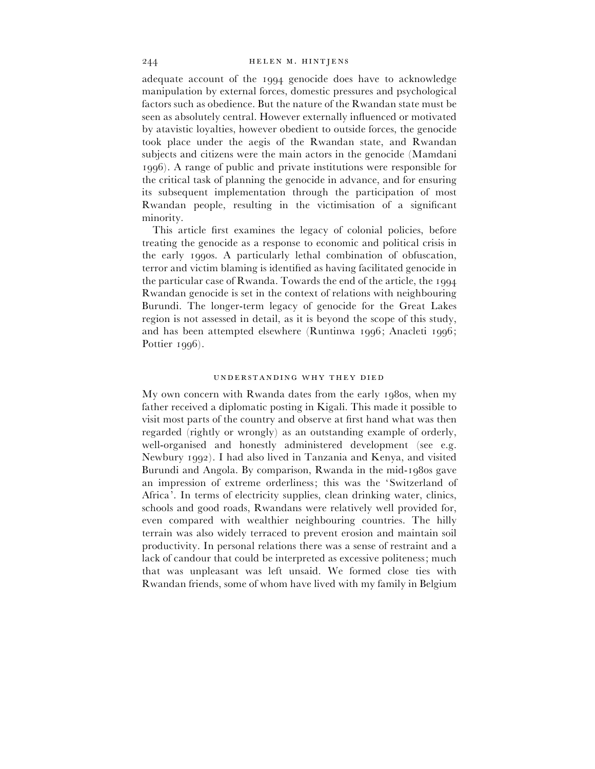adequate account of the 1994 genocide does have to acknowledge manipulation by external forces, domestic pressures and psychological factors such as obedience. But the nature of the Rwandan state must be seen as absolutely central. However externally influenced or motivated by atavistic loyalties, however obedient to outside forces, the genocide took place under the aegis of the Rwandan state, and Rwandan subjects and citizens were the main actors in the genocide (Mamdani 1996). A range of public and private institutions were responsible for the critical task of planning the genocide in advance, and for ensuring its subsequent implementation through the participation of most Rwandan people, resulting in the victimisation of a significant minority.

This article first examines the legacy of colonial policies, before treating the genocide as a response to economic and political crisis in the early 1990s. A particularly lethal combination of obfuscation, terror and victim blaming is identified as having facilitated genocide in the particular case of Rwanda. Towards the end of the article, the 1994 Rwandan genocide is set in the context of relations with neighbouring Burundi. The longer-term legacy of genocide for the Great Lakes region is not assessed in detail, as it is beyond the scope of this study, and has been attempted elsewhere (Runtinwa 1996; Anacleti 1996; Pottier 1996).

## UNDERSTANDING WHY THEY DIED

My own concern with Rwanda dates from the early 1980s, when my father received a diplomatic posting in Kigali. This made it possible to visit most parts of the country and observe at first hand what was then regarded (rightly or wrongly) as an outstanding example of orderly, well-organised and honestly administered development (see e.g. Newbury 1992). I had also lived in Tanzania and Kenya, and visited Burundi and Angola. By comparison, Rwanda in the mid-1980s gave an impression of extreme orderliness; this was the 'Switzerland of Africa'. In terms of electricity supplies, clean drinking water, clinics, schools and good roads, Rwandans were relatively well provided for, even compared with wealthier neighbouring countries. The hilly terrain was also widely terraced to prevent erosion and maintain soil productivity. In personal relations there was a sense of restraint and a lack of candour that could be interpreted as excessive politeness; much that was unpleasant was left unsaid. We formed close ties with Rwandan friends, some of whom have lived with my family in Belgium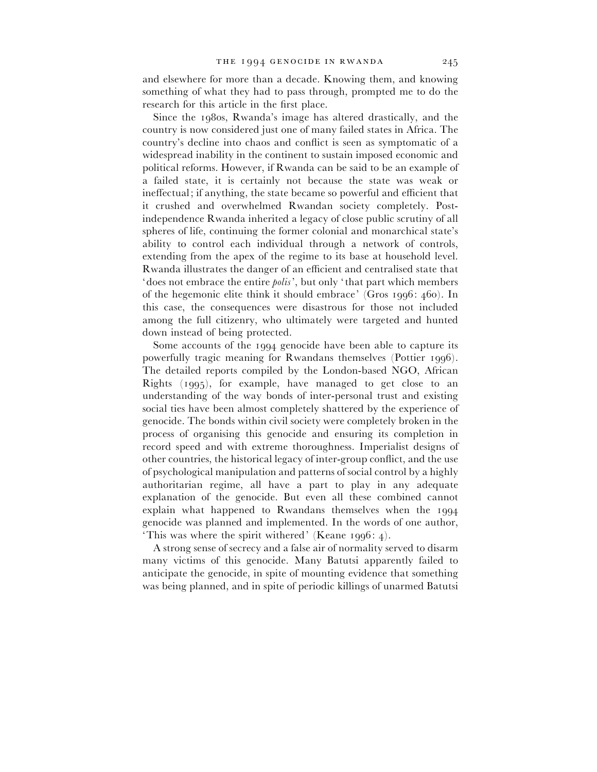and elsewhere for more than a decade. Knowing them, and knowing something of what they had to pass through, prompted me to do the research for this article in the first place.

Since the 1980s, Rwanda's image has altered drastically, and the country is now considered just one of many failed states in Africa. The country's decline into chaos and conflict is seen as symptomatic of a widespread inability in the continent to sustain imposed economic and political reforms. However, if Rwanda can be said to be an example of a failed state, it is certainly not because the state was weak or ineffectual; if anything, the state became so powerful and efficient that it crushed and overwhelmed Rwandan society completely. Post-independence Rwanda inherited a legacy of close public scrutiny of all spheres of life, continuing the former colonial and monarchical state's ability to control each individual through a network of controls, extending from the apex of the regime to its base at household level. Rwanda illustrates the danger of an efficient and centralised state that 'does not embrace the entire *polis*', but only 'that part which members of the hegemonic elite think it should embrace' (Gros 1996: 460). In this case, the consequences were disastrous for those not included among the full citizenry, who ultimately were targeted and hunted down instead of being protected.

Some accounts of the 1994 genocide have been able to capture its powerfully tragic meaning for Rwandans themselves (Pottier 1996). The detailed reports compiled by the London-based NGO, African Rights (1995), for example, have managed to get close to an understanding of the way bonds of inter-personal trust and existing social ties have been almost completely shattered by the experience of genocide. The bonds within civil society were completely broken in the process of organising this genocide and ensuring its completion in record speed and with extreme thoroughness. Imperialist designs of other countries, the historical legacy of inter-group conflict, and the use of psychological manipulation and patterns of social control by a highly authoritarian regime, all have a part to play in any adequate explanation of the genocide. But even all these combined cannot explain what happened to Rwandans themselves when the 1994 genocide was planned and implemented. In the words of one author, 'This was where the spirit withered' (Keane 1996: 4).

A strong sense of secrecy and a false air of normality served to disarm many victims of this genocide. Many Batutsi apparently failed to anticipate the genocide, in spite of mounting evidence that something was being planned, and in spite of periodic killings of unarmed Batutsi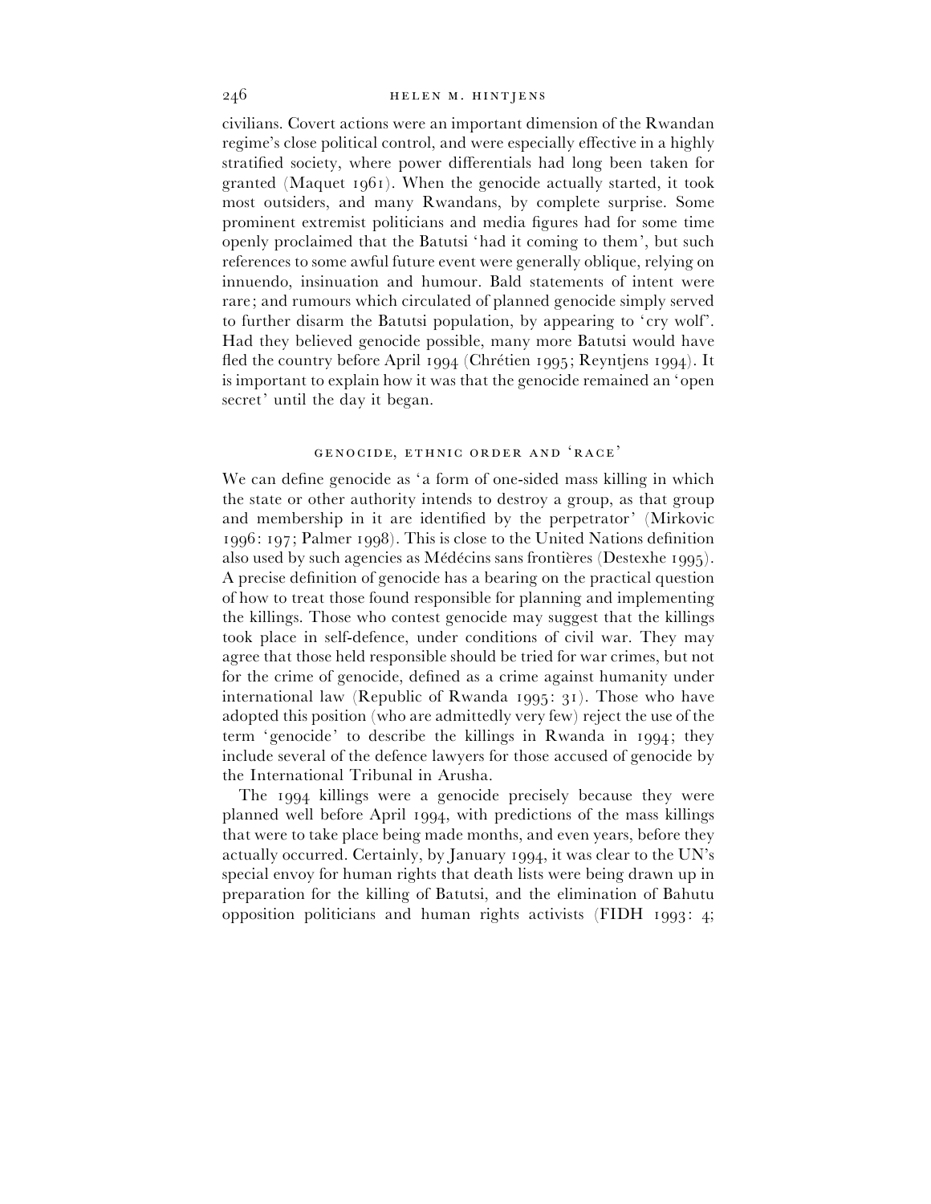civilians. Covert actions were an important dimension of the Rwandan regime's close political control, and were especially effective in a highly stratified society, where power differentials had long been taken for granted (Maquet 1961). When the genocide actually started, it took most outsiders, and many Rwandans, by complete surprise. Some prominent extremist politicians and media figures had for some time openly proclaimed that the Batutsi 'had it coming to them', but such references to some awful future event were generally oblique, relying on innuendo, insinuation and humour. Bald statements of intent were rare; and rumours which circulated of planned genocide simply served to further disarm the Batutsi population, by appearing to 'cry wolf'. Had they believed genocide possible, many more Batutsi would have fled the country before April 1994 (Chrétien 1995; Reyntjens 1994). It is important to explain how it was that the genocide remained an 'open secret' until the day it began.

## GENOCIDE, ETHNIC ORDER AND 'RACE'

We can define genocide as 'a form of one-sided mass killing in which the state or other authority intends to destroy a group, as that group and membership in it are identified by the perpetrator' (Mirkovic 1996: 197; Palmer 1998). This is close to the United Nations definition also used by such agencies as Médécins sans frontières (Destexhe 1995). A precise definition of genocide has a bearing on the practical question of how to treat those found responsible for planning and implementing the killings. Those who contest genocide may suggest that the killings took place in self-defence, under conditions of civil war. They may agree that those held responsible should be tried for war crimes, but not for the crime of genocide, defined as a crime against humanity under international law (Republic of Rwanda 1995: 31). Those who have adopted this position (who are admittedly very few) reject the use of the term 'genocide' to describe the killings in Rwanda in 1994; they include several of the defence lawyers for those accused of genocide by the International Tribunal in Arusha.

The 1994 killings were a genocide precisely because they were planned well before April 1994, with predictions of the mass killings that were to take place being made months, and even years, before they actually occurred. Certainly, by January 1994, it was clear to the UN's special envoy for human rights that death lists were being drawn up in preparation for the killing of Batutsi, and the elimination of Bahutu opposition politicians and human rights activists (FIDH 1993: 4;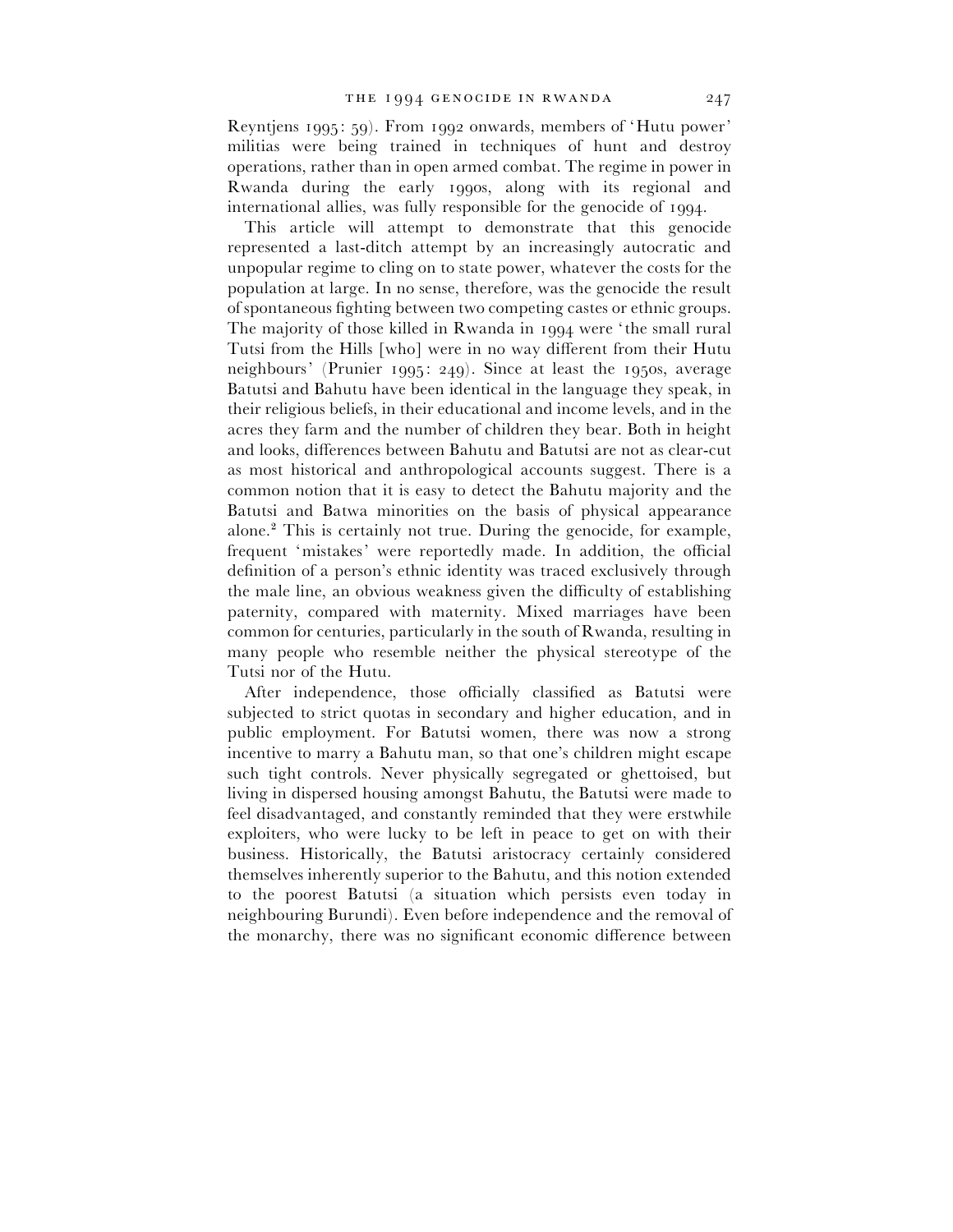Reyntjens 1995: 59). From 1992 onwards, members of 'Hutu power' militias were being trained in techniques of hunt and destroy operations, rather than in open armed combat. The regime in power in Rwanda during the early 1990s, along with its regional and international allies, was fully responsible for the genocide of 1994.

This article will attempt to demonstrate that this genocide represented a last-ditch attempt by an increasingly autocratic and unpopular regime to cling on to state power, whatever the costs for the population at large. In no sense, therefore, was the genocide the result of spontaneous fighting between two competing castes or ethnic groups. The majority of those killed in Rwanda in 1994 were 'the small rural Tutsi from the Hills [who] were in no way different from their Hutu neighbours' (Prunier 1995: 249). Since at least the 1950s, average Batutsi and Bahutu have been identical in the language they speak, in their religious beliefs, in their educational and income levels, and in the acres they farm and the number of children they bear. Both in height and looks, differences between Bahutu and Batutsi are not as clear-cut as most historical and anthropological accounts suggest. There is a common notion that it is easy to detect the Bahutu majority and the Batutsi and Batwa minorities on the basis of physical appearance alone.[2] This is certainly not true. During the genocide, for example, frequent 'mistakes' were reportedly made. In addition, the official definition of a person's ethnic identity was traced exclusively through the male line, an obvious weakness given the difficulty of establishing paternity, compared with maternity. Mixed marriages have been common for centuries, particularly in the south of Rwanda, resulting in many people who resemble neither the physical stereotype of the Tutsi nor of the Hutu.

After independence, those officially classified as Batutsi were subjected to strict quotas in secondary and higher education, and in public employment. For Batutsi women, there was now a strong incentive to marry a Bahutu man, so that one's children might escape such tight controls. Never physically segregated or ghettoised, but living in dispersed housing amongst Bahutu, the Batutsi were made to feel disadvantaged, and constantly reminded that they were erstwhile exploiters, who were lucky to be left in peace to get on with their business. Historically, the Batutsi aristocracy certainly considered themselves inherently superior to the Bahutu, and this notion extended to the poorest Batutsi (a situation which persists even today in neighbouring Burundi). Even before independence and the removal of the monarchy, there was no significant economic difference between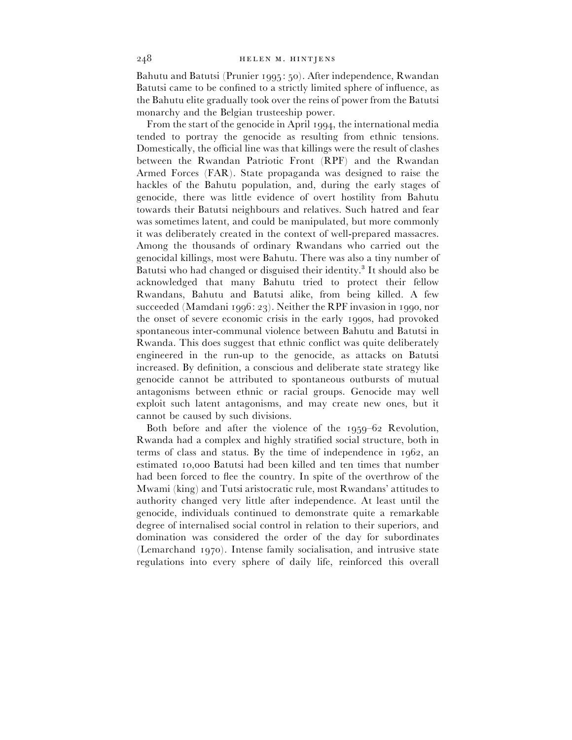Bahutu and Batutsi (Prunier 1995: 50). After independence, Rwandan Batutsi came to be confined to a strictly limited sphere of influence, as the Bahutu elite gradually took over the reins of power from the Batutsi monarchy and the Belgian trusteeship power.

From the start of the genocide in April 1994, the international media tended to portray the genocide as resulting from ethnic tensions. Domestically, the official line was that killings were the result of clashes between the Rwandan Patriotic Front (RPF) and the Rwandan Armed Forces (FAR). State propaganda was designed to raise the hackles of the Bahutu population, and, during the early stages of genocide, there was little evidence of overt hostility from Bahutu towards their Batutsi neighbours and relatives. Such hatred and fear was sometimes latent, and could be manipulated, but more commonly it was deliberately created in the context of well-prepared massacres. Among the thousands of ordinary Rwandans who carried out the genocidal killings, most were Bahutu. There was also a tiny number of Batutsi who had changed or disguised their identity.[3] It should also be acknowledged that many Bahutu tried to protect their fellow Rwandans, Bahutu and Batutsi alike, from being killed. A few succeeded (Mamdani 1996: 23). Neither the RPF invasion in 1990, nor the onset of severe economic crisis in the early 1990s, had provoked spontaneous inter-communal violence between Bahutu and Batutsi in Rwanda. This does suggest that ethnic conflict was quite deliberately engineered in the run-up to the genocide, as attacks on Batutsi increased. By definition, a conscious and deliberate state strategy like genocide cannot be attributed to spontaneous outbursts of mutual antagonisms between ethnic or racial groups. Genocide may well exploit such latent antagonisms, and may create new ones, but it cannot be caused by such divisions.

Both before and after the violence of the 1959–62 Revolution, Rwanda had a complex and highly stratified social structure, both in terms of class and status. By the time of independence in 1962, an estimated 10,000 Batutsi had been killed and ten times that number had been forced to flee the country. In spite of the overthrow of the Mwami (king) and Tutsi aristocratic rule, most Rwandans' attitudes to authority changed very little after independence. At least until the genocide, individuals continued to demonstrate quite a remarkable degree of internalised social control in relation to their superiors, and domination was considered the order of the day for subordinates (Lemarchand 1970). Intense family socialisation, and intrusive state regulations into every sphere of daily life, reinforced this overall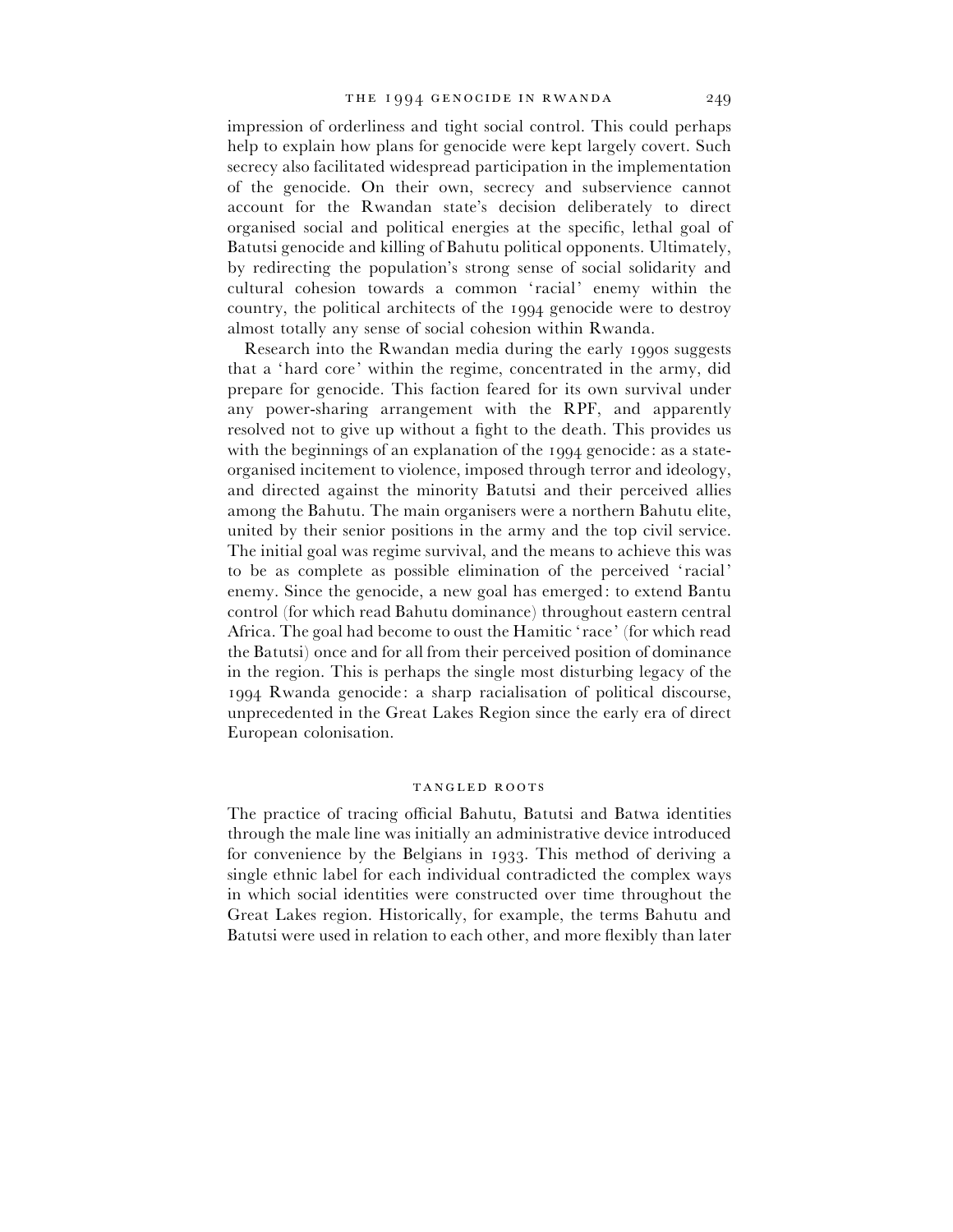impression of orderliness and tight social control. This could perhaps help to explain how plans for genocide were kept largely covert. Such secrecy also facilitated widespread participation in the implementation of the genocide. On their own, secrecy and subservience cannot account for the Rwandan state's decision deliberately to direct organised social and political energies at the specific, lethal goal of Batutsi genocide and killing of Bahutu political opponents. Ultimately, by redirecting the population's strong sense of social solidarity and cultural cohesion towards a common 'racial' enemy within the country, the political architects of the 1994 genocide were to destroy almost totally any sense of social cohesion within Rwanda.

Research into the Rwandan media during the early 1990s suggests that a 'hard core' within the regime, concentrated in the army, did prepare for genocide. This faction feared for its own survival under any power-sharing arrangement with the RPF, and apparently resolved not to give up without a fight to the death. This provides us with the beginnings of an explanation of the 1994 genocide: as a state-organised incitement to violence, imposed through terror and ideology, and directed against the minority Batutsi and their perceived allies among the Bahutu. The main organisers were a northern Bahutu elite, united by their senior positions in the army and the top civil service. The initial goal was regime survival, and the means to achieve this was to be as complete as possible elimination of the perceived 'racial' enemy. Since the genocide, a new goal has emerged: to extend Bantu control (for which read Bahutu dominance) throughout eastern central Africa. The goal had become to oust the Hamitic 'race' (for which read the Batutsi) once and for all from their perceived position of dominance in the region. This is perhaps the single most disturbing legacy of the 1994 Rwanda genocide: a sharp racialisation of political discourse, unprecedented in the Great Lakes Region since the early era of direct European colonisation.

## TANGLED ROOTS

The practice of tracing official Bahutu, Batutsi and Batwa identities through the male line was initially an administrative device introduced for convenience by the Belgians in 1933. This method of deriving a single ethnic label for each individual contradicted the complex ways in which social identities were constructed over time throughout the Great Lakes region. Historically, for example, the terms Bahutu and Batutsi were used in relation to each other, and more flexibly than later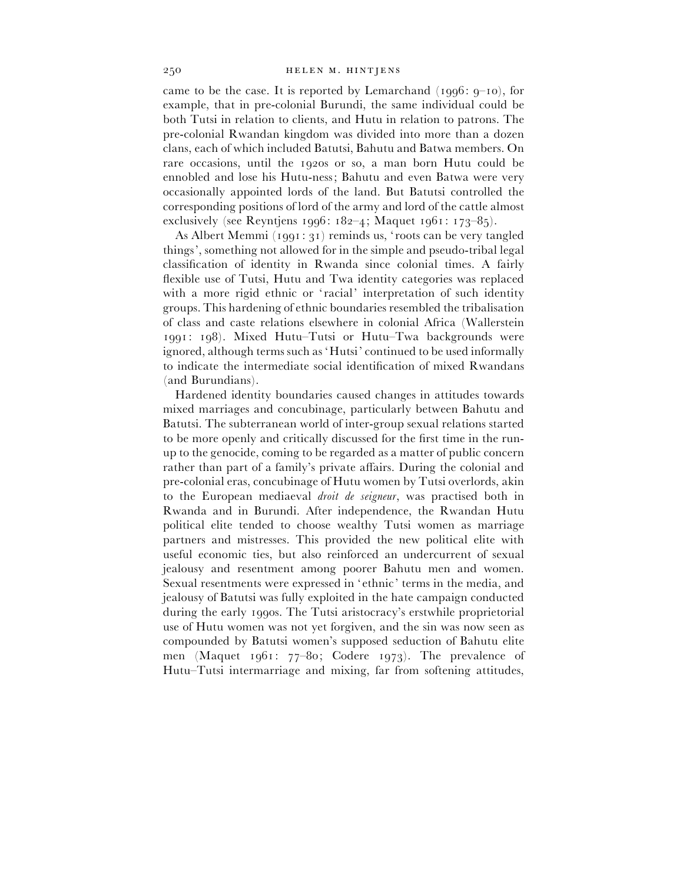came to be the case. It is reported by Lemarchand (1996: 9–10), for example, that in pre-colonial Burundi, the same individual could be both Tutsi in relation to clients, and Hutu in relation to patrons. The pre-colonial Rwandan kingdom was divided into more than a dozen clans, each of which included Batutsi, Bahutu and Batwa members. On rare occasions, until the 1920s or so, a man born Hutu could be ennobled and lose his Hutu-ness; Bahutu and even Batwa were very occasionally appointed lords of the land. But Batutsi controlled the corresponding positions of lord of the army and lord of the cattle almost exclusively (see Reyntjens 1996: 182–4; Maquet 1961: 173–85).

As Albert Memmi (1991: 31) reminds us, 'roots can be very tangled things', something not allowed for in the simple and pseudo-tribal legal classification of identity in Rwanda since colonial times. A fairly flexible use of Tutsi, Hutu and Twa identity categories was replaced with a more rigid ethnic or 'racial' interpretation of such identity groups. This hardening of ethnic boundaries resembled the tribalisation of class and caste relations elsewhere in colonial Africa (Wallerstein 1991: 198). Mixed Hutu–Tutsi or Hutu–Twa backgrounds were ignored, although terms such as 'Hutsi' continued to be used informally to indicate the intermediate social identification of mixed Rwandans (and Burundians).

Hardened identity boundaries caused changes in attitudes towards mixed marriages and concubinage, particularly between Bahutu and Batutsi. The subterranean world of inter-group sexual relations started to be more openly and critically discussed for the first time in the run-up to the genocide, coming to be regarded as a matter of public concern rather than part of a family's private affairs. During the colonial and pre-colonial eras, concubinage of Hutu women by Tutsi overlords, akin to the European mediaeval *droit de seigneur*, was practised both in Rwanda and in Burundi. After independence, the Rwandan Hutu political elite tended to choose wealthy Tutsi women as marriage partners and mistresses. This provided the new political elite with useful economic ties, but also reinforced an undercurrent of sexual jealousy and resentment among poorer Bahutu men and women. Sexual resentments were expressed in 'ethnic' terms in the media, and jealousy of Batutsi was fully exploited in the hate campaign conducted during the early 1990s. The Tutsi aristocracy's erstwhile proprietorial use of Hutu women was not yet forgiven, and the sin was now seen as compounded by Batutsi women's supposed seduction of Bahutu elite men (Maquet 1961: 77–80; Codere 1973). The prevalence of Hutu–Tutsi intermarriage and mixing, far from softening attitudes,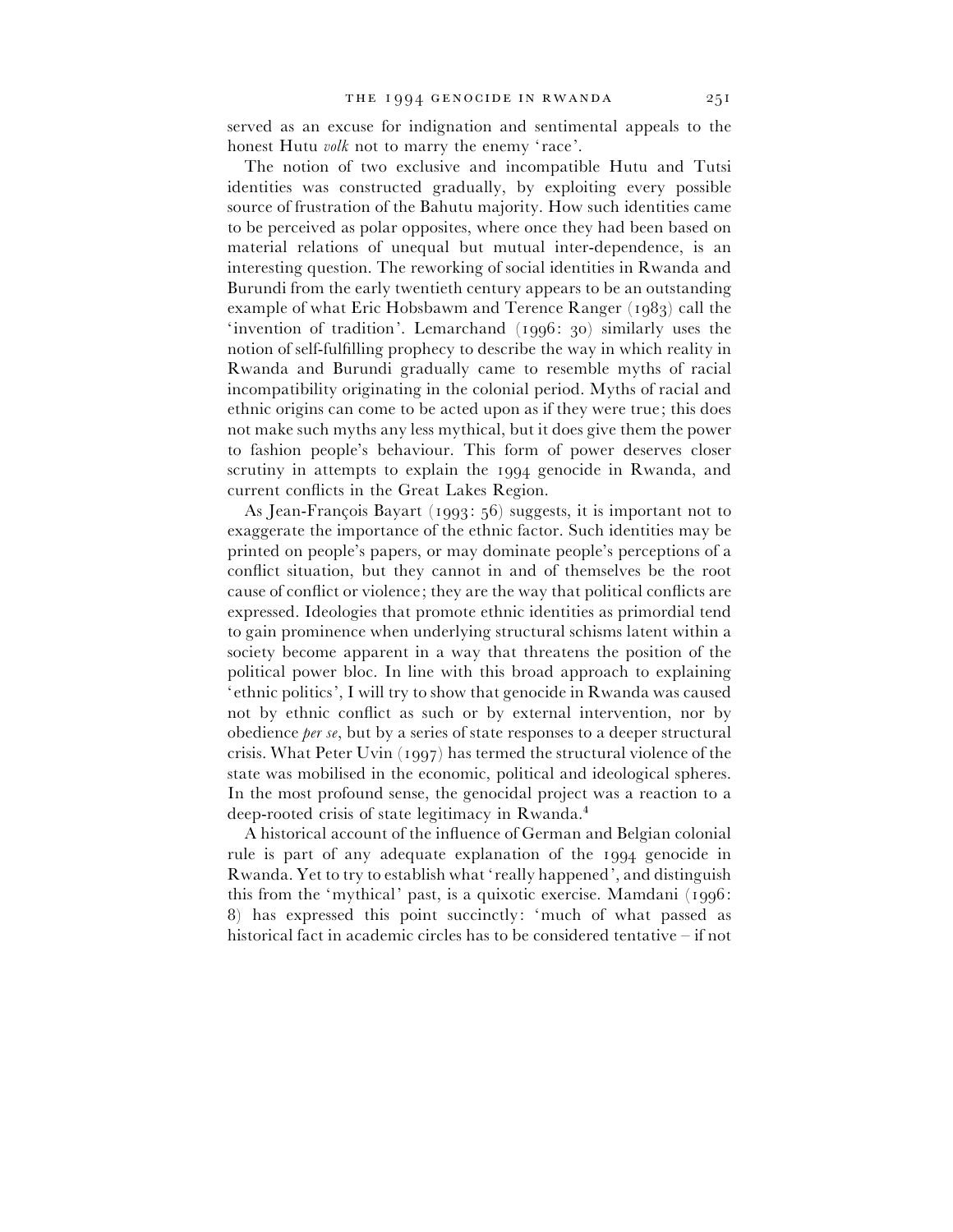served as an excuse for indignation and sentimental appeals to the honest Hutu *volk* not to marry the enemy 'race'.

The notion of two exclusive and incompatible Hutu and Tutsi identities was constructed gradually, by exploiting every possible source of frustration of the Bahutu majority. How such identities came to be perceived as polar opposites, where once they had been based on material relations of unequal but mutual inter-dependence, is an interesting question. The reworking of social identities in Rwanda and Burundi from the early twentieth century appears to be an outstanding example of what Eric Hobsbawm and Terence Ranger (1983) call the 'invention of tradition'. Lemarchand (1996: 30) similarly uses the notion of self-fulfilling prophecy to describe the way in which reality in Rwanda and Burundi gradually came to resemble myths of racial incompatibility originating in the colonial period. Myths of racial and ethnic origins can come to be acted upon as if they were true; this does not make such myths any less mythical, but it does give them the power to fashion people's behaviour. This form of power deserves closer scrutiny in attempts to explain the 1994 genocide in Rwanda, and current conflicts in the Great Lakes Region.

As Jean-François Bayart (1993: 56) suggests, it is important not to exaggerate the importance of the ethnic factor. Such identities may be printed on people's papers, or may dominate people's perceptions of a conflict situation, but they cannot in and of themselves be the root cause of conflict or violence; they are the way that political conflicts are expressed. Ideologies that promote ethnic identities as primordial tend to gain prominence when underlying structural schisms latent within a society become apparent in a way that threatens the position of the political power bloc. In line with this broad approach to explaining 'ethnic politics', I will try to show that genocide in Rwanda was caused not by ethnic conflict as such or by external intervention, nor by obedience *per se*, but by a series of state responses to a deeper structural crisis. What Peter Uvin (1997) has termed the structural violence of the state was mobilised in the economic, political and ideological spheres. In the most profound sense, the genocidal project was a reaction to a deep-rooted crisis of state legitimacy in Rwanda.[4]

A historical account of the influence of German and Belgian colonial rule is part of any adequate explanation of the 1994 genocide in Rwanda. Yet to try to establish what 'really happened', and distinguish this from the 'mythical' past, is a quixotic exercise. Mamdani (1996: 8) has expressed this point succinctly: 'much of what passed as historical fact in academic circles has to be considered tentative – if not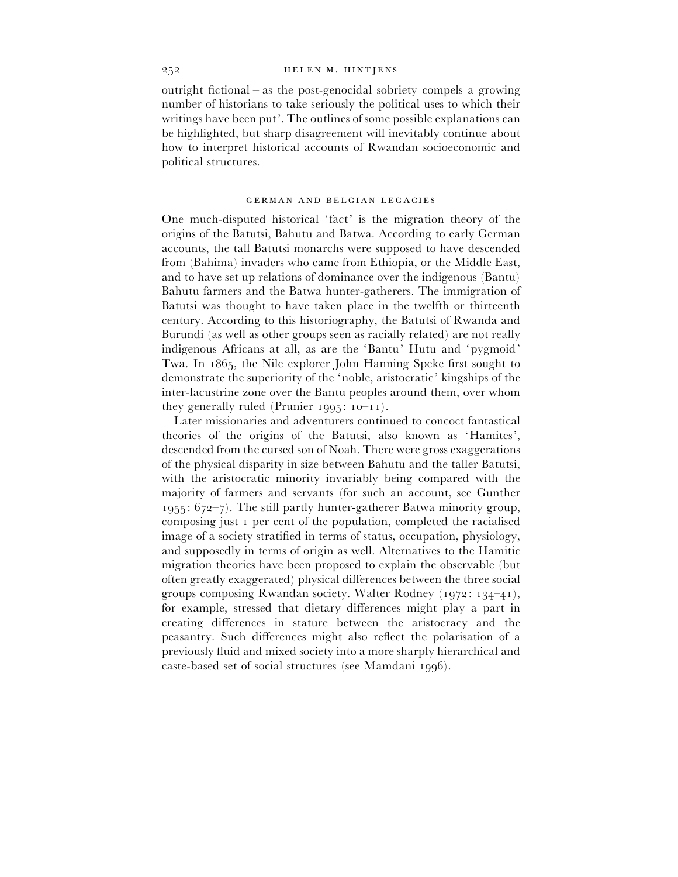outright fictional – as the post-genocidal sobriety compels a growing number of historians to take seriously the political uses to which their writings have been put'. The outlines of some possible explanations can be highlighted, but sharp disagreement will inevitably continue about how to interpret historical accounts of Rwandan socioeconomic and political structures.

## GERMAN AND BELGIAN LEGACIES

One much-disputed historical 'fact' is the migration theory of the origins of the Batutsi, Bahutu and Batwa. According to early German accounts, the tall Batutsi monarchs were supposed to have descended from (Bahima) invaders who came from Ethiopia, or the Middle East, and to have set up relations of dominance over the indigenous (Bantu) Bahutu farmers and the Batwa hunter-gatherers. The immigration of Batutsi was thought to have taken place in the twelfth or thirteenth century. According to this historiography, the Batutsi of Rwanda and Burundi (as well as other groups seen as racially related) are not really indigenous Africans at all, as are the 'Bantu' Hutu and 'pygmoid' Twa. In 1865, the Nile explorer John Hanning Speke first sought to demonstrate the superiority of the 'noble, aristocratic' kingships of the inter-lacustrine zone over the Bantu peoples around them, over whom they generally ruled (Prunier 1995: 10–11).

Later missionaries and adventurers continued to concoct fantastical theories of the origins of the Batutsi, also known as 'Hamites', descended from the cursed son of Noah. There were gross exaggerations of the physical disparity in size between Bahutu and the taller Batutsi, with the aristocratic minority invariably being compared with the majority of farmers and servants (for such an account, see Gunther 1955: 672–7). The still partly hunter-gatherer Batwa minority group, composing just 1 per cent of the population, completed the racialised image of a society stratified in terms of status, occupation, physiology, and supposedly in terms of origin as well. Alternatives to the Hamitic migration theories have been proposed to explain the observable (but often greatly exaggerated) physical differences between the three social groups composing Rwandan society. Walter Rodney (1972: 134–41), for example, stressed that dietary differences might play a part in creating differences in stature between the aristocracy and the peasantry. Such differences might also reflect the polarisation of a previously fluid and mixed society into a more sharply hierarchical and caste-based set of social structures (see Mamdani 1996).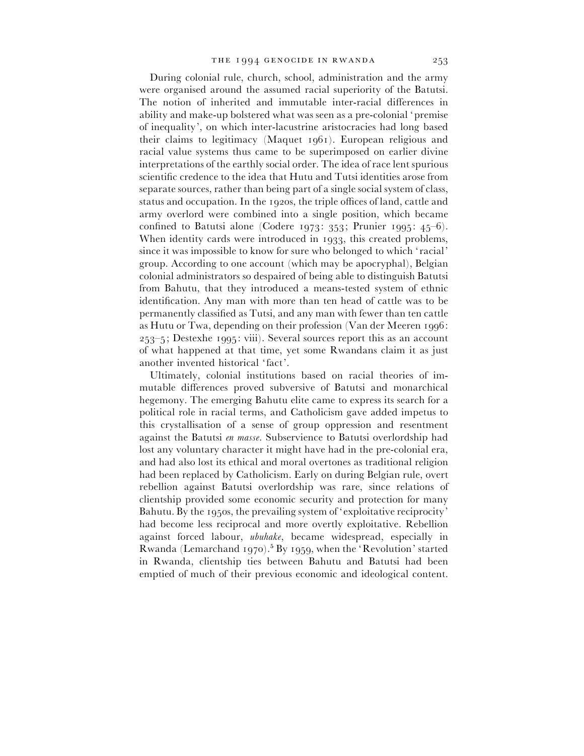During colonial rule, church, school, administration and the army were organised around the assumed racial superiority of the Batutsi. The notion of inherited and immutable inter-racial differences in ability and make-up bolstered what was seen as a pre-colonial 'premise of inequality', on which inter-lacustrine aristocracies had long based their claims to legitimacy (Maquet 1961). European religious and racial value systems thus came to be superimposed on earlier divine interpretations of the earthly social order. The idea of race lent spurious scientific credence to the idea that Hutu and Tutsi identities arose from separate sources, rather than being part of a single social system of class, status and occupation. In the 1920s, the triple offices of land, cattle and army overlord were combined into a single position, which became confined to Batutsi alone (Codere 1973: 353; Prunier 1995: 45–6). When identity cards were introduced in 1933, this created problems, since it was impossible to know for sure who belonged to which 'racial' group. According to one account (which may be apocryphal), Belgian colonial administrators so despaired of being able to distinguish Batutsi from Bahutu, that they introduced a means-tested system of ethnic identification. Any man with more than ten head of cattle was to be permanently classified as Tutsi, and any man with fewer than ten cattle as Hutu or Twa, depending on their profession (Van der Meeren 1996: 253–5; Destexhe 1995: viii). Several sources report this as an account of what happened at that time, yet some Rwandans claim it as just another invented historical 'fact'.

Ultimately, colonial institutions based on racial theories of immutable differences proved subversive of Batutsi and monarchical hegemony. The emerging Bahutu elite came to express its search for a political role in racial terms, and Catholicism gave added impetus to this crystallisation of a sense of group oppression and resentment against the Batutsi *en masse*. Subservience to Batutsi overlordship had lost any voluntary character it might have had in the pre-colonial era, and had also lost its ethical and moral overtones as traditional religion had been replaced by Catholicism. Early on during Belgian rule, overt rebellion against Batutsi overlordship was rare, since relations of clientship provided some economic security and protection for many Bahutu. By the 1950s, the prevailing system of 'exploitative reciprocity' had become less reciprocal and more overtly exploitative. Rebellion against forced labour, *ubuhake*, became widespread, especially in Rwanda (Lemarchand 1970).[5] By 1959, when the 'Revolution' started in Rwanda, clientship ties between Bahutu and Batutsi had been emptied of much of their previous economic and ideological content.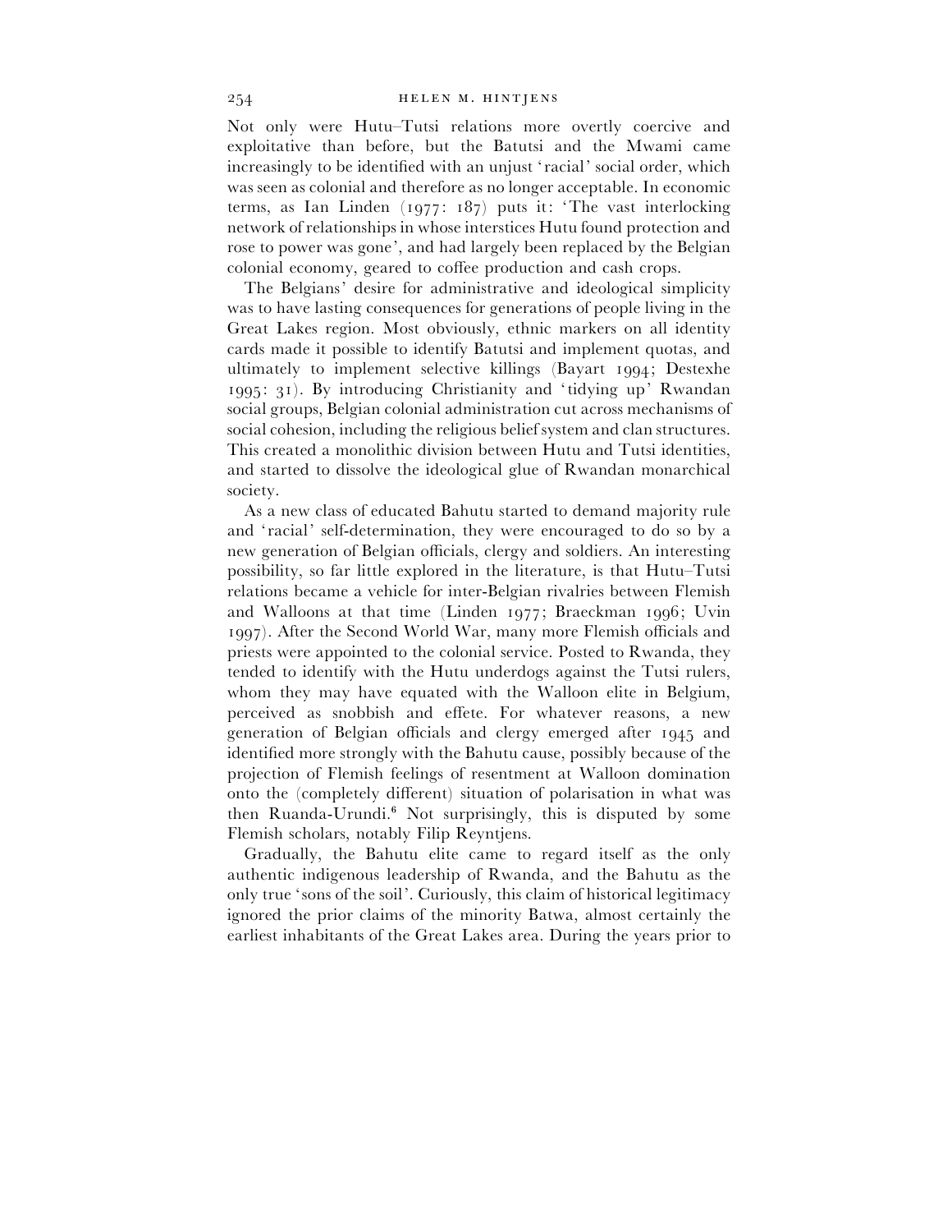Not only were Hutu–Tutsi relations more overtly coercive and exploitative than before, but the Batutsi and the Mwami came increasingly to be identified with an unjust 'racial' social order, which was seen as colonial and therefore as no longer acceptable. In economic terms, as Ian Linden (1977: 187) puts it: 'The vast interlocking network of relationships in whose interstices Hutu found protection and rose to power was gone', and had largely been replaced by the Belgian colonial economy, geared to coffee production and cash crops.

The Belgians' desire for administrative and ideological simplicity was to have lasting consequences for generations of people living in the Great Lakes region. Most obviously, ethnic markers on all identity cards made it possible to identify Batutsi and implement quotas, and ultimately to implement selective killings (Bayart 1994; Destexhe 1995: 31). By introducing Christianity and 'tidying up' Rwandan social groups, Belgian colonial administration cut across mechanisms of social cohesion, including the religious belief system and clan structures. This created a monolithic division between Hutu and Tutsi identities, and started to dissolve the ideological glue of Rwandan monarchical society.

As a new class of educated Bahutu started to demand majority rule and 'racial' self-determination, they were encouraged to do so by a new generation of Belgian officials, clergy and soldiers. An interesting possibility, so far little explored in the literature, is that Hutu–Tutsi relations became a vehicle for inter-Belgian rivalries between Flemish and Walloons at that time (Linden 1977; Braeckman 1996; Uvin 1997). After the Second World War, many more Flemish officials and priests were appointed to the colonial service. Posted to Rwanda, they tended to identify with the Hutu underdogs against the Tutsi rulers, whom they may have equated with the Walloon elite in Belgium, perceived as snobbish and effete. For whatever reasons, a new generation of Belgian officials and clergy emerged after 1945 and identified more strongly with the Bahutu cause, possibly because of the projection of Flemish feelings of resentment at Walloon domination onto the (completely different) situation of polarisation in what was then Ruanda-Urundi.[6] Not surprisingly, this is disputed by some Flemish scholars, notably Filip Reyntjens.

Gradually, the Bahutu elite came to regard itself as the only authentic indigenous leadership of Rwanda, and the Bahutu as the only true 'sons of the soil'. Curiously, this claim of historical legitimacy ignored the prior claims of the minority Batwa, almost certainly the earliest inhabitants of the Great Lakes area. During the years prior to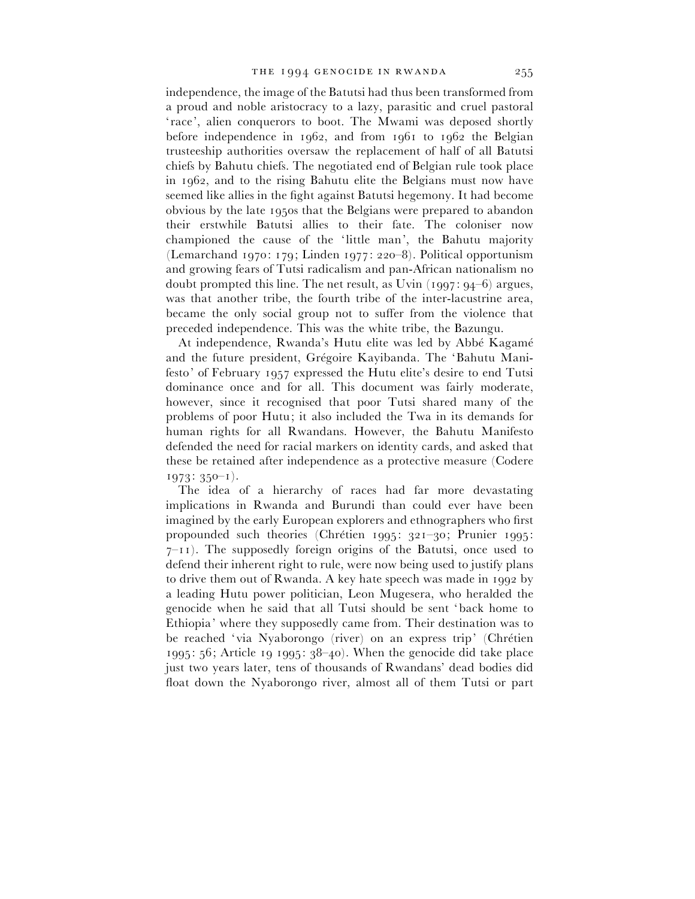independence, the image of the Batutsi had thus been transformed from a proud and noble aristocracy to a lazy, parasitic and cruel pastoral 'race', alien conquerors to boot. The Mwami was deposed shortly before independence in 1962, and from 1961 to 1962 the Belgian trusteeship authorities oversaw the replacement of half of all Batutsi chiefs by Bahutu chiefs. The negotiated end of Belgian rule took place in 1962, and to the rising Bahutu elite the Belgians must now have seemed like allies in the fight against Batutsi hegemony. It had become obvious by the late 1950s that the Belgians were prepared to abandon their erstwhile Batutsi allies to their fate. The coloniser now championed the cause of the 'little man', the Bahutu majority (Lemarchand 1970: 179; Linden 1977: 220–8). Political opportunism and growing fears of Tutsi radicalism and pan-African nationalism no doubt prompted this line. The net result, as Uvin (1997: 94–6) argues, was that another tribe, the fourth tribe of the inter-lacustrine area, became the only social group not to suffer from the violence that preceded independence. This was the white tribe, the Bazungu.

At independence, Rwanda's Hutu elite was led by Abbé Kagamé and the future president, Grégoire Kayibanda. The 'Bahutu Manifesto' of February 1957 expressed the Hutu elite's desire to end Tutsi dominance once and for all. This document was fairly moderate, however, since it recognised that poor Tutsi shared many of the problems of poor Hutu; it also included the Twa in its demands for human rights for all Rwandans. However, the Bahutu Manifesto defended the need for racial markers on identity cards, and asked that these be retained after independence as a protective measure (Codere 1973: 350–1).

The idea of a hierarchy of races had far more devastating implications in Rwanda and Burundi than could ever have been imagined by the early European explorers and ethnographers who first propounded such theories (Chrétien 1995: 321–30; Prunier 1995: 7–11). The supposedly foreign origins of the Batutsi, once used to defend their inherent right to rule, were now being used to justify plans to drive them out of Rwanda. A key hate speech was made in 1992 by a leading Hutu power politician, Leon Mugesera, who heralded the genocide when he said that all Tutsi should be sent 'back home to Ethiopia' where they supposedly came from. Their destination was to be reached 'via Nyaborongo (river) on an express trip' (Chrétien 1995: 56; Article 19 1995: 38–40). When the genocide did take place just two years later, tens of thousands of Rwandans' dead bodies did float down the Nyaborongo river, almost all of them Tutsi or part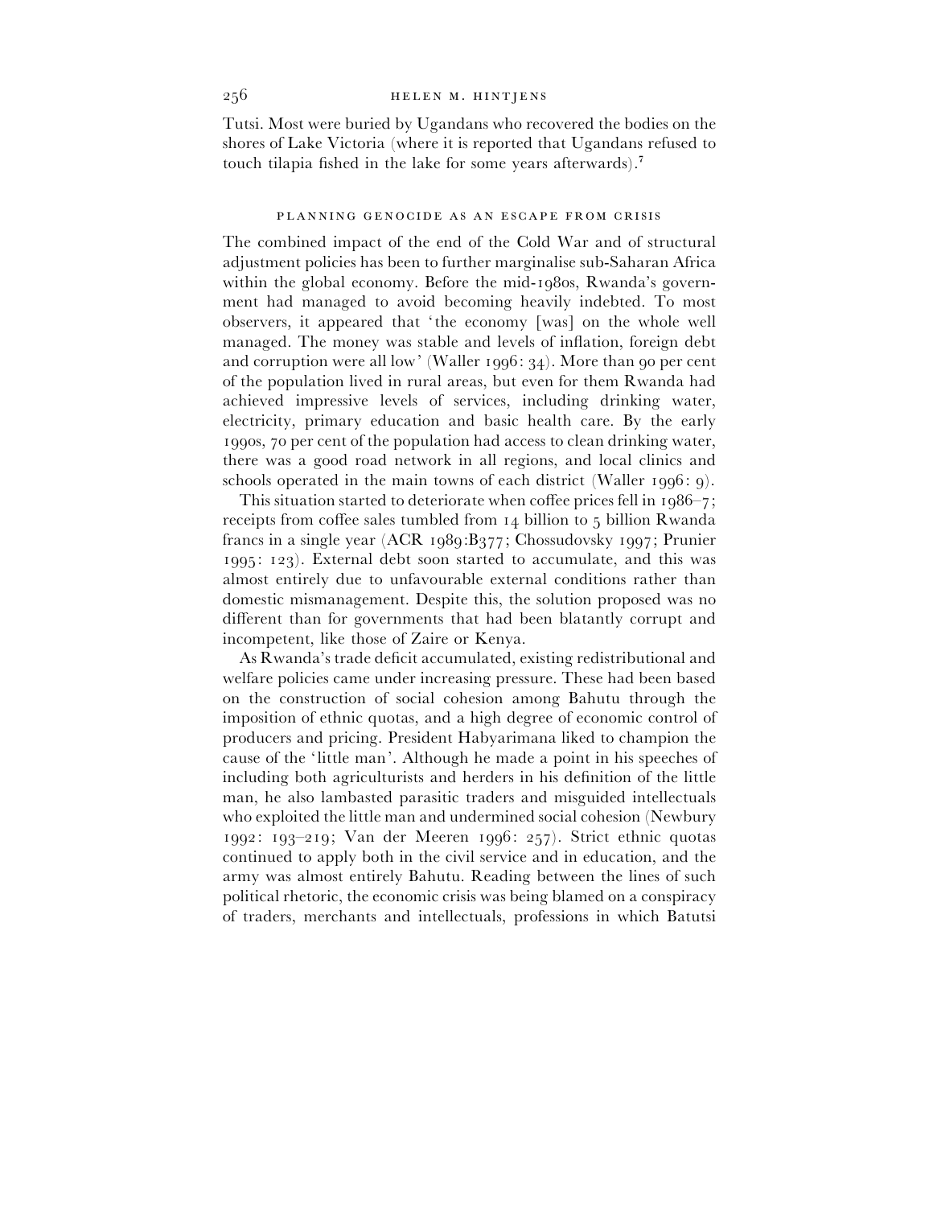Tutsi. Most were buried by Ugandans who recovered the bodies on the shores of Lake Victoria (where it is reported that Ugandans refused to touch tilapia fished in the lake for some years afterwards).[7]

## PLANNING GENOCIDE AS AN ESCAPE FROM CRISIS

The combined impact of the end of the Cold War and of structural adjustment policies has been to further marginalise sub-Saharan Africa within the global economy. Before the mid-1980s, Rwanda's government had managed to avoid becoming heavily indebted. To most observers, it appeared that 'the economy [was] on the whole well managed. The money was stable and levels of inflation, foreign debt and corruption were all low' (Waller 1996: 34). More than 90 per cent of the population lived in rural areas, but even for them Rwanda had achieved impressive levels of services, including drinking water, electricity, primary education and basic health care. By the early 1990s, 70 per cent of the population had access to clean drinking water, there was a good road network in all regions, and local clinics and schools operated in the main towns of each district (Waller 1996: 9).

This situation started to deteriorate when coffee prices fell in 1986–7; receipts from coffee sales tumbled from 14 billion to 5 billion Rwanda francs in a single year (ACR 1989:B377; Chossudovsky 1997; Prunier 1995: 123). External debt soon started to accumulate, and this was almost entirely due to unfavourable external conditions rather than domestic mismanagement. Despite this, the solution proposed was no different than for governments that had been blatantly corrupt and incompetent, like those of Zaire or Kenya.

As Rwanda's trade deficit accumulated, existing redistributional and welfare policies came under increasing pressure. These had been based on the construction of social cohesion among Bahutu through the imposition of ethnic quotas, and a high degree of economic control of producers and pricing. President Habyarimana liked to champion the cause of the 'little man'. Although he made a point in his speeches of including both agriculturists and herders in his definition of the little man, he also lambasted parasitic traders and misguided intellectuals who exploited the little man and undermined social cohesion (Newbury 1992: 193–219; Van der Meeren 1996: 257). Strict ethnic quotas continued to apply both in the civil service and in education, and the army was almost entirely Bahutu. Reading between the lines of such political rhetoric, the economic crisis was being blamed on a conspiracy of traders, merchants and intellectuals, professions in which Batutsi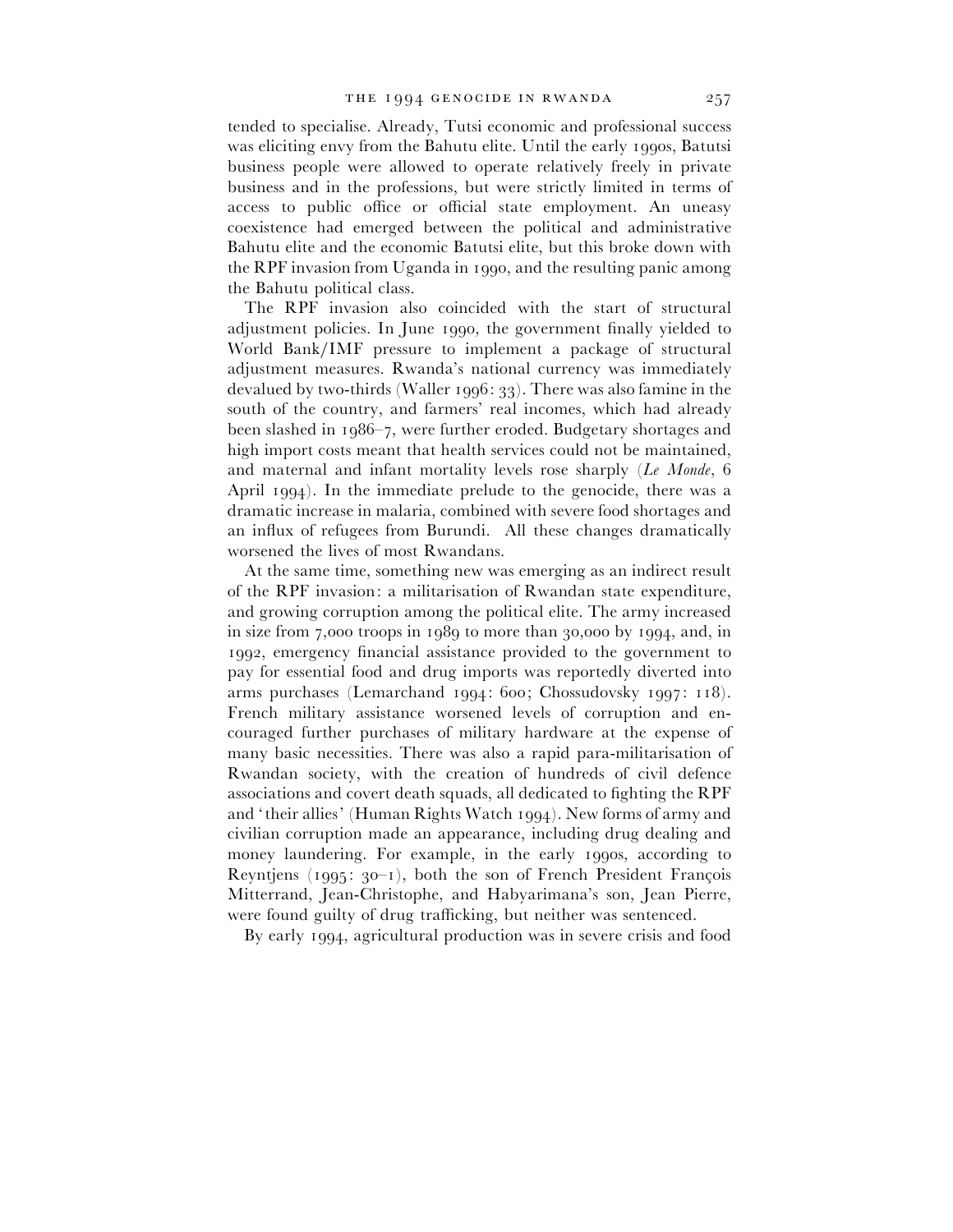tended to specialise. Already, Tutsi economic and professional success was eliciting envy from the Bahutu elite. Until the early 1990s, Batutsi business people were allowed to operate relatively freely in private business and in the professions, but were strictly limited in terms of access to public office or official state employment. An uneasy coexistence had emerged between the political and administrative Bahutu elite and the economic Batutsi elite, but this broke down with the RPF invasion from Uganda in 1990, and the resulting panic among the Bahutu political class.

The RPF invasion also coincided with the start of structural adjustment policies. In June 1990, the government finally yielded to World Bank/IMF pressure to implement a package of structural adjustment measures. Rwanda's national currency was immediately devalued by two-thirds (Waller 1996: 33). There was also famine in the south of the country, and farmers' real incomes, which had already been slashed in 1986–7, were further eroded. Budgetary shortages and high import costs meant that health services could not be maintained, and maternal and infant mortality levels rose sharply (*Le Monde*, 6 April 1994). In the immediate prelude to the genocide, there was a dramatic increase in malaria, combined with severe food shortages and an influx of refugees from Burundi. All these changes dramatically worsened the lives of most Rwandans.

At the same time, something new was emerging as an indirect result of the RPF invasion: a militarisation of Rwandan state expenditure, and growing corruption among the political elite. The army increased in size from 7,000 troops in 1989 to more than 30,000 by 1994, and, in 1992, emergency financial assistance provided to the government to pay for essential food and drug imports was reportedly diverted into arms purchases (Lemarchand 1994: 600; Chossudovsky 1997: 118). French military assistance worsened levels of corruption and encouraged further purchases of military hardware at the expense of many basic necessities. There was also a rapid para-militarisation of Rwandan society, with the creation of hundreds of civil defence associations and covert death squads, all dedicated to fighting the RPF and 'their allies' (Human Rights Watch 1994). New forms of army and civilian corruption made an appearance, including drug dealing and money laundering. For example, in the early 1990s, according to Reyntjens (1995: 30–1), both the son of French President François Mitterrand, Jean-Christophe, and Habyarimana's son, Jean Pierre, were found guilty of drug trafficking, but neither was sentenced.

By early 1994, agricultural production was in severe crisis and food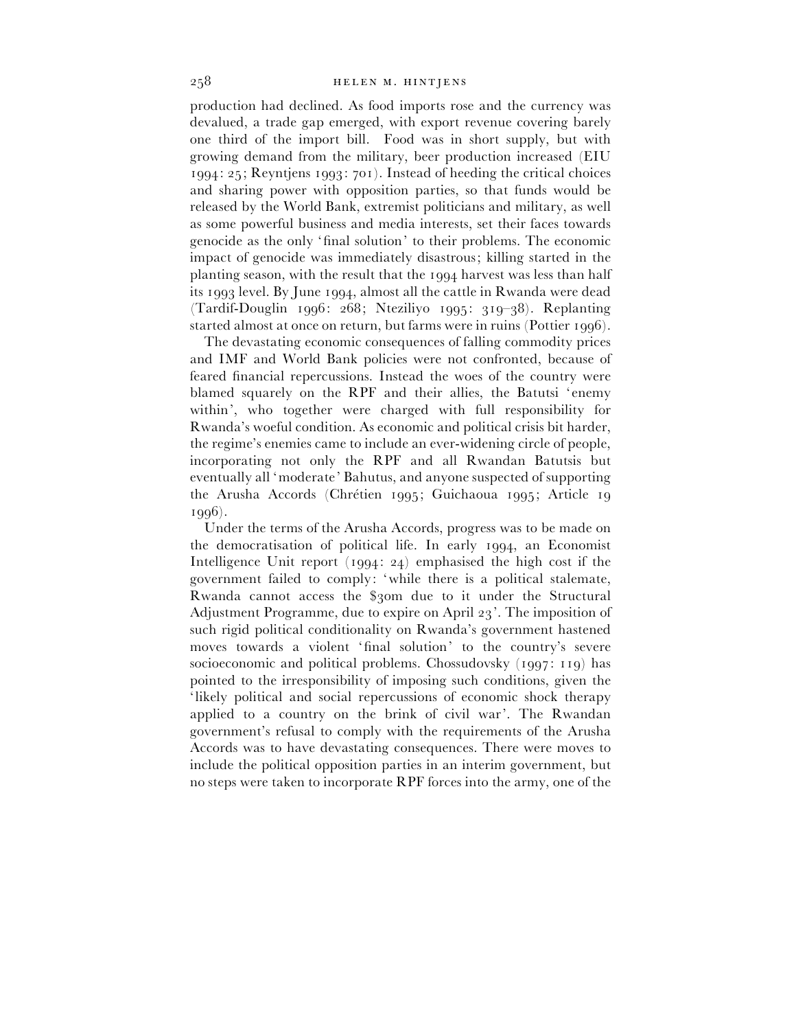production had declined. As food imports rose and the currency was devalued, a trade gap emerged, with export revenue covering barely one third of the import bill. Food was in short supply, but with growing demand from the military, beer production increased (EIU 1994: 25; Reyntjens 1993: 701). Instead of heeding the critical choices and sharing power with opposition parties, so that funds would be released by the World Bank, extremist politicians and military, as well as some powerful business and media interests, set their faces towards genocide as the only 'final solution' to their problems. The economic impact of genocide was immediately disastrous; killing started in the planting season, with the result that the 1994 harvest was less than half its 1993 level. By June 1994, almost all the cattle in Rwanda were dead (Tardif-Douglin 1996: 268; Nteziliyo 1995: 319–38). Replanting started almost at once on return, but farms were in ruins (Pottier 1996).

The devastating economic consequences of falling commodity prices and IMF and World Bank policies were not confronted, because of feared financial repercussions. Instead the woes of the country were blamed squarely on the RPF and their allies, the Batutsi 'enemy within', who together were charged with full responsibility for Rwanda's woeful condition. As economic and political crisis bit harder, the regime's enemies came to include an ever-widening circle of people, incorporating not only the RPF and all Rwandan Batutsis but eventually all 'moderate' Bahutus, and anyone suspected of supporting the Arusha Accords (Chrétien 1995; Guichaoua 1995; Article 19 1996).

Under the terms of the Arusha Accords, progress was to be made on the democratisation of political life. In early 1994, an Economist Intelligence Unit report (1994: 24) emphasised the high cost if the government failed to comply: 'while there is a political stalemate, Rwanda cannot access the $30m due to it under the Structural Adjustment Programme, due to expire on April 23'. The imposition of such rigid political conditionality on Rwanda's government hastened moves towards a violent 'final solution' to the country's severe socioeconomic and political problems. Chossudovsky (1997: 119) has pointed to the irresponsibility of imposing such conditions, given the 'likely political and social repercussions of economic shock therapy applied to a country on the brink of civil war'. The Rwandan government's refusal to comply with the requirements of the Arusha Accords was to have devastating consequences. There were moves to include the political opposition parties in an interim government, but no steps were taken to incorporate RPF forces into the army, one of the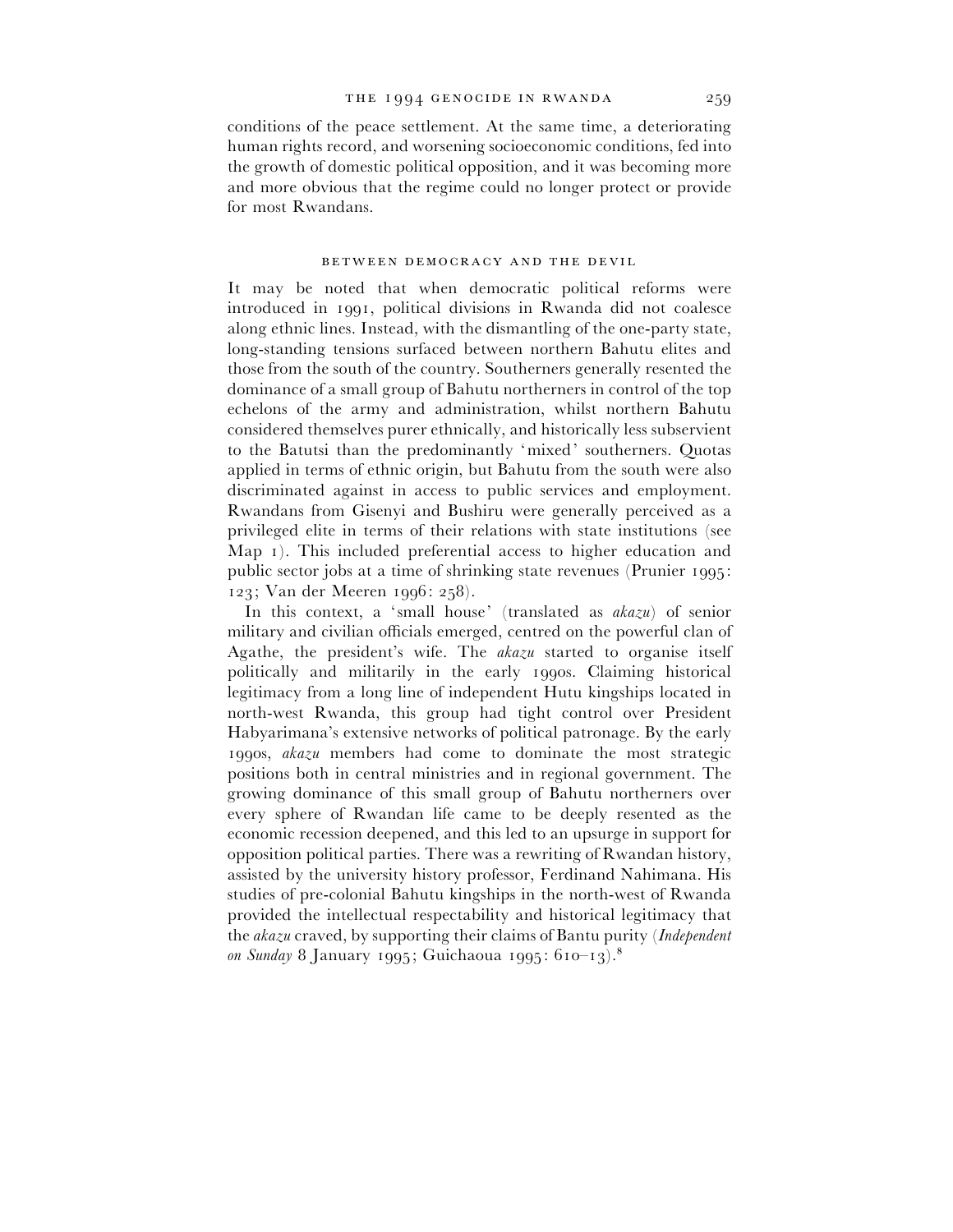conditions of the peace settlement. At the same time, a deteriorating human rights record, and worsening socioeconomic conditions, fed into the growth of domestic political opposition, and it was becoming more and more obvious that the regime could no longer protect or provide for most Rwandans.

## BETWEEN DEMOCRACY AND THE DEVIL

It may be noted that when democratic political reforms were introduced in 1991, political divisions in Rwanda did not coalesce along ethnic lines. Instead, with the dismantling of the one-party state, long-standing tensions surfaced between northern Bahutu elites and those from the south of the country. Southerners generally resented the dominance of a small group of Bahutu northerners in control of the top echelons of the army and administration, whilst northern Bahutu considered themselves purer ethnically, and historically less subservient to the Batutsi than the predominantly 'mixed' southerners. Quotas applied in terms of ethnic origin, but Bahutu from the south were also discriminated against in access to public services and employment. Rwandans from Gisenyi and Bushiru were generally perceived as a privileged elite in terms of their relations with state institutions (see Map 1). This included preferential access to higher education and public sector jobs at a time of shrinking state revenues (Prunier 1995: 123; Van der Meeren 1996: 258).

In this context, a 'small house' (translated as *akazu*) of senior military and civilian officials emerged, centred on the powerful clan of Agathe, the president's wife. The *akazu* started to organise itself politically and militarily in the early 1990s. Claiming historical legitimacy from a long line of independent Hutu kingships located in north-west Rwanda, this group had tight control over President Habyarimana's extensive networks of political patronage. By the early 1990s, *akazu* members had come to dominate the most strategic positions both in central ministries and in regional government. The growing dominance of this small group of Bahutu northerners over every sphere of Rwandan life came to be deeply resented as the economic recession deepened, and this led to an upsurge in support for opposition political parties. There was a rewriting of Rwandan history, assisted by the university history professor, Ferdinand Nahimana. His studies of pre-colonial Bahutu kingships in the north-west of Rwanda provided the intellectual respectability and historical legitimacy that the *akazu* craved, by supporting their claims of Bantu purity (*Independent on Sunday* 8 January 1995; Guichaoua 1995: 610–13).[8]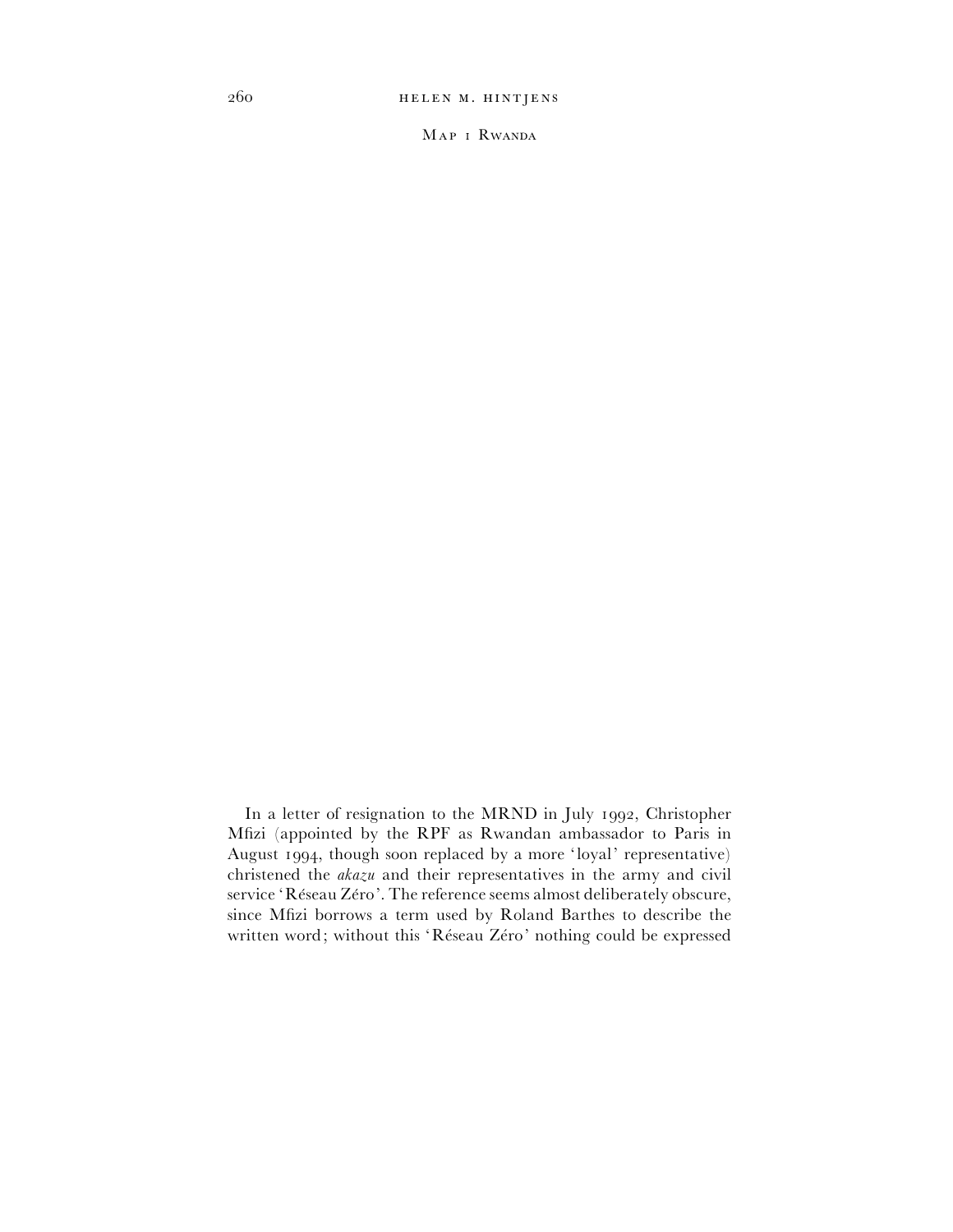Map 1 Rwanda

In a letter of resignation to the MRND in July 1992, Christopher Mfizi (appointed by the RPF as Rwandan ambassador to Paris in August 1994, though soon replaced by a more 'loyal' representative) christened the *akazu* and their representatives in the army and civil service 'Réseau Zéro'. The reference seems almost deliberately obscure, since Mfizi borrows a term used by Roland Barthes to describe the written word; without this 'Réseau Zéro' nothing could be expressed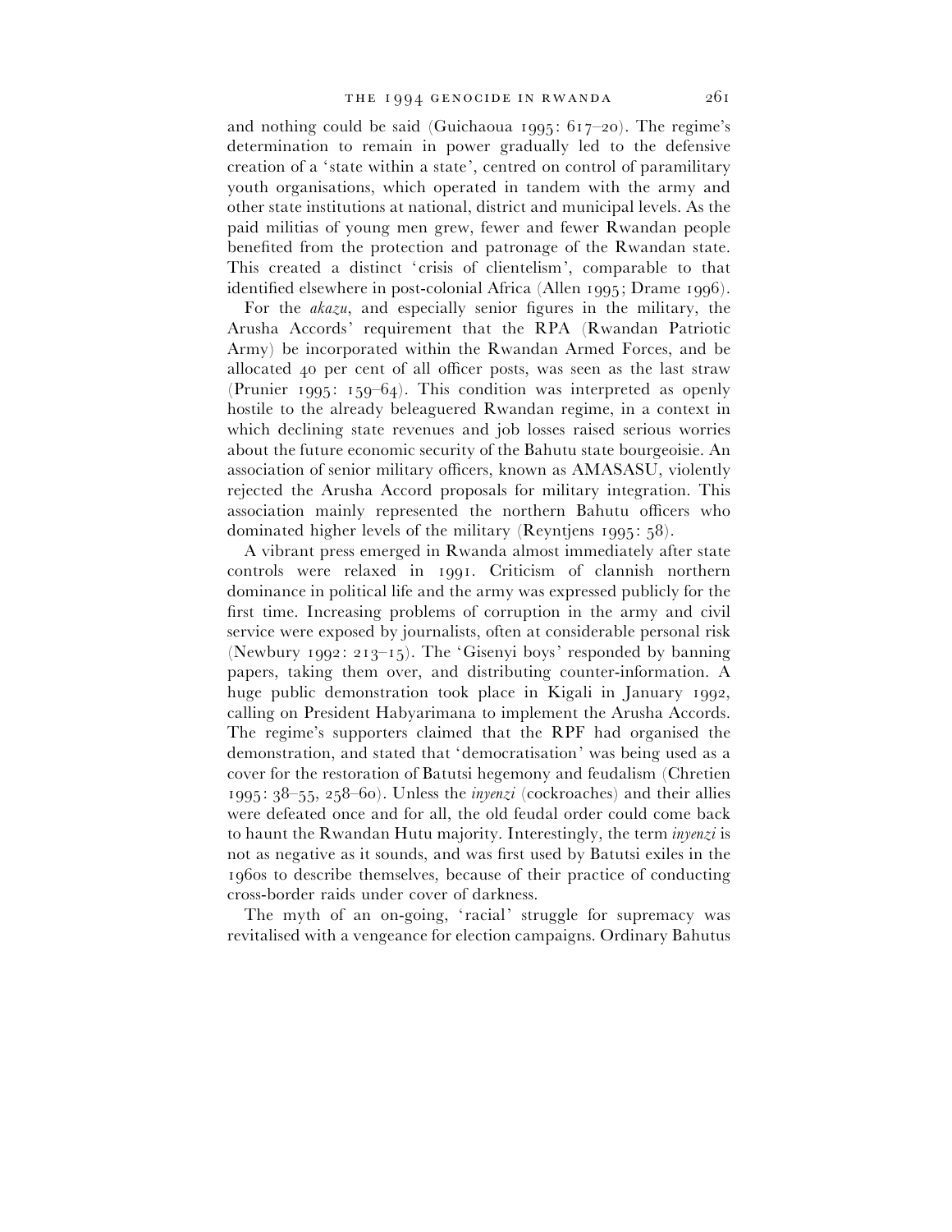and nothing could be said (Guichaoua 1995: 617–20). The regime's determination to remain in power gradually led to the defensive creation of a 'state within a state', centred on control of paramilitary youth organisations, which operated in tandem with the army and other state institutions at national, district and municipal levels. As the paid militias of young men grew, fewer and fewer Rwandan people benefited from the protection and patronage of the Rwandan state. This created a distinct 'crisis of clientelism', comparable to that identified elsewhere in post-colonial Africa (Allen 1995; Drame 1996).

For the *akazu*, and especially senior figures in the military, the Arusha Accords' requirement that the RPA (Rwandan Patriotic Army) be incorporated within the Rwandan Armed Forces, and be allocated 40 per cent of all officer posts, was seen as the last straw (Prunier 1995: 159–64). This condition was interpreted as openly hostile to the already beleaguered Rwandan regime, in a context in which declining state revenues and job losses raised serious worries about the future economic security of the Bahutu state bourgeoisie. An association of senior military officers, known as AMASASU, violently rejected the Arusha Accord proposals for military integration. This association mainly represented the northern Bahutu officers who dominated higher levels of the military (Reyntjens 1995: 58).

A vibrant press emerged in Rwanda almost immediately after state controls were relaxed in 1991. Criticism of clannish northern dominance in political life and the army was expressed publicly for the first time. Increasing problems of corruption in the army and civil service were exposed by journalists, often at considerable personal risk (Newbury 1992: 213–15). The 'Gisenyi boys' responded by banning papers, taking them over, and distributing counter-information. A huge public demonstration took place in Kigali in January 1992, calling on President Habyarimana to implement the Arusha Accords. The regime's supporters claimed that the RPF had organised the demonstration, and stated that 'democratisation' was being used as a cover for the restoration of Batutsi hegemony and feudalism (Chretien 1995: 38–55, 258–60). Unless the *inyenzi* (cockroaches) and their allies were defeated once and for all, the old feudal order could come back to haunt the Rwandan Hutu majority. Interestingly, the term *inyenzi* is not as negative as it sounds, and was first used by Batutsi exiles in the 1960s to describe themselves, because of their practice of conducting cross-border raids under cover of darkness.

The myth of an on-going, 'racial' struggle for supremacy was revitalised with a vengeance for election campaigns. Ordinary Bahutus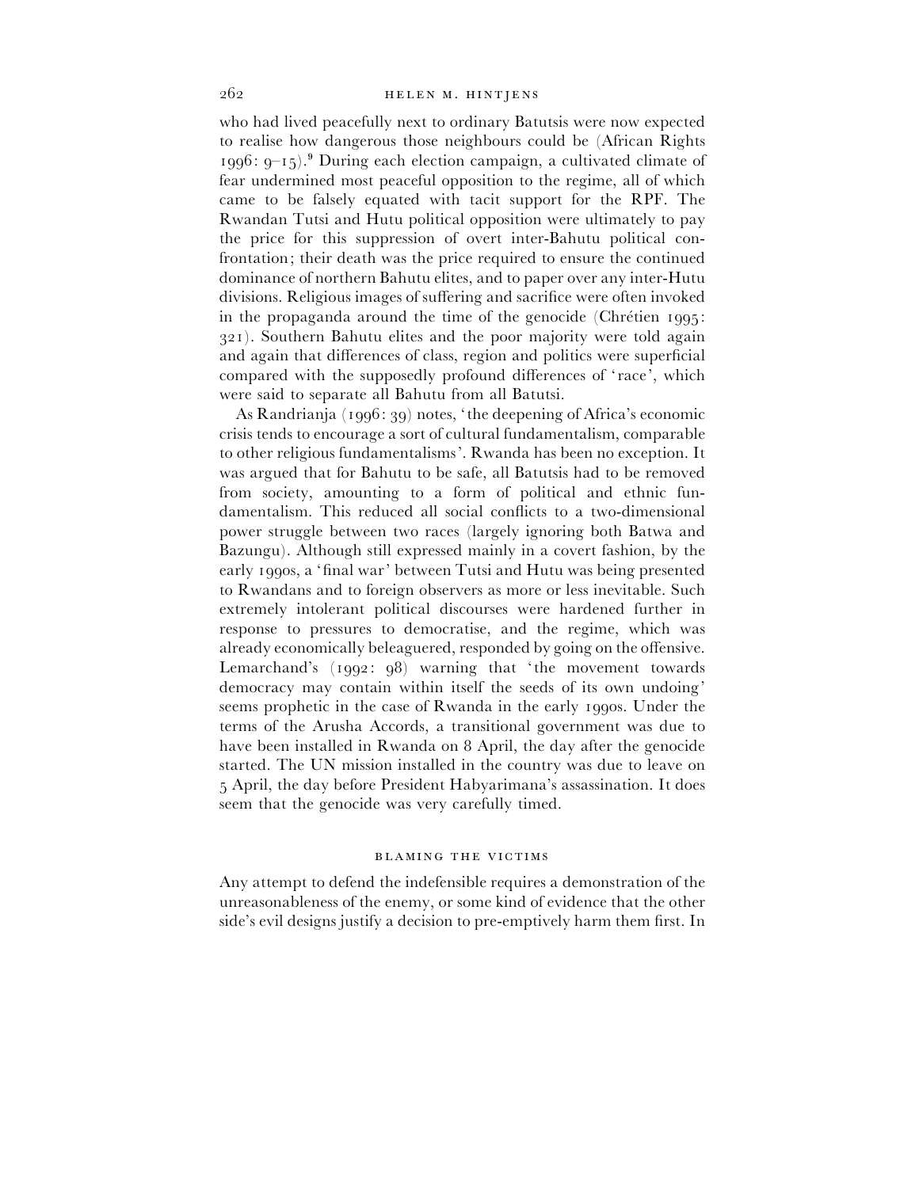who had lived peacefully next to ordinary Batutsis were now expected to realise how dangerous those neighbours could be (African Rights 1996: 9–15).[9] During each election campaign, a cultivated climate of fear undermined most peaceful opposition to the regime, all of which came to be falsely equated with tacit support for the RPF. The Rwandan Tutsi and Hutu political opposition were ultimately to pay the price for this suppression of overt inter-Bahutu political confrontation; their death was the price required to ensure the continued dominance of northern Bahutu elites, and to paper over any inter-Hutu divisions. Religious images of suffering and sacrifice were often invoked in the propaganda around the time of the genocide (Chrétien 1995: 321). Southern Bahutu elites and the poor majority were told again and again that differences of class, region and politics were superficial compared with the supposedly profound differences of 'race', which were said to separate all Bahutu from all Batutsi.

As Randrianja (1996: 39) notes, 'the deepening of Africa's economic crisis tends to encourage a sort of cultural fundamentalism, comparable to other religious fundamentalisms'. Rwanda has been no exception. It was argued that for Bahutu to be safe, all Batutsis had to be removed from society, amounting to a form of political and ethnic fundamentalism. This reduced all social conflicts to a two-dimensional power struggle between two races (largely ignoring both Batwa and Bazungu). Although still expressed mainly in a covert fashion, by the early 1990s, a 'final war' between Tutsi and Hutu was being presented to Rwandans and to foreign observers as more or less inevitable. Such extremely intolerant political discourses were hardened further in response to pressures to democratise, and the regime, which was already economically beleaguered, responded by going on the offensive. Lemarchand's (1992: 98) warning that 'the movement towards democracy may contain within itself the seeds of its own undoing' seems prophetic in the case of Rwanda in the early 1990s. Under the terms of the Arusha Accords, a transitional government was due to have been installed in Rwanda on 8 April, the day after the genocide started. The UN mission installed in the country was due to leave on 5 April, the day before President Habyarimana's assassination. It does seem that the genocide was very carefully timed.

## BLAMING THE VICTIMS

Any attempt to defend the indefensible requires a demonstration of the unreasonableness of the enemy, or some kind of evidence that the other side's evil designs justify a decision to pre-emptively harm them first. In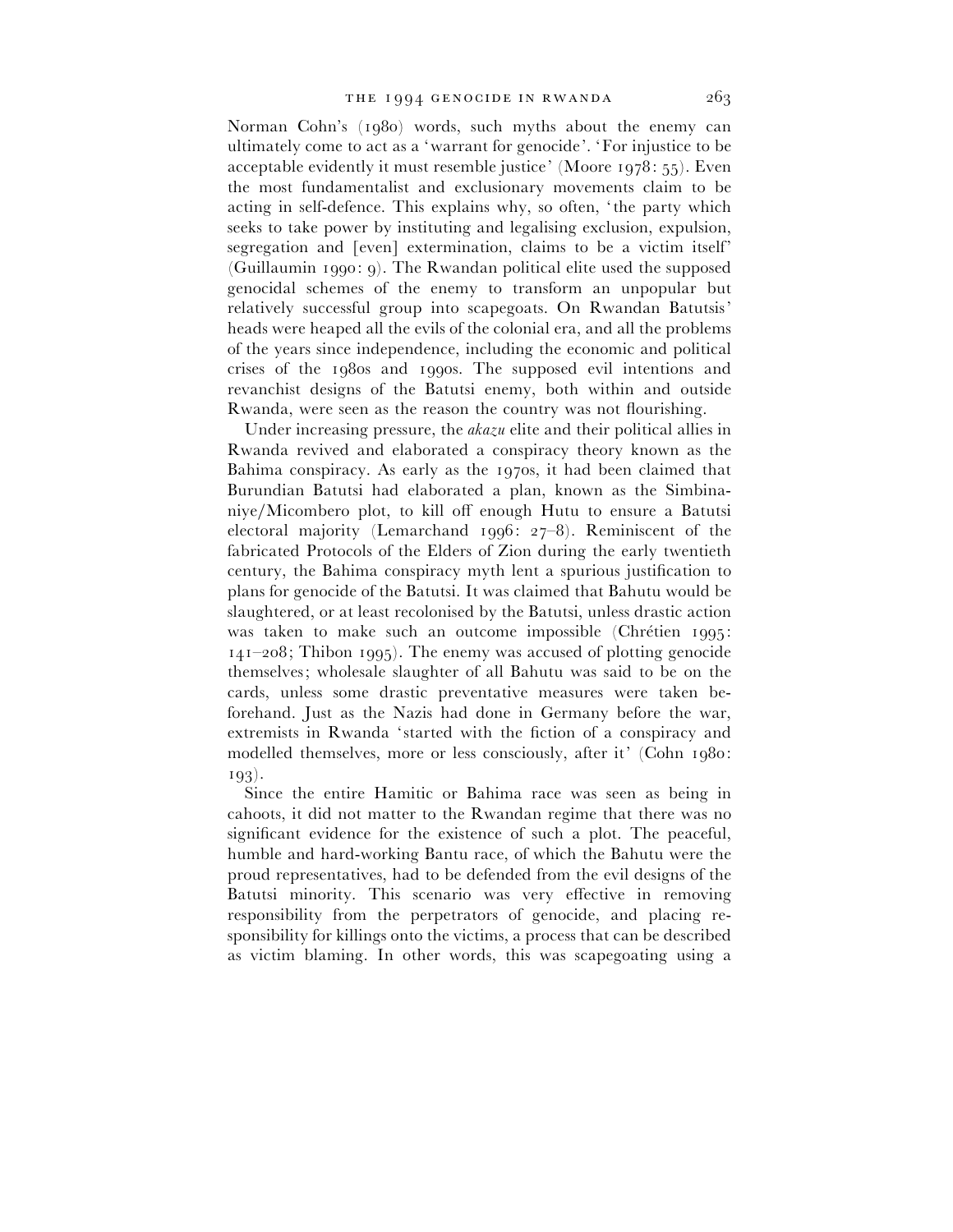Norman Cohn's (1980) words, such myths about the enemy can ultimately come to act as a 'warrant for genocide'. 'For injustice to be acceptable evidently it must resemble justice' (Moore 1978: 55). Even the most fundamentalist and exclusionary movements claim to be acting in self-defence. This explains why, so often, 'the party which seeks to take power by instituting and legalising exclusion, expulsion, segregation and [even] extermination, claims to be a victim itself' (Guillaumin 1990: 9). The Rwandan political elite used the supposed genocidal schemes of the enemy to transform an unpopular but relatively successful group into scapegoats. On Rwandan Batutsis' heads were heaped all the evils of the colonial era, and all the problems of the years since independence, including the economic and political crises of the 1980s and 1990s. The supposed evil intentions and revanchist designs of the Batutsi enemy, both within and outside Rwanda, were seen as the reason the country was not flourishing.

Under increasing pressure, the *akazu* elite and their political allies in Rwanda revived and elaborated a conspiracy theory known as the Bahima conspiracy. As early as the 1970s, it had been claimed that Burundian Batutsi had elaborated a plan, known as the Simbinaniye/Micombero plot, to kill off enough Hutu to ensure a Batutsi electoral majority (Lemarchand 1996: 27–8). Reminiscent of the fabricated Protocols of the Elders of Zion during the early twentieth century, the Bahima conspiracy myth lent a spurious justification to plans for genocide of the Batutsi. It was claimed that Bahutu would be slaughtered, or at least recolonised by the Batutsi, unless drastic action was taken to make such an outcome impossible (Chrétien 1995: 141–208; Thibon 1995). The enemy was accused of plotting genocide themselves; wholesale slaughter of all Bahutu was said to be on the cards, unless some drastic preventative measures were taken beforehand. Just as the Nazis had done in Germany before the war, extremists in Rwanda 'started with the fiction of a conspiracy and modelled themselves, more or less consciously, after it' (Cohn 1980: 193).

Since the entire Hamitic or Bahima race was seen as being in cahoots, it did not matter to the Rwandan regime that there was no significant evidence for the existence of such a plot. The peaceful, humble and hard-working Bantu race, of which the Bahutu were the proud representatives, had to be defended from the evil designs of the Batutsi minority. This scenario was very effective in removing responsibility from the perpetrators of genocide, and placing responsibility for killings onto the victims, a process that can be described as victim blaming. In other words, this was scapegoating using a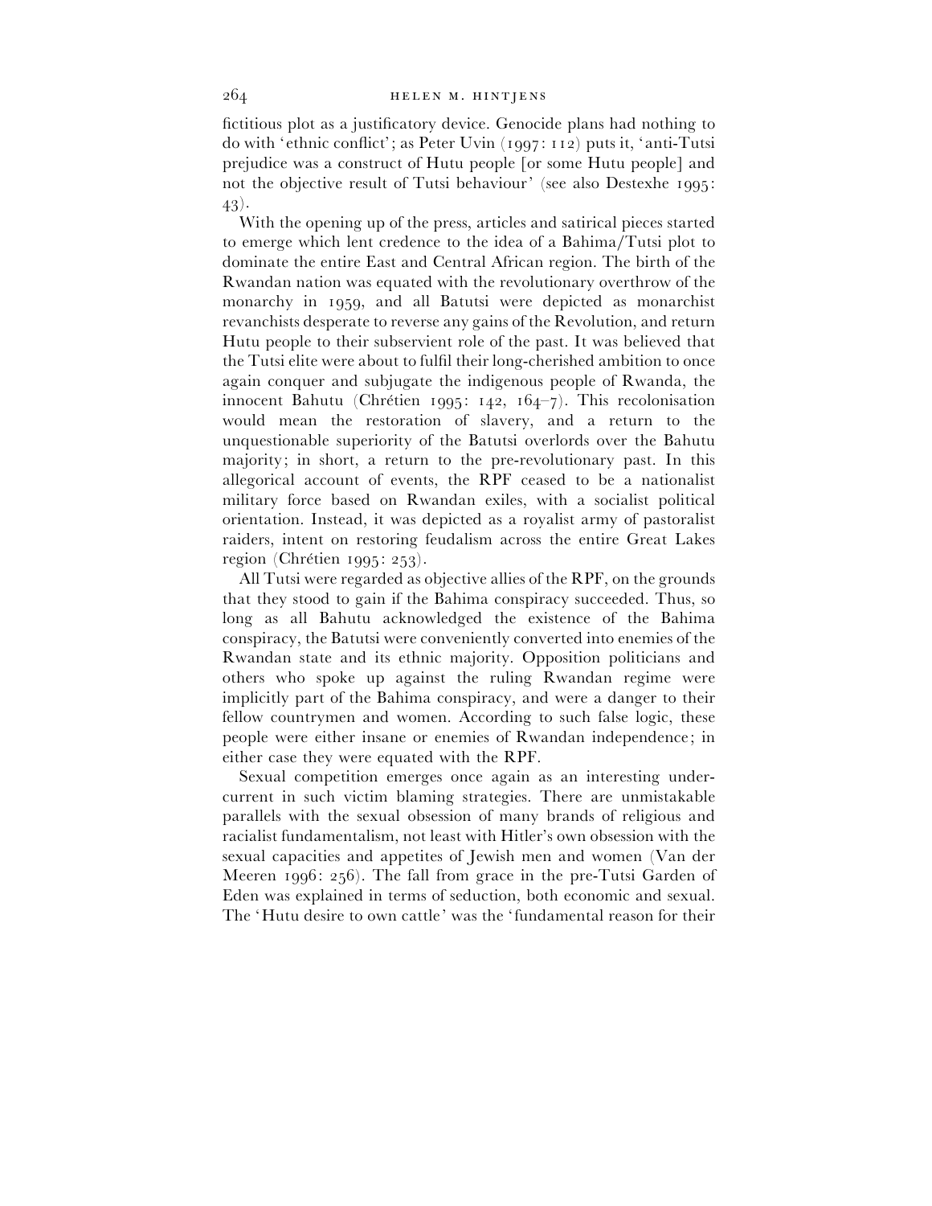fictitious plot as a justificatory device. Genocide plans had nothing to do with 'ethnic conflict'; as Peter Uvin (1997: 112) puts it, 'anti-Tutsi prejudice was a construct of Hutu people [or some Hutu people] and not the objective result of Tutsi behaviour' (see also Destexhe 1995: 43).

With the opening up of the press, articles and satirical pieces started to emerge which lent credence to the idea of a Bahima/Tutsi plot to dominate the entire East and Central African region. The birth of the Rwandan nation was equated with the revolutionary overthrow of the monarchy in 1959, and all Batutsi were depicted as monarchist revanchists desperate to reverse any gains of the Revolution, and return Hutu people to their subservient role of the past. It was believed that the Tutsi elite were about to fulfil their long-cherished ambition to once again conquer and subjugate the indigenous people of Rwanda, the innocent Bahutu (Chrétien 1995: 142, 164–7). This recolonisation would mean the restoration of slavery, and a return to the unquestionable superiority of the Batutsi overlords over the Bahutu majority; in short, a return to the pre-revolutionary past. In this allegorical account of events, the RPF ceased to be a nationalist military force based on Rwandan exiles, with a socialist political orientation. Instead, it was depicted as a royalist army of pastoralist raiders, intent on restoring feudalism across the entire Great Lakes region (Chrétien 1995: 253).

All Tutsi were regarded as objective allies of the RPF, on the grounds that they stood to gain if the Bahima conspiracy succeeded. Thus, so long as all Bahutu acknowledged the existence of the Bahima conspiracy, the Batutsi were conveniently converted into enemies of the Rwandan state and its ethnic majority. Opposition politicians and others who spoke up against the ruling Rwandan regime were implicitly part of the Bahima conspiracy, and were a danger to their fellow countrymen and women. According to such false logic, these people were either insane or enemies of Rwandan independence; in either case they were equated with the RPF.

Sexual competition emerges once again as an interesting undercurrent in such victim blaming strategies. There are unmistakable parallels with the sexual obsession of many brands of religious and racialist fundamentalism, not least with Hitler's own obsession with the sexual capacities and appetites of Jewish men and women (Van der Meeren 1996: 256). The fall from grace in the pre-Tutsi Garden of Eden was explained in terms of seduction, both economic and sexual. The 'Hutu desire to own cattle' was the 'fundamental reason for their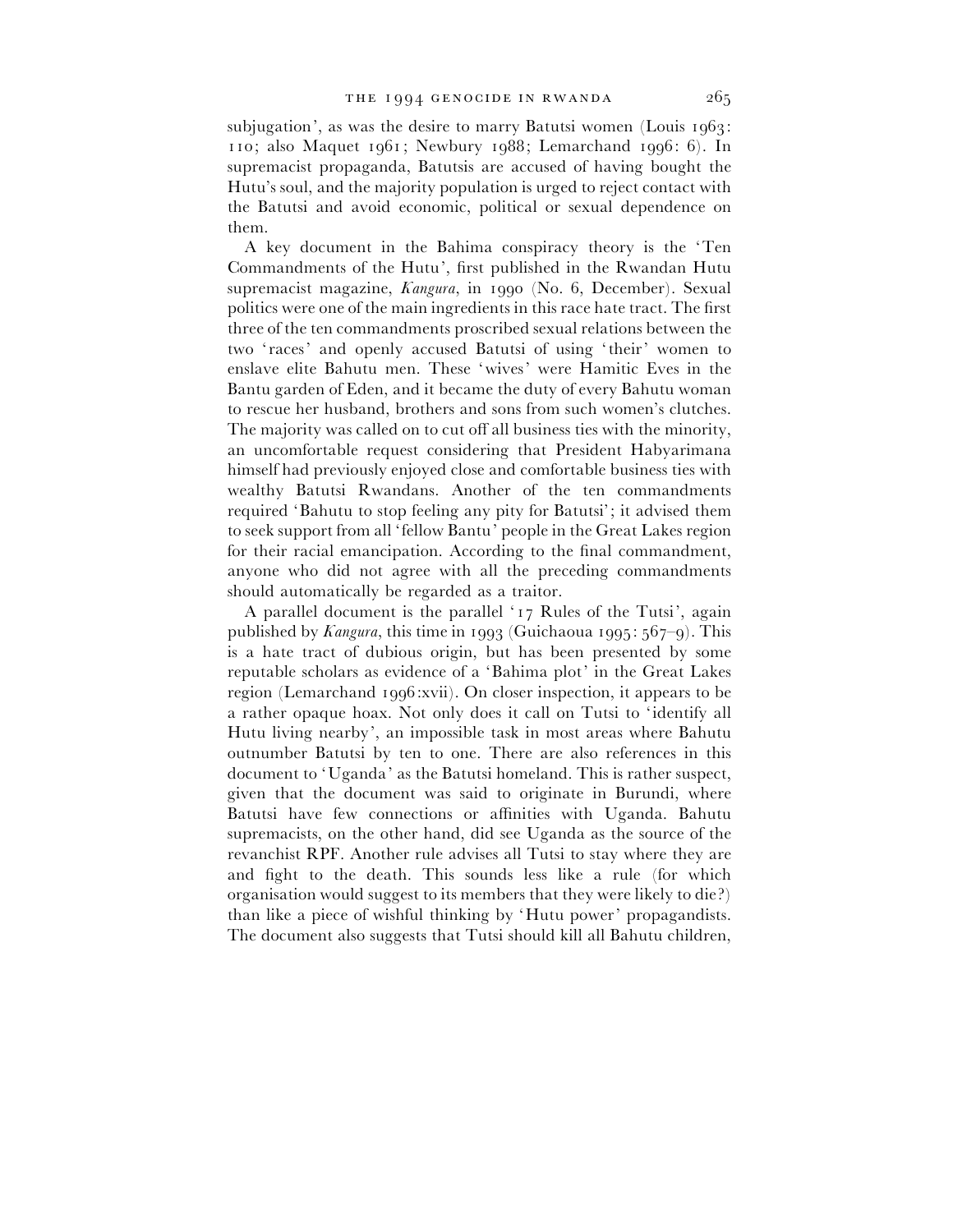subjugation', as was the desire to marry Batutsi women (Louis 1963: 110; also Maquet 1961; Newbury 1988; Lemarchand 1996: 6). In supremacist propaganda, Batutsis are accused of having bought the Hutu's soul, and the majority population is urged to reject contact with the Batutsi and avoid economic, political or sexual dependence on them.

A key document in the Bahima conspiracy theory is the 'Ten Commandments of the Hutu', first published in the Rwandan Hutu supremacist magazine, *Kangura*, in 1990 (No. 6, December). Sexual politics were one of the main ingredients in this race hate tract. The first three of the ten commandments proscribed sexual relations between the two 'races' and openly accused Batutsi of using 'their' women to enslave elite Bahutu men. These 'wives' were Hamitic Eves in the Bantu garden of Eden, and it became the duty of every Bahutu woman to rescue her husband, brothers and sons from such women's clutches. The majority was called on to cut off all business ties with the minority, an uncomfortable request considering that President Habyarimana himself had previously enjoyed close and comfortable business ties with wealthy Batutsi Rwandans. Another of the ten commandments required 'Bahutu to stop feeling any pity for Batutsi'; it advised them to seek support from all 'fellow Bantu' people in the Great Lakes region for their racial emancipation. According to the final commandment, anyone who did not agree with all the preceding commandments should automatically be regarded as a traitor.

A parallel document is the parallel '17 Rules of the Tutsi', again published by *Kangura*, this time in 1993 (Guichaoua 1995: 567–9). This is a hate tract of dubious origin, but has been presented by some reputable scholars as evidence of a 'Bahima plot' in the Great Lakes region (Lemarchand 1996:xvii). On closer inspection, it appears to be a rather opaque hoax. Not only does it call on Tutsi to 'identify all Hutu living nearby', an impossible task in most areas where Bahutu outnumber Batutsi by ten to one. There are also references in this document to 'Uganda' as the Batutsi homeland. This is rather suspect, given that the document was said to originate in Burundi, where Batutsi have few connections or affinities with Uganda. Bahutu supremacists, on the other hand, did see Uganda as the source of the revanchist RPF. Another rule advises all Tutsi to stay where they are and fight to the death. This sounds less like a rule (for which organisation would suggest to its members that they were likely to die?) than like a piece of wishful thinking by 'Hutu power' propagandists. The document also suggests that Tutsi should kill all Bahutu children,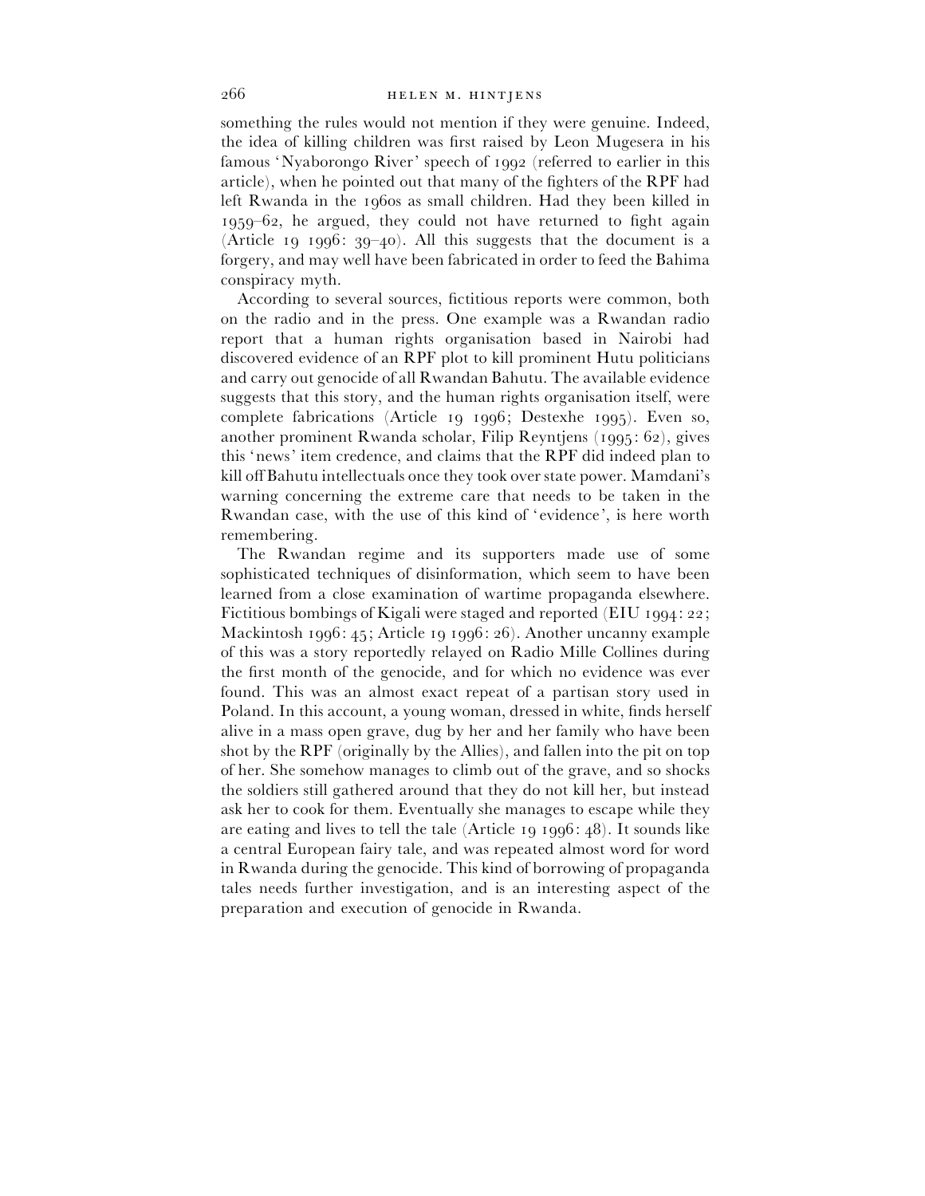something the rules would not mention if they were genuine. Indeed, the idea of killing children was first raised by Leon Mugesera in his famous 'Nyaborongo River' speech of 1992 (referred to earlier in this article), when he pointed out that many of the fighters of the RPF had left Rwanda in the 1960s as small children. Had they been killed in 1959–62, he argued, they could not have returned to fight again (Article 19 1996: 39–40). All this suggests that the document is a forgery, and may well have been fabricated in order to feed the Bahima conspiracy myth.

According to several sources, fictitious reports were common, both on the radio and in the press. One example was a Rwandan radio report that a human rights organisation based in Nairobi had discovered evidence of an RPF plot to kill prominent Hutu politicians and carry out genocide of all Rwandan Bahutu. The available evidence suggests that this story, and the human rights organisation itself, were complete fabrications (Article 19 1996; Destexhe 1995). Even so, another prominent Rwanda scholar, Filip Reyntjens (1995: 62), gives this 'news' item credence, and claims that the RPF did indeed plan to kill off Bahutu intellectuals once they took over state power. Mamdani's warning concerning the extreme care that needs to be taken in the Rwandan case, with the use of this kind of 'evidence', is here worth remembering.

The Rwandan regime and its supporters made use of some sophisticated techniques of disinformation, which seem to have been learned from a close examination of wartime propaganda elsewhere. Fictitious bombings of Kigali were staged and reported (EIU 1994: 22; Mackintosh 1996: 45; Article 19 1996: 26). Another uncanny example of this was a story reportedly relayed on Radio Mille Collines during the first month of the genocide, and for which no evidence was ever found. This was an almost exact repeat of a partisan story used in Poland. In this account, a young woman, dressed in white, finds herself alive in a mass open grave, dug by her and her family who have been shot by the RPF (originally by the Allies), and fallen into the pit on top of her. She somehow manages to climb out of the grave, and so shocks the soldiers still gathered around that they do not kill her, but instead ask her to cook for them. Eventually she manages to escape while they are eating and lives to tell the tale (Article 19 1996: 48). It sounds like a central European fairy tale, and was repeated almost word for word in Rwanda during the genocide. This kind of borrowing of propaganda tales needs further investigation, and is an interesting aspect of the preparation and execution of genocide in Rwanda.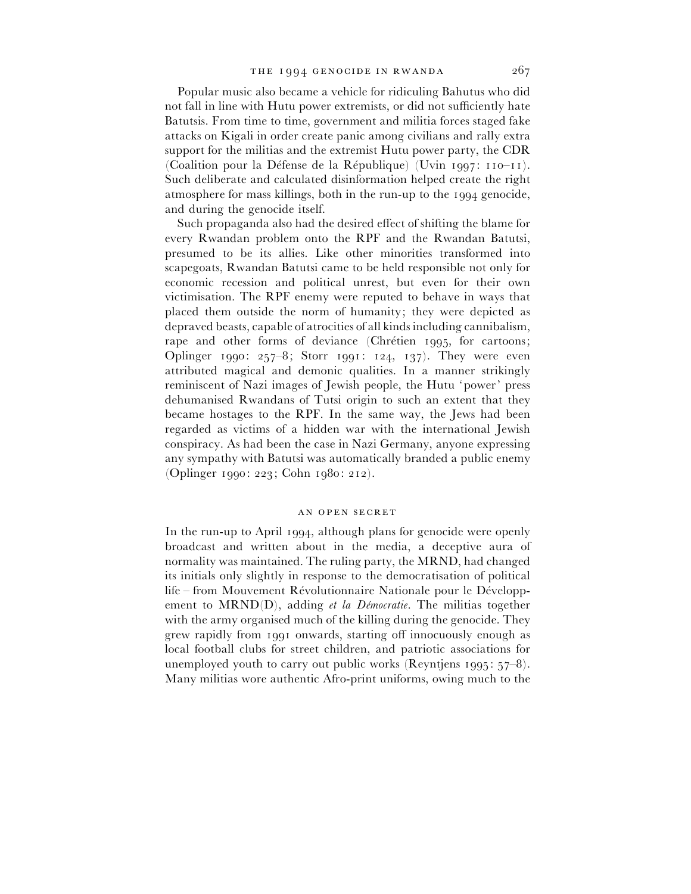Popular music also became a vehicle for ridiculing Bahutus who did not fall in line with Hutu power extremists, or did not sufficiently hate Batutsis. From time to time, government and militia forces staged fake attacks on Kigali in order create panic among civilians and rally extra support for the militias and the extremist Hutu power party, the CDR (Coalition pour la Défense de la République) (Uvin 1997: 110–11). Such deliberate and calculated disinformation helped create the right atmosphere for mass killings, both in the run-up to the 1994 genocide, and during the genocide itself.

Such propaganda also had the desired effect of shifting the blame for every Rwandan problem onto the RPF and the Rwandan Batutsi, presumed to be its allies. Like other minorities transformed into scapegoats, Rwandan Batutsi came to be held responsible not only for economic recession and political unrest, but even for their own victimisation. The RPF enemy were reputed to behave in ways that placed them outside the norm of humanity; they were depicted as depraved beasts, capable of atrocities of all kinds including cannibalism, rape and other forms of deviance (Chrétien 1995, for cartoons; Oplinger 1990: 257–8; Storr 1991: 124, 137). They were even attributed magical and demonic qualities. In a manner strikingly reminiscent of Nazi images of Jewish people, the Hutu 'power' press dehumanised Rwandans of Tutsi origin to such an extent that they became hostages to the RPF. In the same way, the Jews had been regarded as victims of a hidden war with the international Jewish conspiracy. As had been the case in Nazi Germany, anyone expressing any sympathy with Batutsi was automatically branded a public enemy (Oplinger 1990: 223; Cohn 1980: 212).

## AN OPEN SECRET

In the run-up to April 1994, although plans for genocide were openly broadcast and written about in the media, a deceptive aura of normality was maintained. The ruling party, the MRND, had changed its initials only slightly in response to the democratisation of political life – from Mouvement Révolutionnaire Nationale pour le Développement to MRND(D), adding *et la Démocratie*. The militias together with the army organised much of the killing during the genocide. They grew rapidly from 1991 onwards, starting off innocuously enough as local football clubs for street children, and patriotic associations for unemployed youth to carry out public works (Reyntjens 1995: 57–8). Many militias wore authentic Afro-print uniforms, owing much to the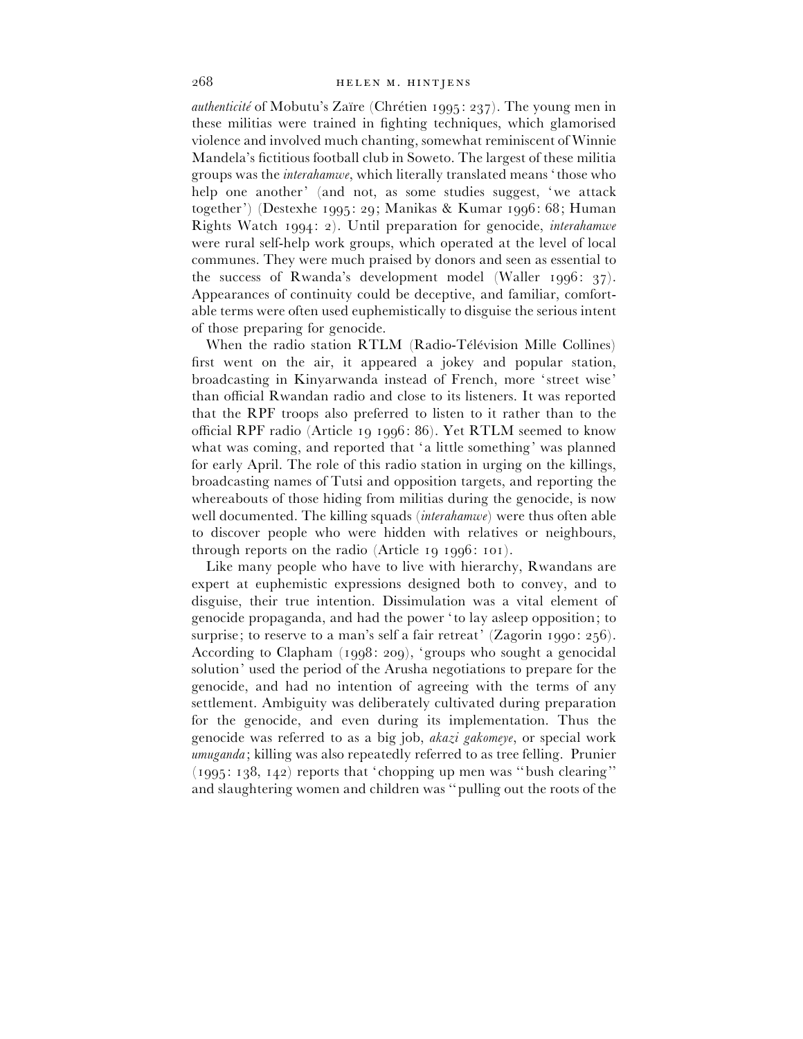*authenticité* of Mobutu's Zaïre (Chrétien 1995: 237). The young men in these militias were trained in fighting techniques, which glamorised violence and involved much chanting, somewhat reminiscent of Winnie Mandela's fictitious football club in Soweto. The largest of these militia groups was the *interahamwe*, which literally translated means 'those who help one another' (and not, as some studies suggest, 'we attack together') (Destexhe 1995: 29; Manikas & Kumar 1996: 68; Human Rights Watch 1994: 2). Until preparation for genocide, *interahamwe* were rural self-help work groups, which operated at the level of local communes. They were much praised by donors and seen as essential to the success of Rwanda's development model (Waller 1996: 37). Appearances of continuity could be deceptive, and familiar, comfortable terms were often used euphemistically to disguise the serious intent of those preparing for genocide.

When the radio station RTLM (Radio-Télévision Mille Collines) first went on the air, it appeared a jokey and popular station, broadcasting in Kinyarwanda instead of French, more 'street wise' than official Rwandan radio and close to its listeners. It was reported that the RPF troops also preferred to listen to it rather than to the official RPF radio (Article 19 1996: 86). Yet RTLM seemed to know what was coming, and reported that 'a little something' was planned for early April. The role of this radio station in urging on the killings, broadcasting names of Tutsi and opposition targets, and reporting the whereabouts of those hiding from militias during the genocide, is now well documented. The killing squads (*interahamwe*) were thus often able to discover people who were hidden with relatives or neighbours, through reports on the radio (Article 19 1996: 101).

Like many people who have to live with hierarchy, Rwandans are expert at euphemistic expressions designed both to convey, and to disguise, their true intention. Dissimulation was a vital element of genocide propaganda, and had the power 'to lay asleep opposition; to surprise; to reserve to a man's self a fair retreat' (Zagorin 1990: 256). According to Clapham (1998: 209), 'groups who sought a genocidal solution' used the period of the Arusha negotiations to prepare for the genocide, and had no intention of agreeing with the terms of any settlement. Ambiguity was deliberately cultivated during preparation for the genocide, and even during its implementation. Thus the genocide was referred to as a big job, *akazi gakomeye*, or special work *umuganda*; killing was also repeatedly referred to as tree felling. Prunier (1995: 138, 142) reports that 'chopping up men was "bush clearing" and slaughtering women and children was "pulling out the roots of the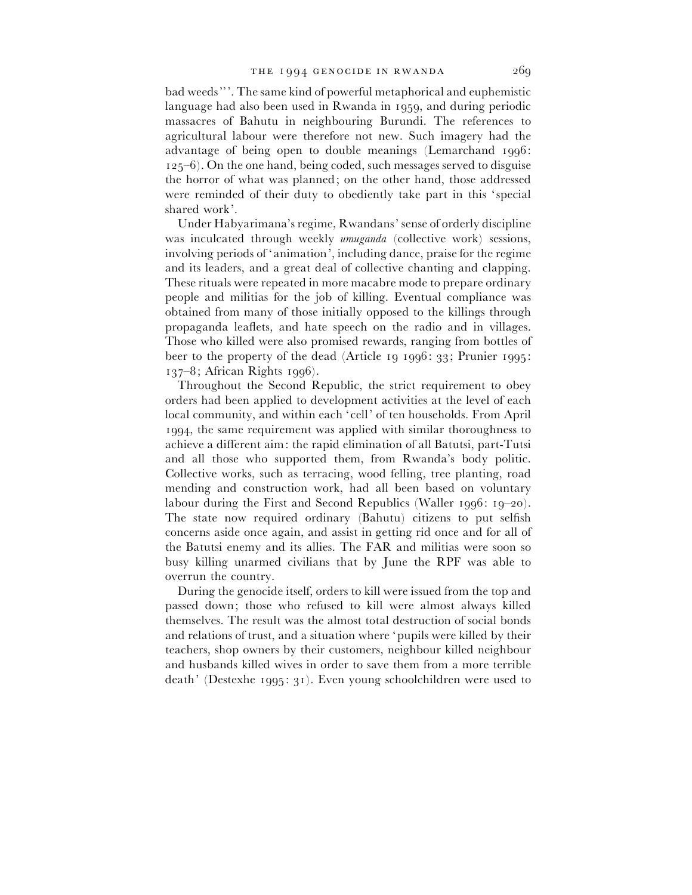bad weeds"'. The same kind of powerful metaphorical and euphemistic language had also been used in Rwanda in 1959, and during periodic massacres of Bahutu in neighbouring Burundi. The references to agricultural labour were therefore not new. Such imagery had the advantage of being open to double meanings (Lemarchand 1996: 125–6). On the one hand, being coded, such messages served to disguise the horror of what was planned; on the other hand, those addressed were reminded of their duty to obediently take part in this 'special shared work'.

Under Habyarimana's regime, Rwandans' sense of orderly discipline was inculcated through weekly *umuganda* (collective work) sessions, involving periods of 'animation', including dance, praise for the regime and its leaders, and a great deal of collective chanting and clapping. These rituals were repeated in more macabre mode to prepare ordinary people and militias for the job of killing. Eventual compliance was obtained from many of those initially opposed to the killings through propaganda leaflets, and hate speech on the radio and in villages. Those who killed were also promised rewards, ranging from bottles of beer to the property of the dead (Article 19 1996: 33; Prunier 1995: 137–8; African Rights 1996).

Throughout the Second Republic, the strict requirement to obey orders had been applied to development activities at the level of each local community, and within each 'cell' of ten households. From April 1994, the same requirement was applied with similar thoroughness to achieve a different aim: the rapid elimination of all Batutsi, part-Tutsi and all those who supported them, from Rwanda's body politic. Collective works, such as terracing, wood felling, tree planting, road mending and construction work, had all been based on voluntary labour during the First and Second Republics (Waller 1996: 19–20). The state now required ordinary (Bahutu) citizens to put selfish concerns aside once again, and assist in getting rid once and for all of the Batutsi enemy and its allies. The FAR and militias were soon so busy killing unarmed civilians that by June the RPF was able to overrun the country.

During the genocide itself, orders to kill were issued from the top and passed down; those who refused to kill were almost always killed themselves. The result was the almost total destruction of social bonds and relations of trust, and a situation where 'pupils were killed by their teachers, shop owners by their customers, neighbour killed neighbour and husbands killed wives in order to save them from a more terrible death' (Destexhe 1995: 31). Even young schoolchildren were used to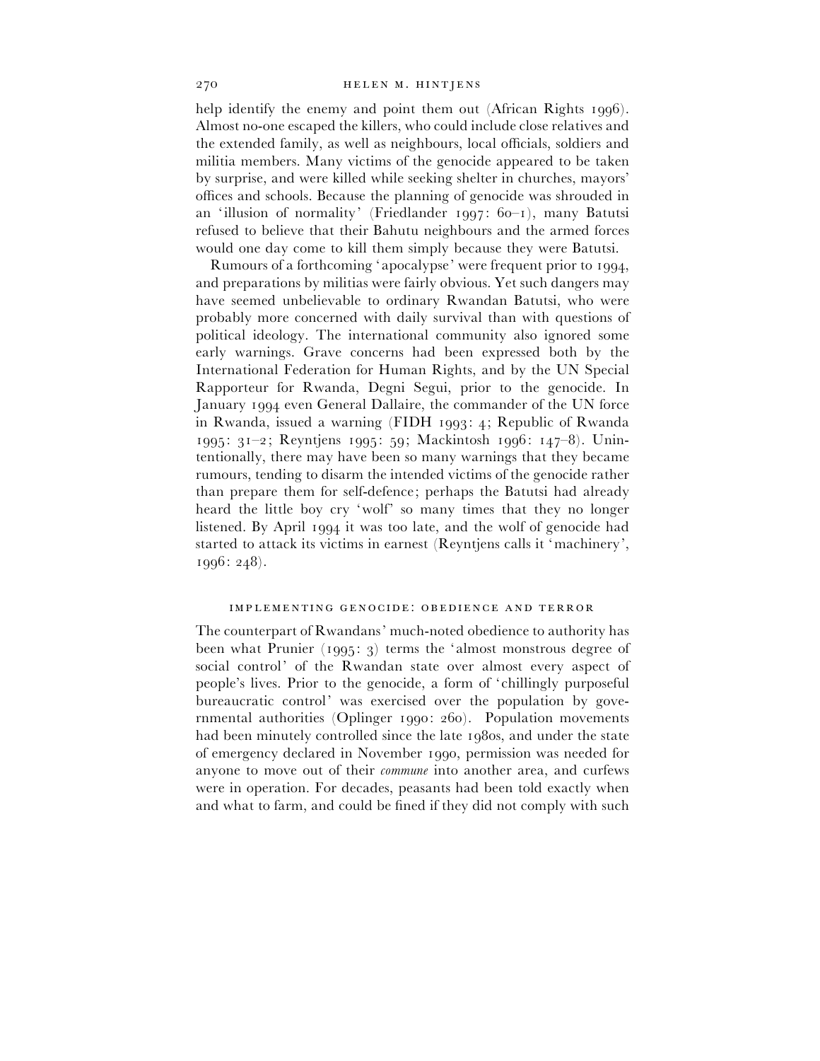help identify the enemy and point them out (African Rights 1996). Almost no-one escaped the killers, who could include close relatives and the extended family, as well as neighbours, local officials, soldiers and militia members. Many victims of the genocide appeared to be taken by surprise, and were killed while seeking shelter in churches, mayors' offices and schools. Because the planning of genocide was shrouded in an 'illusion of normality' (Friedlander 1997: 60–1), many Batutsi refused to believe that their Bahutu neighbours and the armed forces would one day come to kill them simply because they were Batutsi.

Rumours of a forthcoming 'apocalypse' were frequent prior to 1994, and preparations by militias were fairly obvious. Yet such dangers may have seemed unbelievable to ordinary Rwandan Batutsi, who were probably more concerned with daily survival than with questions of political ideology. The international community also ignored some early warnings. Grave concerns had been expressed both by the International Federation for Human Rights, and by the UN Special Rapporteur for Rwanda, Degni Segui, prior to the genocide. In January 1994 even General Dallaire, the commander of the UN force in Rwanda, issued a warning (FIDH 1993: 4; Republic of Rwanda 1995: 31–2; Reyntjens 1995: 59; Mackintosh 1996: 147–8). Unintentionally, there may have been so many warnings that they became rumours, tending to disarm the intended victims of the genocide rather than prepare them for self-defence; perhaps the Batutsi had already heard the little boy cry 'wolf' so many times that they no longer listened. By April 1994 it was too late, and the wolf of genocide had started to attack its victims in earnest (Reyntjens calls it 'machinery', 1996: 248).

## IMPLEMENTING GENOCIDE: OBEDIENCE AND TERROR

The counterpart of Rwandans' much-noted obedience to authority has been what Prunier (1995: 3) terms the 'almost monstrous degree of social control' of the Rwandan state over almost every aspect of people's lives. Prior to the genocide, a form of 'chillingly purposeful bureaucratic control' was exercised over the population by governmental authorities (Oplinger 1990: 260). Population movements had been minutely controlled since the late 1980s, and under the state of emergency declared in November 1990, permission was needed for anyone to move out of their *commune* into another area, and curfews were in operation. For decades, peasants had been told exactly when and what to farm, and could be fined if they did not comply with such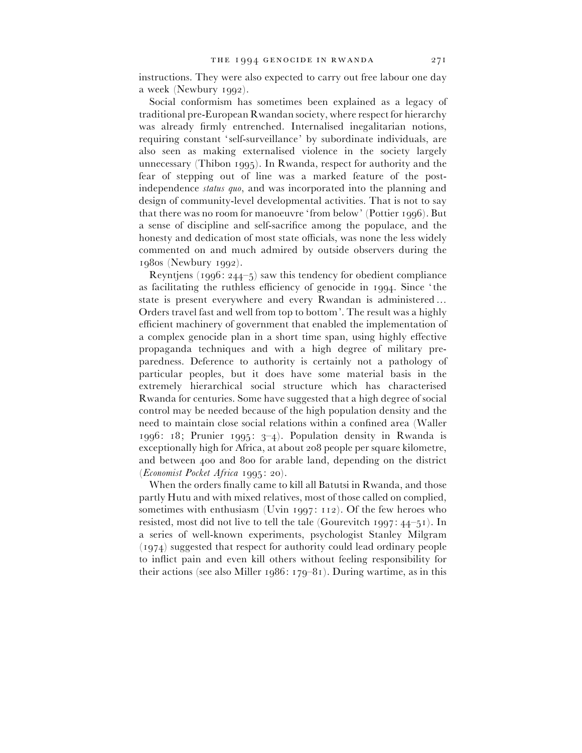instructions. They were also expected to carry out free labour one day a week (Newbury 1992).

Social conformism has sometimes been explained as a legacy of traditional pre-European Rwandan society, where respect for hierarchy was already firmly entrenched. Internalised inegalitarian notions, requiring constant 'self-surveillance' by subordinate individuals, are also seen as making externalised violence in the society largely unnecessary (Thibon 1995). In Rwanda, respect for authority and the fear of stepping out of line was a marked feature of the post-independence *status quo*, and was incorporated into the planning and design of community-level developmental activities. That is not to say that there was no room for manoeuvre 'from below' (Pottier 1996). But a sense of discipline and self-sacrifice among the populace, and the honesty and dedication of most state officials, was none the less widely commented on and much admired by outside observers during the 1980s (Newbury 1992).

Reyntjens (1996: 244–5) saw this tendency for obedient compliance as facilitating the ruthless efficiency of genocide in 1994. Since 'the state is present everywhere and every Rwandan is administered… Orders travel fast and well from top to bottom'. The result was a highly efficient machinery of government that enabled the implementation of a complex genocide plan in a short time span, using highly effective propaganda techniques and with a high degree of military preparedness. Deference to authority is certainly not a pathology of particular peoples, but it does have some material basis in the extremely hierarchical social structure which has characterised Rwanda for centuries. Some have suggested that a high degree of social control may be needed because of the high population density and the need to maintain close social relations within a confined area (Waller 1996: 18; Prunier 1995: 3–4). Population density in Rwanda is exceptionally high for Africa, at about 208 people per square kilometre, and between 400 and 800 for arable land, depending on the district (*Economist Pocket Africa* 1995: 20).

When the orders finally came to kill all Batutsi in Rwanda, and those partly Hutu and with mixed relatives, most of those called on complied, sometimes with enthusiasm (Uvin 1997: 112). Of the few heroes who resisted, most did not live to tell the tale (Gourevitch 1997: 44–51). In a series of well-known experiments, psychologist Stanley Milgram (1974) suggested that respect for authority could lead ordinary people to inflict pain and even kill others without feeling responsibility for their actions (see also Miller 1986: 179–81). During wartime, as in this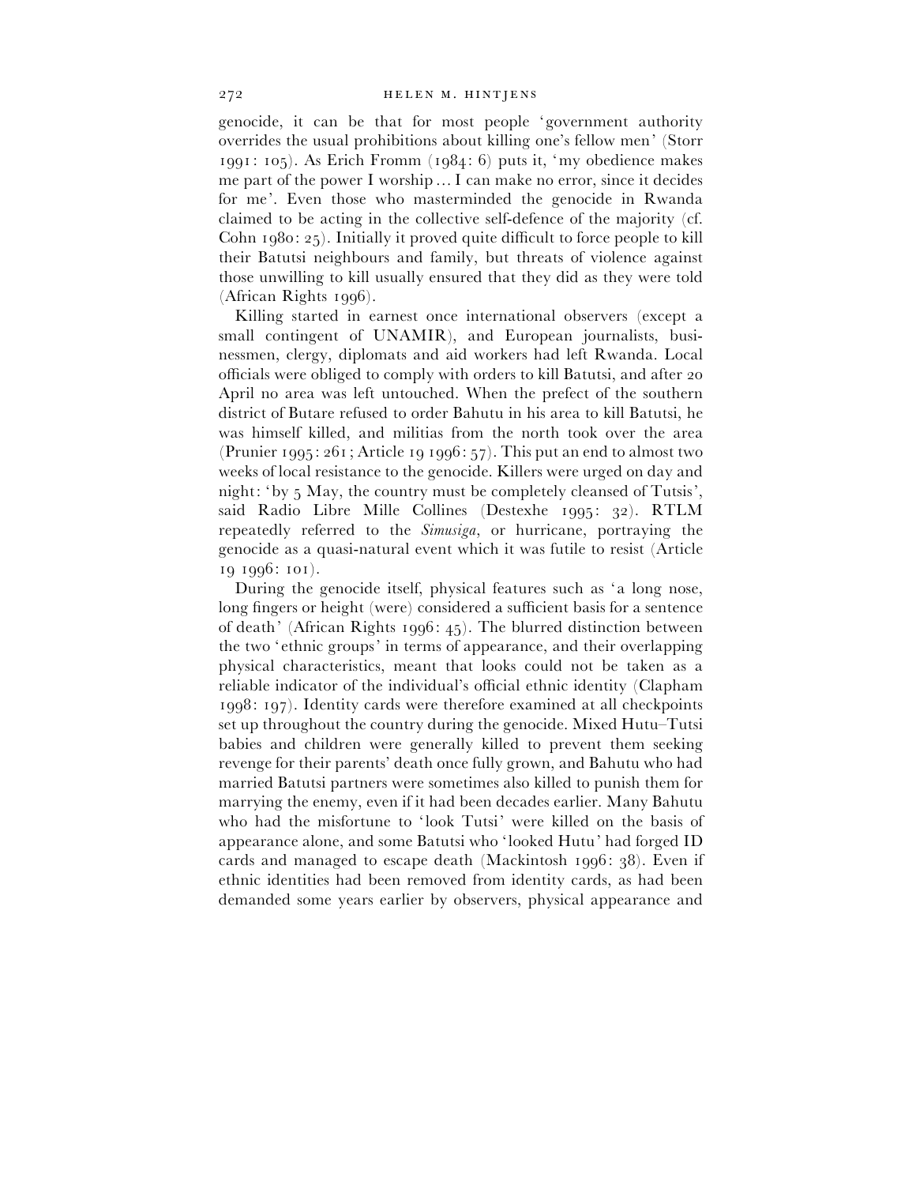genocide, it can be that for most people 'government authority overrides the usual prohibitions about killing one's fellow men' (Storr 1991: 105). As Erich Fromm (1984: 6) puts it, 'my obedience makes me part of the power I worship ... I can make no error, since it decides for me'. Even those who masterminded the genocide in Rwanda claimed to be acting in the collective self-defence of the majority (cf. Cohn 1980: 25). Initially it proved quite difficult to force people to kill their Batutsi neighbours and family, but threats of violence against those unwilling to kill usually ensured that they did as they were told (African Rights 1996).

Killing started in earnest once international observers (except a small contingent of UNAMIR), and European journalists, businessmen, clergy, diplomats and aid workers had left Rwanda. Local officials were obliged to comply with orders to kill Batutsi, and after 20 April no area was left untouched. When the prefect of the southern district of Butare refused to order Bahutu in his area to kill Batutsi, he was himself killed, and militias from the north took over the area (Prunier 1995: 261; Article 19 1996: 57). This put an end to almost two weeks of local resistance to the genocide. Killers were urged on day and night: 'by 5 May, the country must be completely cleansed of Tutsis', said Radio Libre Mille Collines (Destexhe 1995: 32). RTLM repeatedly referred to the *Simusiga*, or hurricane, portraying the genocide as a quasi-natural event which it was futile to resist (Article 19 1996: 101).

During the genocide itself, physical features such as 'a long nose, long fingers or height (were) considered a sufficient basis for a sentence of death' (African Rights 1996: 45). The blurred distinction between the two 'ethnic groups' in terms of appearance, and their overlapping physical characteristics, meant that looks could not be taken as a reliable indicator of the individual's official ethnic identity (Clapham 1998: 197). Identity cards were therefore examined at all checkpoints set up throughout the country during the genocide. Mixed Hutu–Tutsi babies and children were generally killed to prevent them seeking revenge for their parents' death once fully grown, and Bahutu who had married Batutsi partners were sometimes also killed to punish them for marrying the enemy, even if it had been decades earlier. Many Bahutu who had the misfortune to 'look Tutsi' were killed on the basis of appearance alone, and some Batutsi who 'looked Hutu' had forged ID cards and managed to escape death (Mackintosh 1996: 38). Even if ethnic identities had been removed from identity cards, as had been demanded some years earlier by observers, physical appearance and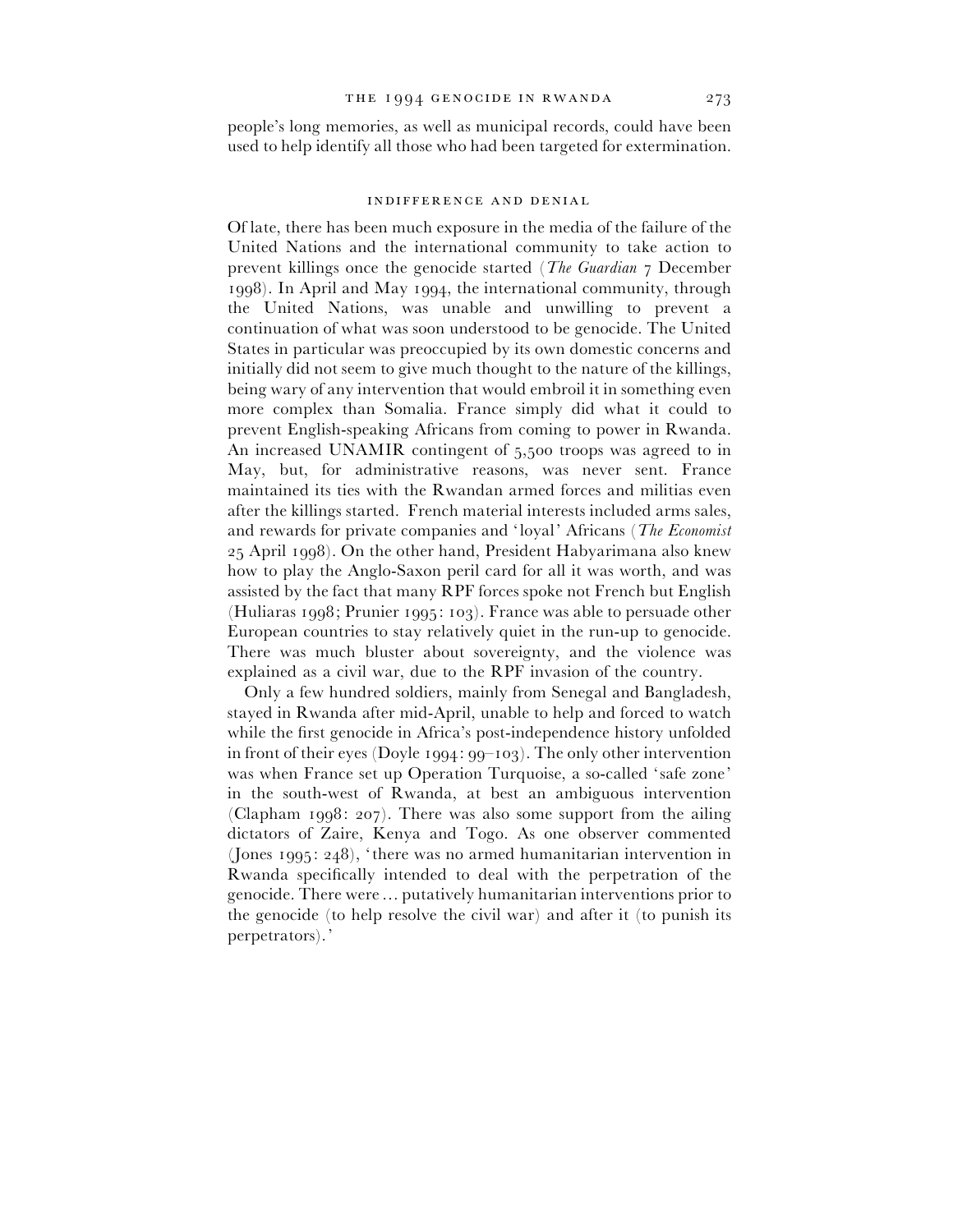people's long memories, as well as municipal records, could have been used to help identify all those who had been targeted for extermination.

## INDIFFERENCE AND DENIAL

Of late, there has been much exposure in the media of the failure of the United Nations and the international community to take action to prevent killings once the genocide started (*The Guardian* 7 December 1998). In April and May 1994, the international community, through the United Nations, was unable and unwilling to prevent a continuation of what was soon understood to be genocide. The United States in particular was preoccupied by its own domestic concerns and initially did not seem to give much thought to the nature of the killings, being wary of any intervention that would embroil it in something even more complex than Somalia. France simply did what it could to prevent English-speaking Africans from coming to power in Rwanda. An increased UNAMIR contingent of 5,500 troops was agreed to in May, but, for administrative reasons, was never sent. France maintained its ties with the Rwandan armed forces and militias even after the killings started. French material interests included arms sales, and rewards for private companies and 'loyal' Africans (*The Economist* 25 April 1998). On the other hand, President Habyarimana also knew how to play the Anglo-Saxon peril card for all it was worth, and was assisted by the fact that many RPF forces spoke not French but English (Huliaras 1998; Prunier 1995: 103). France was able to persuade other European countries to stay relatively quiet in the run-up to genocide. There was much bluster about sovereignty, and the violence was explained as a civil war, due to the RPF invasion of the country.

Only a few hundred soldiers, mainly from Senegal and Bangladesh, stayed in Rwanda after mid-April, unable to help and forced to watch while the first genocide in Africa's post-independence history unfolded in front of their eyes (Doyle 1994: 99–103). The only other intervention was when France set up Operation Turquoise, a so-called 'safe zone' in the south-west of Rwanda, at best an ambiguous intervention (Clapham 1998: 207). There was also some support from the ailing dictators of Zaire, Kenya and Togo. As one observer commented (Jones 1995: 248), 'there was no armed humanitarian intervention in Rwanda specifically intended to deal with the perpetration of the genocide. There were … putatively humanitarian interventions prior to the genocide (to help resolve the civil war) and after it (to punish its perpetrators).'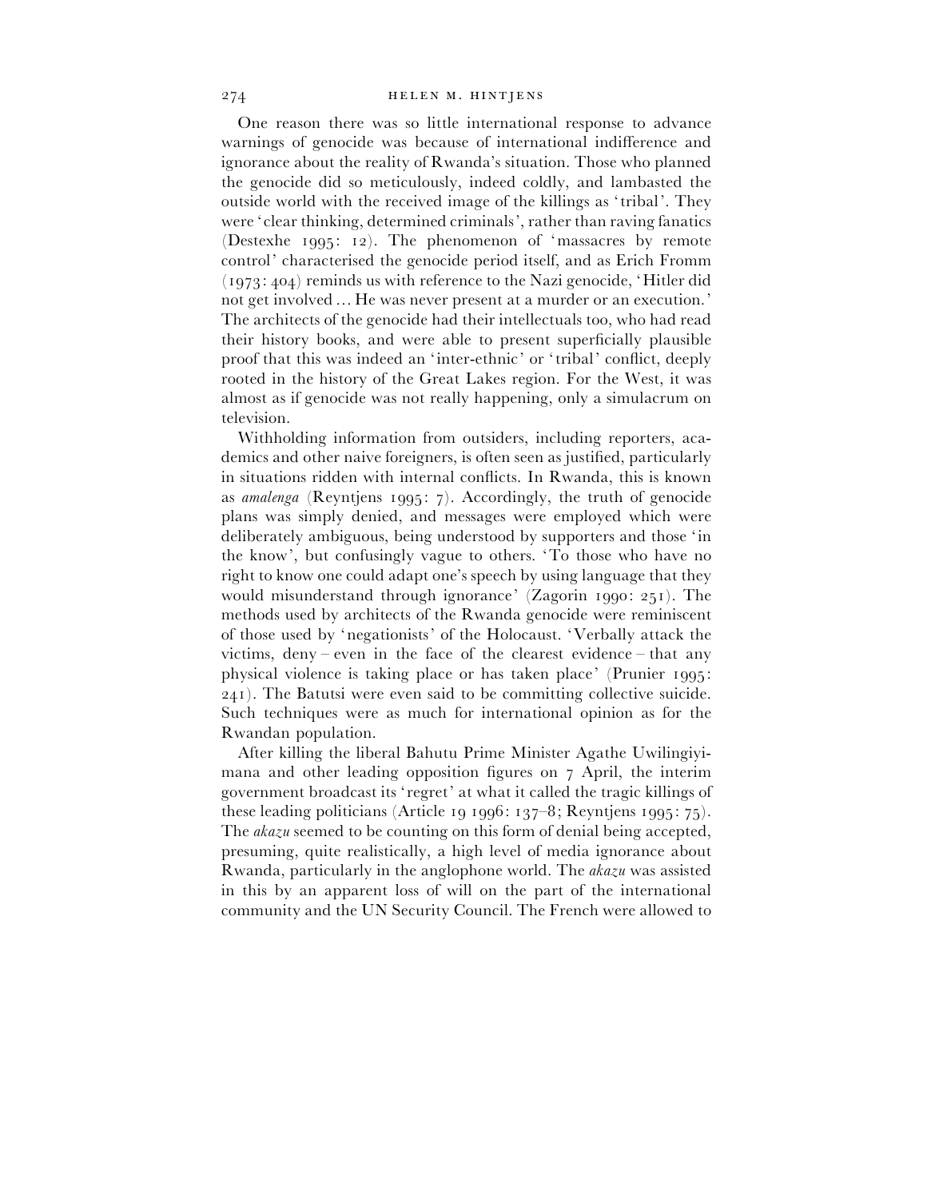One reason there was so little international response to advance warnings of genocide was because of international indifference and ignorance about the reality of Rwanda's situation. Those who planned the genocide did so meticulously, indeed coldly, and lambasted the outside world with the received image of the killings as 'tribal'. They were 'clear thinking, determined criminals', rather than raving fanatics (Destexhe 1995: 12). The phenomenon of 'massacres by remote control' characterised the genocide period itself, and as Erich Fromm (1973: 404) reminds us with reference to the Nazi genocide, 'Hitler did not get involved ... He was never present at a murder or an execution.' The architects of the genocide had their intellectuals too, who had read their history books, and were able to present superficially plausible proof that this was indeed an 'inter-ethnic' or 'tribal' conflict, deeply rooted in the history of the Great Lakes region. For the West, it was almost as if genocide was not really happening, only a simulacrum on television.

Withholding information from outsiders, including reporters, academics and other naive foreigners, is often seen as justified, particularly in situations ridden with internal conflicts. In Rwanda, this is known as *amalenga* (Reyntjens 1995: 7). Accordingly, the truth of genocide plans was simply denied, and messages were employed which were deliberately ambiguous, being understood by supporters and those 'in the know', but confusingly vague to others. 'To those who have no right to know one could adapt one's speech by using language that they would misunderstand through ignorance' (Zagorin 1990: 251). The methods used by architects of the Rwanda genocide were reminiscent of those used by 'negationists' of the Holocaust. 'Verbally attack the victims, deny – even in the face of the clearest evidence – that any physical violence is taking place or has taken place' (Prunier 1995: 241). The Batutsi were even said to be committing collective suicide. Such techniques were as much for international opinion as for the Rwandan population.

After killing the liberal Bahutu Prime Minister Agathe Uwilingiyimana and other leading opposition figures on 7 April, the interim government broadcast its 'regret' at what it called the tragic killings of these leading politicians (Article 19 1996: 137–8; Reyntjens 1995: 75). The *akazu* seemed to be counting on this form of denial being accepted, presuming, quite realistically, a high level of media ignorance about Rwanda, particularly in the anglophone world. The *akazu* was assisted in this by an apparent loss of will on the part of the international community and the UN Security Council. The French were allowed to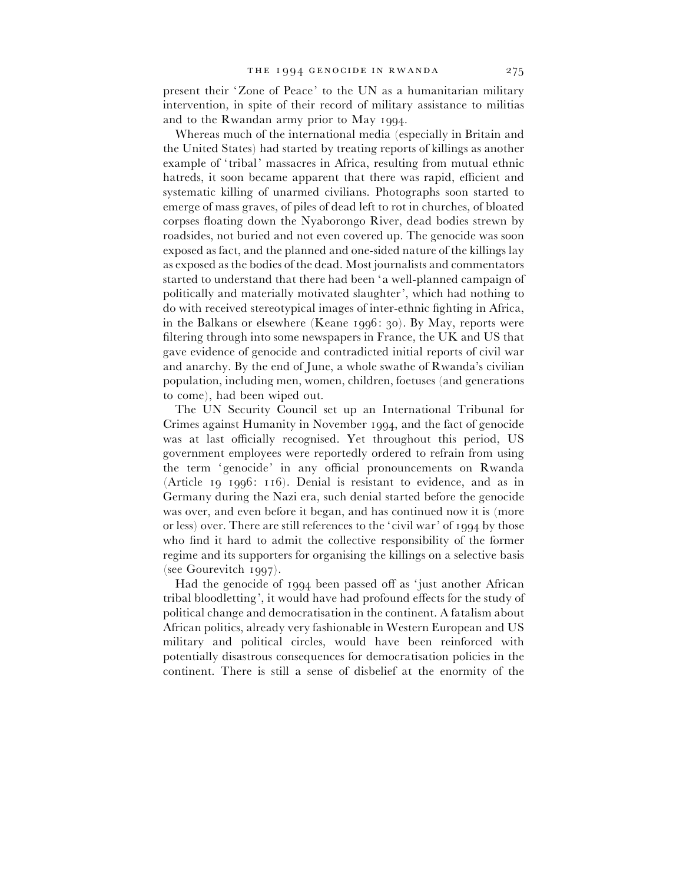present their 'Zone of Peace' to the UN as a humanitarian military intervention, in spite of their record of military assistance to militias and to the Rwandan army prior to May 1994.

Whereas much of the international media (especially in Britain and the United States) had started by treating reports of killings as another example of 'tribal' massacres in Africa, resulting from mutual ethnic hatreds, it soon became apparent that there was rapid, efficient and systematic killing of unarmed civilians. Photographs soon started to emerge of mass graves, of piles of dead left to rot in churches, of bloated corpses floating down the Nyaborongo River, dead bodies strewn by roadsides, not buried and not even covered up. The genocide was soon exposed as fact, and the planned and one-sided nature of the killings lay as exposed as the bodies of the dead. Most journalists and commentators started to understand that there had been 'a well-planned campaign of politically and materially motivated slaughter', which had nothing to do with received stereotypical images of inter-ethnic fighting in Africa, in the Balkans or elsewhere (Keane 1996: 30). By May, reports were filtering through into some newspapers in France, the UK and US that gave evidence of genocide and contradicted initial reports of civil war and anarchy. By the end of June, a whole swathe of Rwanda's civilian population, including men, women, children, foetuses (and generations to come), had been wiped out.

The UN Security Council set up an International Tribunal for Crimes against Humanity in November 1994, and the fact of genocide was at last officially recognised. Yet throughout this period, US government employees were reportedly ordered to refrain from using the term 'genocide' in any official pronouncements on Rwanda (Article 19 1996: 116). Denial is resistant to evidence, and as in Germany during the Nazi era, such denial started before the genocide was over, and even before it began, and has continued now it is (more or less) over. There are still references to the 'civil war' of 1994 by those who find it hard to admit the collective responsibility of the former regime and its supporters for organising the killings on a selective basis (see Gourevitch 1997).

Had the genocide of 1994 been passed off as 'just another African tribal bloodletting', it would have had profound effects for the study of political change and democratisation in the continent. A fatalism about African politics, already very fashionable in Western European and US military and political circles, would have been reinforced with potentially disastrous consequences for democratisation policies in the continent. There is still a sense of disbelief at the enormity of the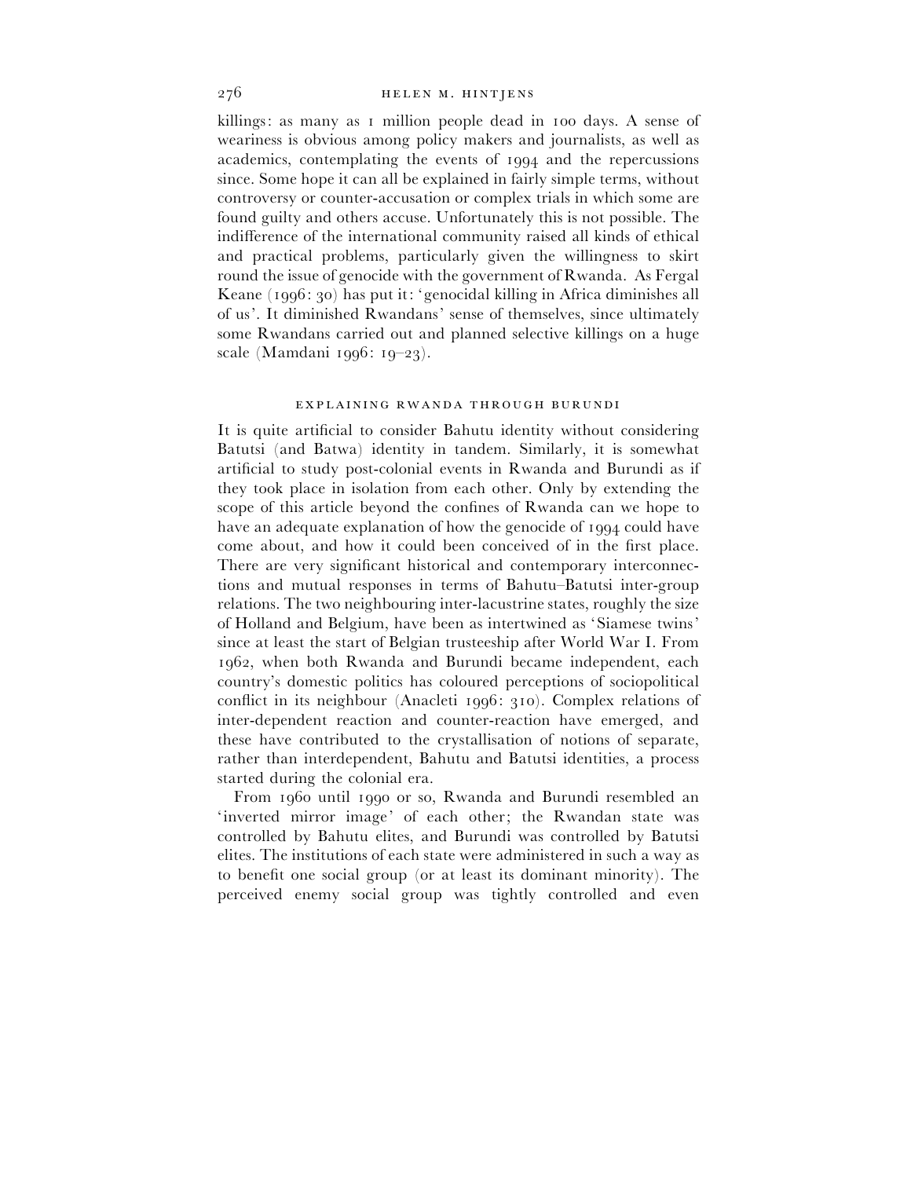killings: as many as 1 million people dead in 100 days. A sense of weariness is obvious among policy makers and journalists, as well as academics, contemplating the events of 1994 and the repercussions since. Some hope it can all be explained in fairly simple terms, without controversy or counter-accusation or complex trials in which some are found guilty and others accuse. Unfortunately this is not possible. The indifference of the international community raised all kinds of ethical and practical problems, particularly given the willingness to skirt round the issue of genocide with the government of Rwanda. As Fergal Keane (1996: 30) has put it: 'genocidal killing in Africa diminishes all of us'. It diminished Rwandans' sense of themselves, since ultimately some Rwandans carried out and planned selective killings on a huge scale (Mamdani 1996: 19–23).

## EXPLAINING RWANDA THROUGH BURUNDI

It is quite artificial to consider Bahutu identity without considering Batutsi (and Batwa) identity in tandem. Similarly, it is somewhat artificial to study post-colonial events in Rwanda and Burundi as if they took place in isolation from each other. Only by extending the scope of this article beyond the confines of Rwanda can we hope to have an adequate explanation of how the genocide of 1994 could have come about, and how it could been conceived of in the first place. There are very significant historical and contemporary interconnections and mutual responses in terms of Bahutu–Batutsi inter-group relations. The two neighbouring inter-lacustrine states, roughly the size of Holland and Belgium, have been as intertwined as 'Siamese twins' since at least the start of Belgian trusteeship after World War I. From 1962, when both Rwanda and Burundi became independent, each country's domestic politics has coloured perceptions of sociopolitical conflict in its neighbour (Anacleti 1996: 310). Complex relations of inter-dependent reaction and counter-reaction have emerged, and these have contributed to the crystallisation of notions of separate, rather than interdependent, Bahutu and Batutsi identities, a process started during the colonial era.

From 1960 until 1990 or so, Rwanda and Burundi resembled an 'inverted mirror image' of each other; the Rwandan state was controlled by Bahutu elites, and Burundi was controlled by Batutsi elites. The institutions of each state were administered in such a way as to benefit one social group (or at least its dominant minority). The perceived enemy social group was tightly controlled and even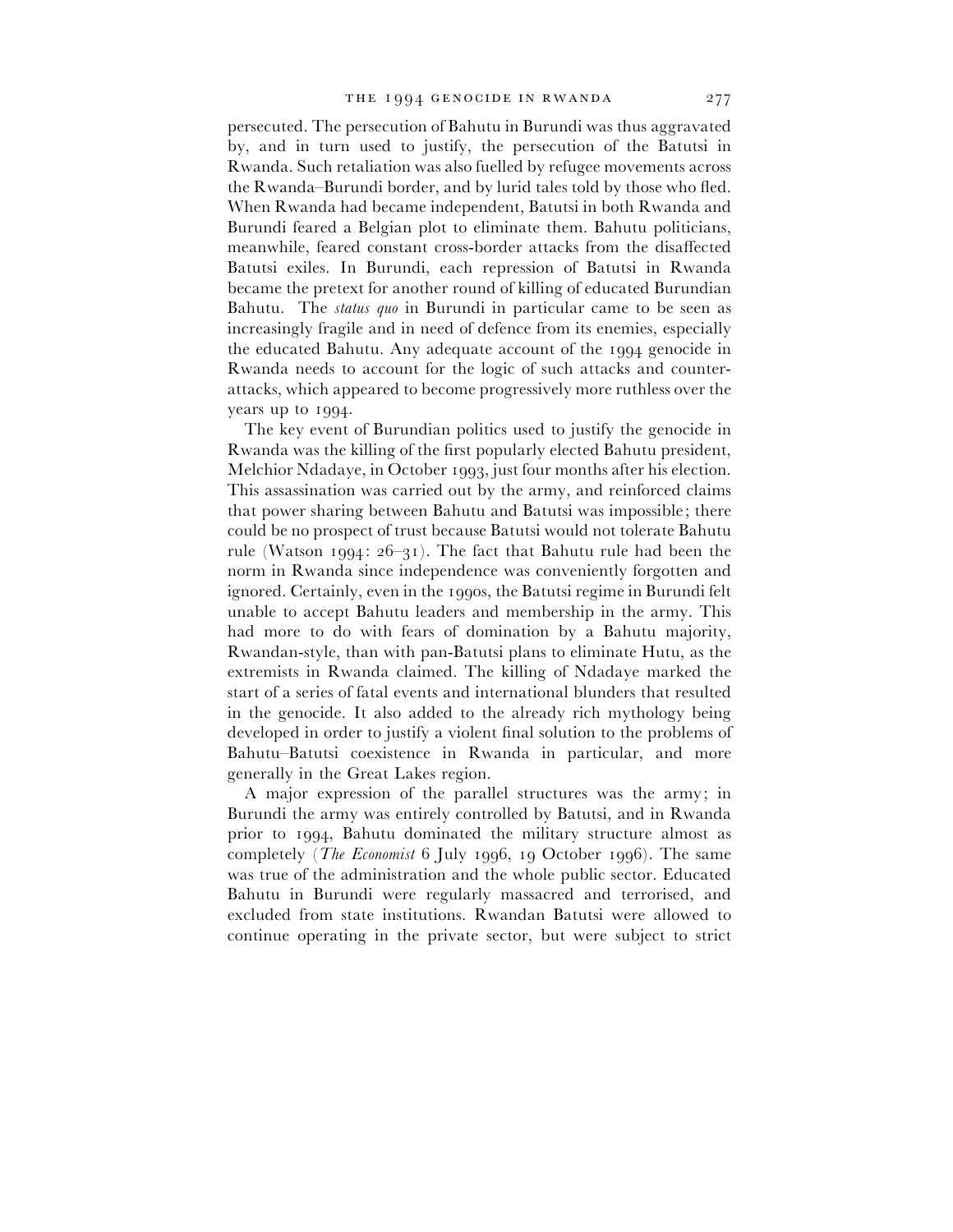persecuted. The persecution of Bahutu in Burundi was thus aggravated by, and in turn used to justify, the persecution of the Batutsi in Rwanda. Such retaliation was also fuelled by refugee movements across the Rwanda–Burundi border, and by lurid tales told by those who fled. When Rwanda had became independent, Batutsi in both Rwanda and Burundi feared a Belgian plot to eliminate them. Bahutu politicians, meanwhile, feared constant cross-border attacks from the disaffected Batutsi exiles. In Burundi, each repression of Batutsi in Rwanda became the pretext for another round of killing of educated Burundian Bahutu. The *status quo* in Burundi in particular came to be seen as increasingly fragile and in need of defence from its enemies, especially the educated Bahutu. Any adequate account of the 1994 genocide in Rwanda needs to account for the logic of such attacks and counter-attacks, which appeared to become progressively more ruthless over the years up to 1994.

The key event of Burundian politics used to justify the genocide in Rwanda was the killing of the first popularly elected Bahutu president, Melchior Ndadaye, in October 1993, just four months after his election. This assassination was carried out by the army, and reinforced claims that power sharing between Bahutu and Batutsi was impossible; there could be no prospect of trust because Batutsi would not tolerate Bahutu rule (Watson 1994: 26–31). The fact that Bahutu rule had been the norm in Rwanda since independence was conveniently forgotten and ignored. Certainly, even in the 1990s, the Batutsi regime in Burundi felt unable to accept Bahutu leaders and membership in the army. This had more to do with fears of domination by a Bahutu majority, Rwandan-style, than with pan-Batutsi plans to eliminate Hutu, as the extremists in Rwanda claimed. The killing of Ndadaye marked the start of a series of fatal events and international blunders that resulted in the genocide. It also added to the already rich mythology being developed in order to justify a violent final solution to the problems of Bahutu–Batutsi coexistence in Rwanda in particular, and more generally in the Great Lakes region.

A major expression of the parallel structures was the army; in Burundi the army was entirely controlled by Batutsi, and in Rwanda prior to 1994, Bahutu dominated the military structure almost as completely (*The Economist* 6 July 1996, 19 October 1996). The same was true of the administration and the whole public sector. Educated Bahutu in Burundi were regularly massacred and terrorised, and excluded from state institutions. Rwandan Batutsi were allowed to continue operating in the private sector, but were subject to strict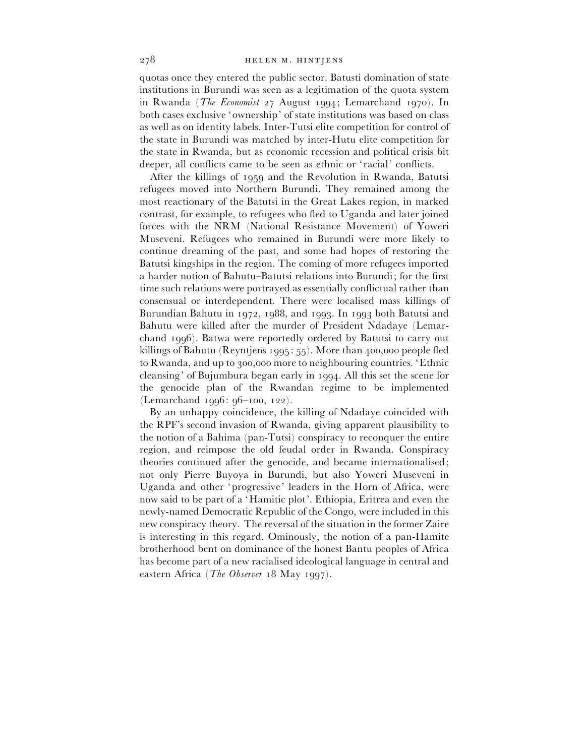quotas once they entered the public sector. Batusti domination of state institutions in Burundi was seen as a legitimation of the quota system in Rwanda (*The Economist* 27 August 1994; Lemarchand 1970). In both cases exclusive 'ownership' of state institutions was based on class as well as on identity labels. Inter-Tutsi elite competition for control of the state in Burundi was matched by inter-Hutu elite competition for the state in Rwanda, but as economic recession and political crisis bit deeper, all conflicts came to be seen as ethnic or 'racial' conflicts.

After the killings of 1959 and the Revolution in Rwanda, Batutsi refugees moved into Northern Burundi. They remained among the most reactionary of the Batutsi in the Great Lakes region, in marked contrast, for example, to refugees who fled to Uganda and later joined forces with the NRM (National Resistance Movement) of Yoweri Museveni. Refugees who remained in Burundi were more likely to continue dreaming of the past, and some had hopes of restoring the Batutsi kingships in the region. The coming of more refugees imported a harder notion of Bahutu–Batutsi relations into Burundi; for the first time such relations were portrayed as essentially conflictual rather than consensual or interdependent. There were localised mass killings of Burundian Bahutu in 1972, 1988, and 1993. In 1993 both Batutsi and Bahutu were killed after the murder of President Ndadaye (Lemarchand 1996). Batwa were reportedly ordered by Batutsi to carry out killings of Bahutu (Reyntjens 1995: 55). More than 400,000 people fled to Rwanda, and up to 300,000 more to neighbouring countries. 'Ethnic cleansing' of Bujumbura began early in 1994. All this set the scene for the genocide plan of the Rwandan regime to be implemented (Lemarchand 1996: 96–100, 122).

By an unhappy coincidence, the killing of Ndadaye coincided with the RPF's second invasion of Rwanda, giving apparent plausibility to the notion of a Bahima (pan-Tutsi) conspiracy to reconquer the entire region, and reimpose the old feudal order in Rwanda. Conspiracy theories continued after the genocide, and became internationalised; not only Pierre Buyoya in Burundi, but also Yoweri Museveni in Uganda and other 'progressive' leaders in the Horn of Africa, were now said to be part of a 'Hamitic plot'. Ethiopia, Eritrea and even the newly-named Democratic Republic of the Congo, were included in this new conspiracy theory. The reversal of the situation in the former Zaire is interesting in this regard. Ominously, the notion of a pan-Hamite brotherhood bent on dominance of the honest Bantu peoples of Africa has become part of a new racialised ideological language in central and eastern Africa (*The Observer* 18 May 1997).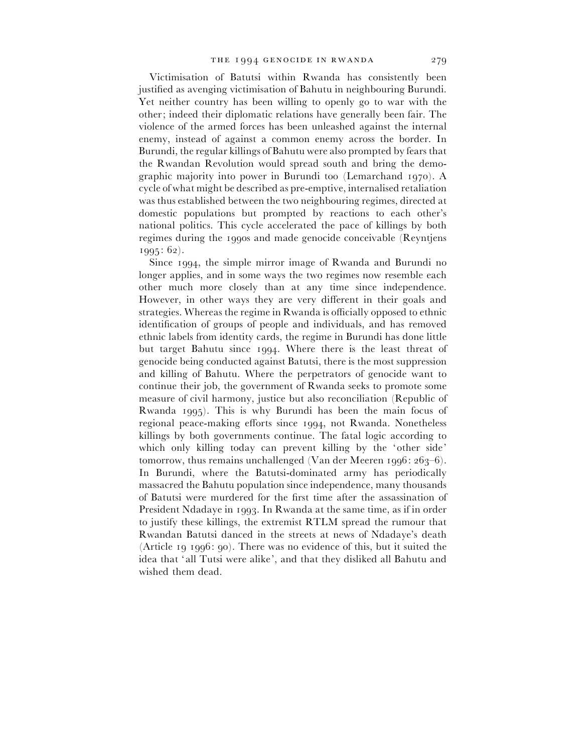Victimisation of Batutsi within Rwanda has consistently been justified as avenging victimisation of Bahutu in neighbouring Burundi. Yet neither country has been willing to openly go to war with the other; indeed their diplomatic relations have generally been fair. The violence of the armed forces has been unleashed against the internal enemy, instead of against a common enemy across the border. In Burundi, the regular killings of Bahutu were also prompted by fears that the Rwandan Revolution would spread south and bring the demographic majority into power in Burundi too (Lemarchand 1970). A cycle of what might be described as pre-emptive, internalised retaliation was thus established between the two neighbouring regimes, directed at domestic populations but prompted by reactions to each other's national politics. This cycle accelerated the pace of killings by both regimes during the 1990s and made genocide conceivable (Reyntjens 1995: 62).

Since 1994, the simple mirror image of Rwanda and Burundi no longer applies, and in some ways the two regimes now resemble each other much more closely than at any time since independence. However, in other ways they are very different in their goals and strategies. Whereas the regime in Rwanda is officially opposed to ethnic identification of groups of people and individuals, and has removed ethnic labels from identity cards, the regime in Burundi has done little but target Bahutu since 1994. Where there is the least threat of genocide being conducted against Batutsi, there is the most suppression and killing of Bahutu. Where the perpetrators of genocide want to continue their job, the government of Rwanda seeks to promote some measure of civil harmony, justice but also reconciliation (Republic of Rwanda 1995). This is why Burundi has been the main focus of regional peace-making efforts since 1994, not Rwanda. Nonetheless killings by both governments continue. The fatal logic according to which only killing today can prevent killing by the 'other side' tomorrow, thus remains unchallenged (Van der Meeren 1996: 263–6). In Burundi, where the Batutsi-dominated army has periodically massacred the Bahutu population since independence, many thousands of Batutsi were murdered for the first time after the assassination of President Ndadaye in 1993. In Rwanda at the same time, as if in order to justify these killings, the extremist RTLM spread the rumour that Rwandan Batutsi danced in the streets at news of Ndadaye's death (Article 19 1996: 90). There was no evidence of this, but it suited the idea that 'all Tutsi were alike', and that they disliked all Bahutu and wished them dead.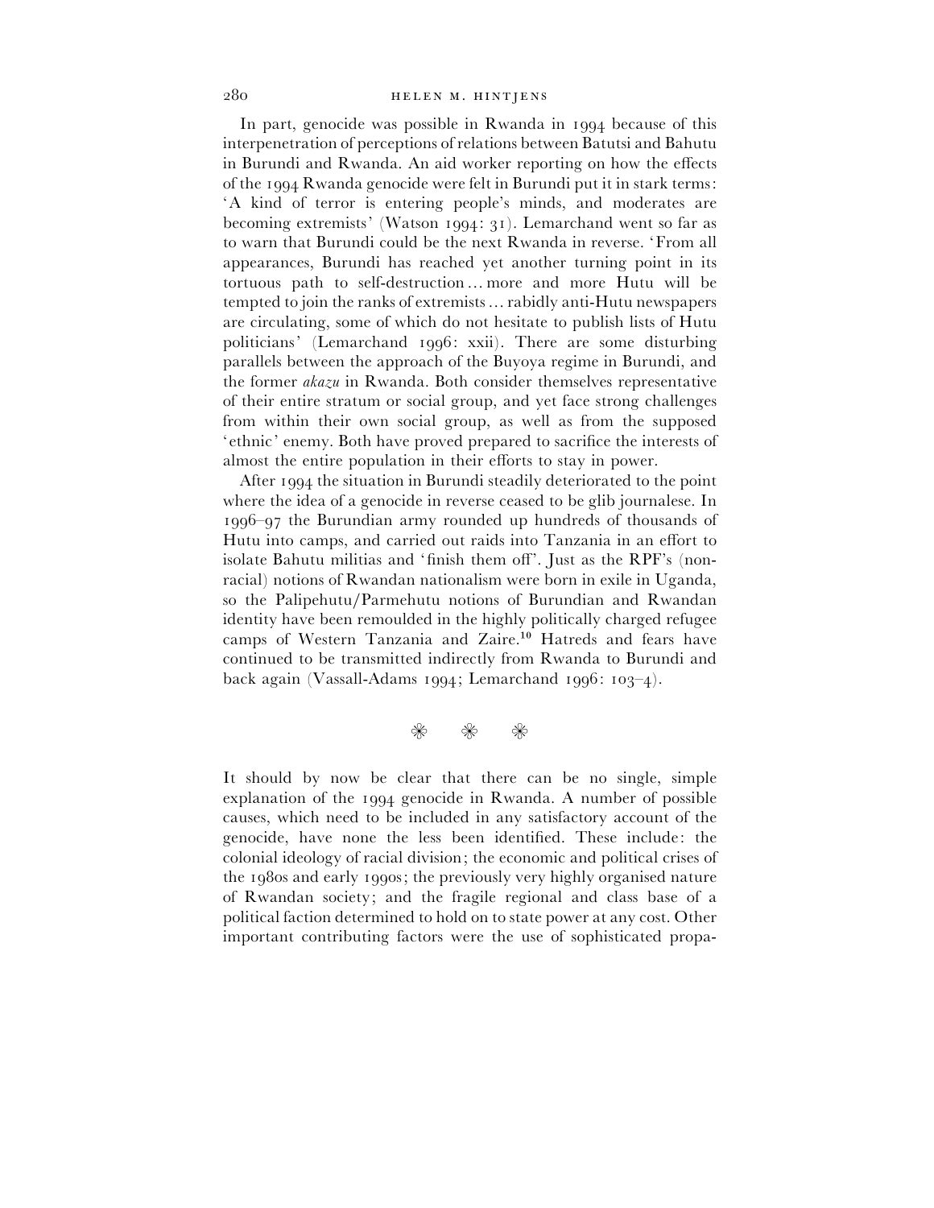In part, genocide was possible in Rwanda in 1994 because of this interpenetration of perceptions of relations between Batutsi and Bahutu in Burundi and Rwanda. An aid worker reporting on how the effects of the 1994 Rwanda genocide were felt in Burundi put it in stark terms: 'A kind of terror is entering people's minds, and moderates are becoming extremists' (Watson 1994: 31). Lemarchand went so far as to warn that Burundi could be the next Rwanda in reverse. 'From all appearances, Burundi has reached yet another turning point in its tortuous path to self-destruction ... more and more Hutu will be tempted to join the ranks of extremists ... rabidly anti-Hutu newspapers are circulating, some of which do not hesitate to publish lists of Hutu politicians' (Lemarchand 1996: xxii). There are some disturbing parallels between the approach of the Buyoya regime in Burundi, and the former *akazu* in Rwanda. Both consider themselves representative of their entire stratum or social group, and yet face strong challenges from within their own social group, as well as from the supposed 'ethnic' enemy. Both have proved prepared to sacrifice the interests of almost the entire population in their efforts to stay in power.

After 1994 the situation in Burundi steadily deteriorated to the point where the idea of a genocide in reverse ceased to be glib journalese. In 1996–97 the Burundian army rounded up hundreds of thousands of Hutu into camps, and carried out raids into Tanzania in an effort to isolate Bahutu militias and 'finish them off'. Just as the RPF's (non-racial) notions of Rwandan nationalism were born in exile in Uganda, so the Palipehutu/Parmehutu notions of Burundian and Rwandan identity have been remoulded in the highly politically charged refugee camps of Western Tanzania and Zaire.[10] Hatreds and fears have continued to be transmitted indirectly from Rwanda to Burundi and back again (Vassall-Adams 1994; Lemarchand 1996: 103–4).

❃ ❃ ❃

It should by now be clear that there can be no single, simple explanation of the 1994 genocide in Rwanda. A number of possible causes, which need to be included in any satisfactory account of the genocide, have none the less been identified. These include: the colonial ideology of racial division; the economic and political crises of the 1980s and early 1990s; the previously very highly organised nature of Rwandan society; and the fragile regional and class base of a political faction determined to hold on to state power at any cost. Other important contributing factors were the use of sophisticated propa-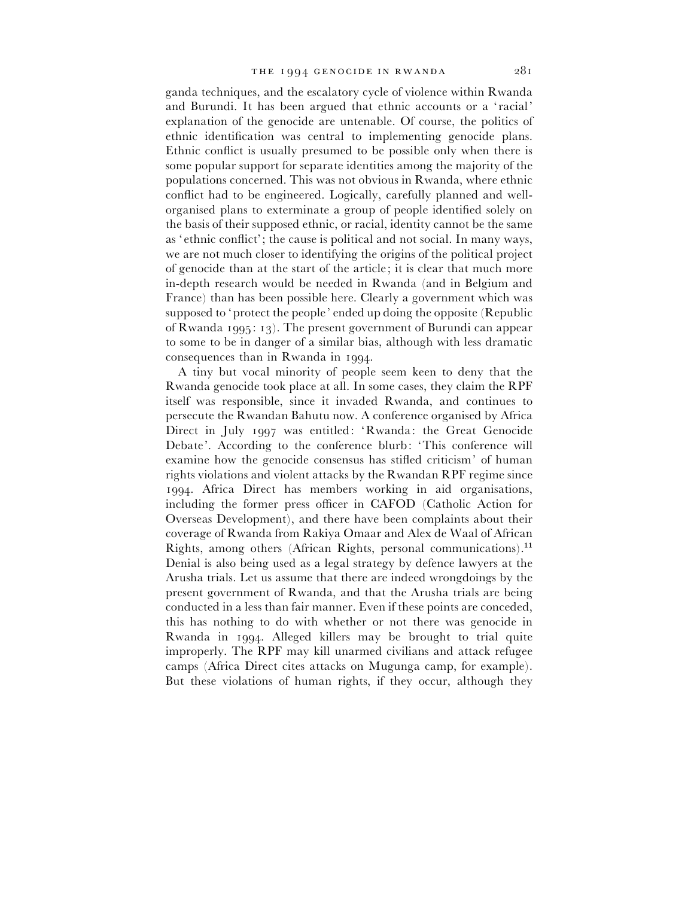ganda techniques, and the escalatory cycle of violence within Rwanda and Burundi. It has been argued that ethnic accounts or a 'racial' explanation of the genocide are untenable. Of course, the politics of ethnic identification was central to implementing genocide plans. Ethnic conflict is usually presumed to be possible only when there is some popular support for separate identities among the majority of the populations concerned. This was not obvious in Rwanda, where ethnic conflict had to be engineered. Logically, carefully planned and well-organised plans to exterminate a group of people identified solely on the basis of their supposed ethnic, or racial, identity cannot be the same as 'ethnic conflict'; the cause is political and not social. In many ways, we are not much closer to identifying the origins of the political project of genocide than at the start of the article; it is clear that much more in-depth research would be needed in Rwanda (and in Belgium and France) than has been possible here. Clearly a government which was supposed to 'protect the people' ended up doing the opposite (Republic of Rwanda 1995: 13). The present government of Burundi can appear to some to be in danger of a similar bias, although with less dramatic consequences than in Rwanda in 1994.

A tiny but vocal minority of people seem keen to deny that the Rwanda genocide took place at all. In some cases, they claim the RPF itself was responsible, since it invaded Rwanda, and continues to persecute the Rwandan Bahutu now. A conference organised by Africa Direct in July 1997 was entitled: 'Rwanda: the Great Genocide Debate'. According to the conference blurb: 'This conference will examine how the genocide consensus has stifled criticism' of human rights violations and violent attacks by the Rwandan RPF regime since 1994. Africa Direct has members working in aid organisations, including the former press officer in CAFOD (Catholic Action for Overseas Development), and there have been complaints about their coverage of Rwanda from Rakiya Omaar and Alex de Waal of African Rights, among others (African Rights, personal communications).[11] Denial is also being used as a legal strategy by defence lawyers at the Arusha trials. Let us assume that there are indeed wrongdoings by the present government of Rwanda, and that the Arusha trials are being conducted in a less than fair manner. Even if these points are conceded, this has nothing to do with whether or not there was genocide in Rwanda in 1994. Alleged killers may be brought to trial quite improperly. The RPF may kill unarmed civilians and attack refugee camps (Africa Direct cites attacks on Mugunga camp, for example). But these violations of human rights, if they occur, although they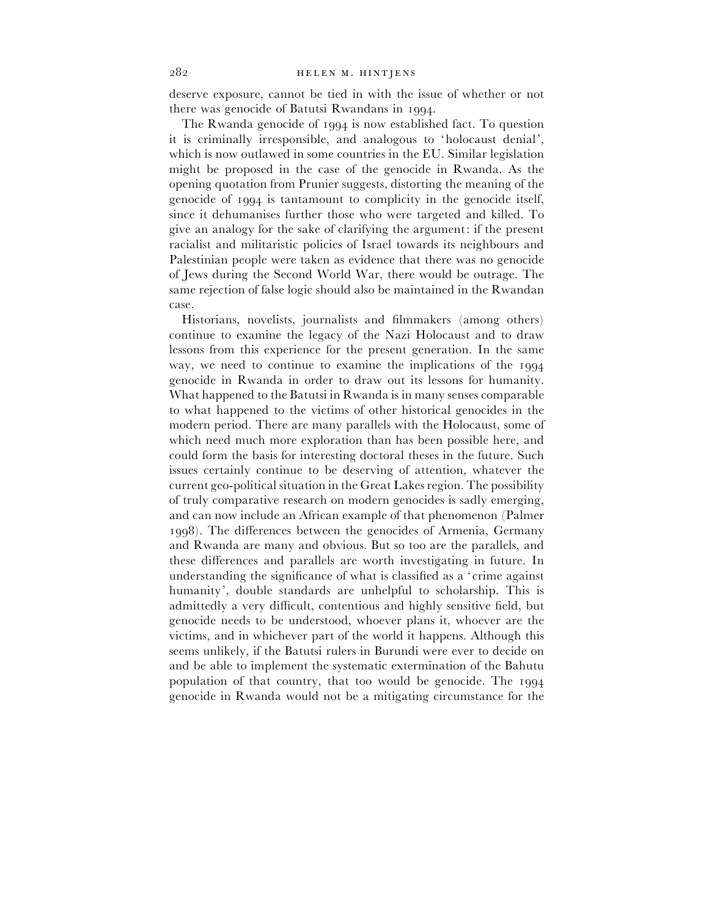deserve exposure, cannot be tied in with the issue of whether or not there was genocide of Batutsi Rwandans in 1994.

The Rwanda genocide of 1994 is now established fact. To question it is criminally irresponsible, and analogous to 'holocaust denial', which is now outlawed in some countries in the EU. Similar legislation might be proposed in the case of the genocide in Rwanda. As the opening quotation from Prunier suggests, distorting the meaning of the genocide of 1994 is tantamount to complicity in the genocide itself, since it dehumanises further those who were targeted and killed. To give an analogy for the sake of clarifying the argument: if the present racialist and militaristic policies of Israel towards its neighbours and Palestinian people were taken as evidence that there was no genocide of Jews during the Second World War, there would be outrage. The same rejection of false logic should also be maintained in the Rwandan case.

Historians, novelists, journalists and filmmakers (among others) continue to examine the legacy of the Nazi Holocaust and to draw lessons from this experience for the present generation. In the same way, we need to continue to examine the implications of the 1994 genocide in Rwanda in order to draw out its lessons for humanity. What happened to the Batutsi in Rwanda is in many senses comparable to what happened to the victims of other historical genocides in the modern period. There are many parallels with the Holocaust, some of which need much more exploration than has been possible here, and could form the basis for interesting doctoral theses in the future. Such issues certainly continue to be deserving of attention, whatever the current geo-political situation in the Great Lakes region. The possibility of truly comparative research on modern genocides is sadly emerging, and can now include an African example of that phenomenon (Palmer 1998). The differences between the genocides of Armenia, Germany and Rwanda are many and obvious. But so too are the parallels, and these differences and parallels are worth investigating in future. In understanding the significance of what is classified as a 'crime against humanity', double standards are unhelpful to scholarship. This is admittedly a very difficult, contentious and highly sensitive field, but genocide needs to be understood, whoever plans it, whoever are the victims, and in whichever part of the world it happens. Although this seems unlikely, if the Batutsi rulers in Burundi were ever to decide on and be able to implement the systematic extermination of the Bahutu population of that country, that too would be genocide. The 1994 genocide in Rwanda would not be a mitigating circumstance for the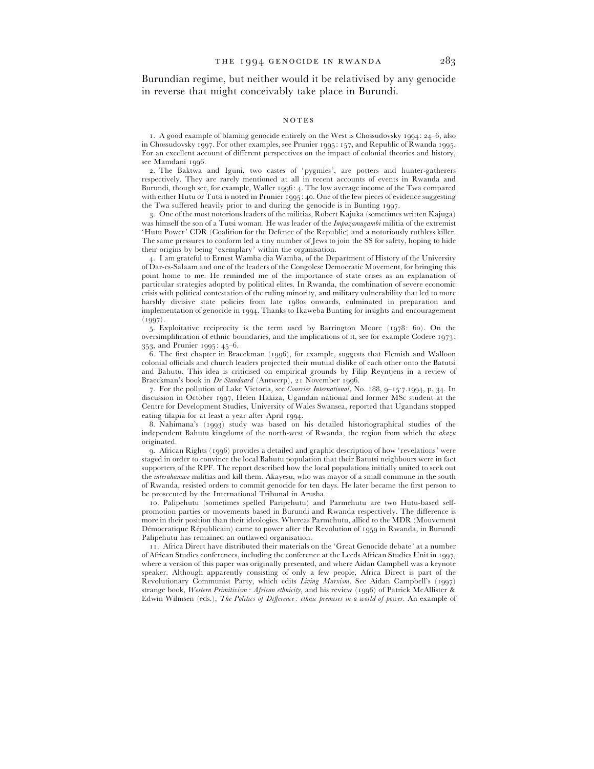Burundian regime, but neither would it be relativised by any genocide in reverse that might conceivably take place in Burundi.

## NOTES

1. A good example of blaming genocide entirely on the West is Chossudovsky 1994: 24–6, also in Chossudovsky 1997. For other examples, see Prunier 1995: 157, and Republic of Rwanda 1995. For an excellent account of different perspectives on the impact of colonial theories and history, see Mamdani 1996.

2. The Baktwa and Iguni, two castes of 'pygmies', are potters and hunter-gatherers respectively. They are rarely mentioned at all in recent accounts of events in Rwanda and Burundi, though see, for example, Waller 1996: 4. The low average income of the Twa compared with either Hutu or Tutsi is noted in Prunier 1995: 40. One of the few pieces of evidence suggesting the Twa suffered heavily prior to and during the genocide is in Bunting 1997.

3. One of the most notorious leaders of the militias, Robert Kajuka (sometimes written Kajuga) was himself the son of a Tutsi woman. He was leader of the *Impuzamugambi* militia of the extremist 'Hutu Power' CDR (Coalition for the Defence of the Republic) and a notoriously ruthless killer. The same pressures to conform led a tiny number of Jews to join the SS for safety, hoping to hide their origins by being 'exemplary' within the organisation.

4. I am grateful to Ernest Wamba dia Wamba, of the Department of History of the University of Dar-es-Salaam and one of the leaders of the Congolese Democratic Movement, for bringing this point home to me. He reminded me of the importance of state crises as an explanation of particular strategies adopted by political elites. In Rwanda, the combination of severe economic crisis with political contestation of the ruling minority, and military vulnerability that led to more harshly divisive state policies from late 1980s onwards, culminated in preparation and implementation of genocide in 1994. Thanks to Ikaweba Bunting for insights and encouragement (1997).

5. Exploitative reciprocity is the term used by Barrington Moore (1978: 60). On the oversimplification of ethnic boundaries, and the implications of it, see for example Codere 1973: 353, and Prunier 1995: 45–6.

6. The first chapter in Braeckman (1996), for example, suggests that Flemish and Walloon colonial officials and church leaders projected their mutual dislike of each other onto the Batutsi and Bahutu. This idea is criticised on empirical grounds by Filip Reyntjens in a review of Braeckman's book in *De Standaard* (Antwerp), 21 November 1996.

7. For the pollution of Lake Victoria, see *Courrier International*, No. 188, 9–15.7.1994, p. 34. In discussion in October 1997, Helen Hakiza, Ugandan national and former MSc student at the Centre for Development Studies, University of Wales Swansea, reported that Ugandans stopped eating tilapia for at least a year after April 1994.

8. Nahimana's (1993) study was based on his detailed historiographical studies of the independent Bahutu kingdoms of the north-west of Rwanda, the region from which the *akazu* originated.

9. African Rights (1996) provides a detailed and graphic description of how 'revelations' were staged in order to convince the local Bahutu population that their Batutsi neighbours were in fact supporters of the RPF. The report described how the local populations initially united to seek out the *interahamwe* militias and kill them. Akayesu, who was mayor of a small commune in the south of Rwanda, resisted orders to commit genocide for ten days. He later became the first person to be prosecuted by the International Tribunal in Arusha.

10. Palipehutu (sometimes spelled Paripehutu) and Parmehutu are two Hutu-based self-promotion parties or movements based in Burundi and Rwanda respectively. The difference is more in their position than their ideologies. Whereas Parmehutu, allied to the MDR (Mouvement Démocratique Républicain) came to power after the Revolution of 1959 in Rwanda, in Burundi Palipehutu has remained an outlawed organisation.

11. Africa Direct have distributed their materials on the 'Great Genocide debate' at a number of African Studies conferences, including the conference at the Leeds African Studies Unit in 1997, where a version of this paper was originally presented, and where Aidan Campbell was a keynote speaker. Although apparently consisting of only a few people, Africa Direct is part of the Revolutionary Communist Party, which edits *Living Marxism*. See Aidan Campbell's (1997) strange book, *Western Primitivism: African ethnicity*, and his review (1996) of Patrick McAllister & Edwin Wilmsen (eds.), *The Politics of Difference: ethnic premises in a world of power*. An example of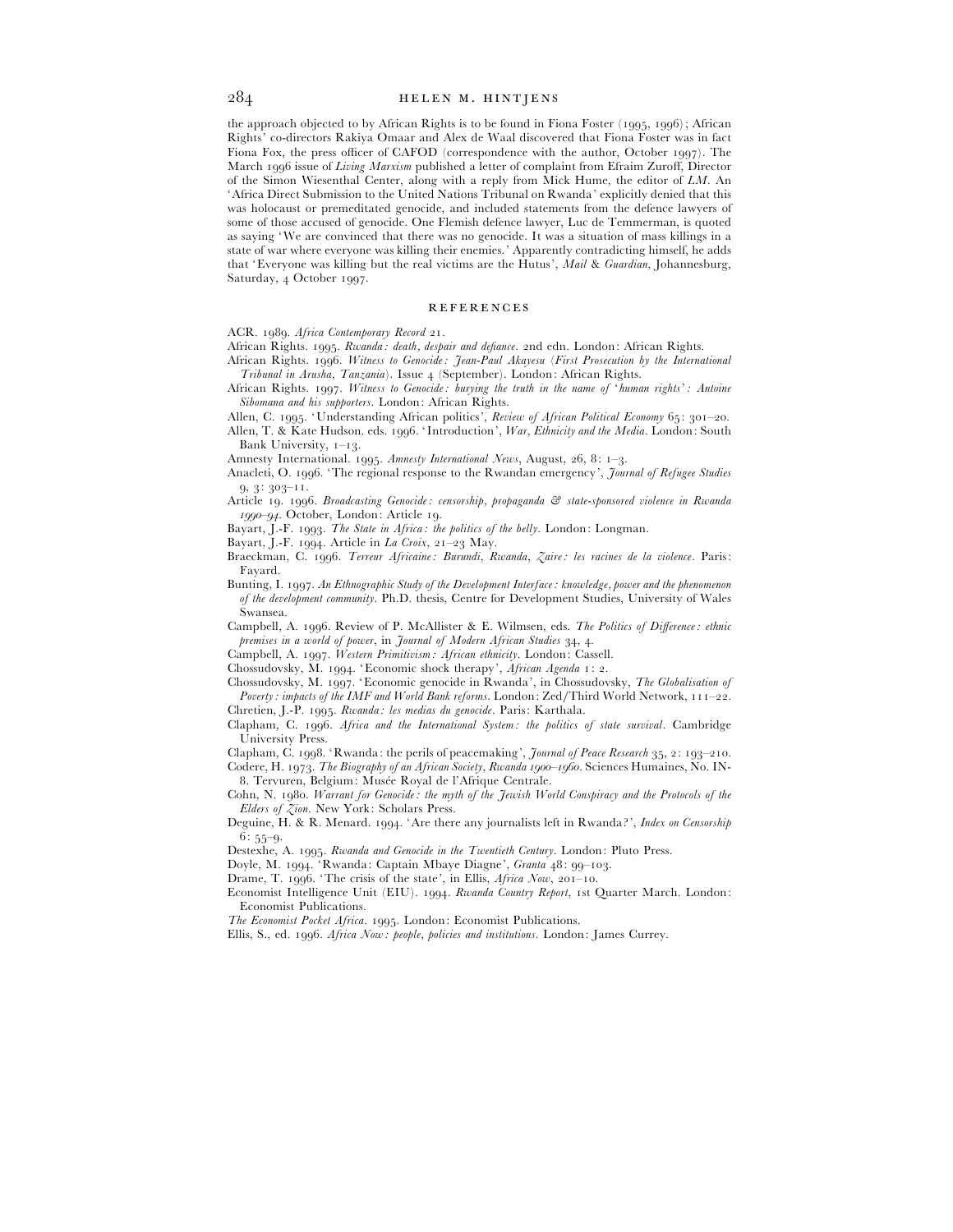the approach objected to by African Rights is to be found in Fiona Foster (1995, 1996); African Rights' co-directors Rakiya Omaar and Alex de Waal discovered that Fiona Foster was in fact Fiona Fox, the press officer of CAFOD (correspondence with the author, October 1997). The March 1996 issue of *Living Marxism* published a letter of complaint from Efraim Zuroff, Director of the Simon Wiesenthal Center, along with a reply from Mick Hume, the editor of *LM*. An 'Africa Direct Submission to the United Nations Tribunal on Rwanda' explicitly denied that this was holocaust or premeditated genocide, and included statements from the defence lawyers of some of those accused of genocide. One Flemish defence lawyer, Luc de Temmerman, is quoted as saying 'We are convinced that there was no genocide. It was a situation of mass killings in a state of war where everyone was killing their enemies.' Apparently contradicting himself, he adds that 'Everyone was killing but the real victims are the Hutus', *Mail* & *Guardian*, Johannesburg, Saturday, 4 October 1997.

## REFERENCES

ACR. 1989. *Africa Contemporary Record* 21.

African Rights. 1995. *Rwanda: death, despair and defiance*. 2nd edn. London: African Rights.

African Rights. 1996. *Witness to Genocide: Jean-Paul Akayesu (First Prosecution by the International Tribunal in Arusha, Tanzania)*. Issue 4 (September). London: African Rights.

African Rights. 1997. *Witness to Genocide: burying the truth in the name of 'human rights': Antoine Sibomana and his supporters*. London: African Rights.

Allen, C. 1995. 'Understanding African politics', *Review of African Political Economy* 65: 301–20.

Allen, T. & Kate Hudson. eds. 1996. 'Introduction', *War, Ethnicity and the Media*. London: South Bank University, 1–13.

Amnesty International. 1995. *Amnesty International News*, August, 26, 8: 1–3.

Anacleti, O. 1996. 'The regional response to the Rwandan emergency', *Journal of Refugee Studies* 9, 3: 303–11.

Article 19. 1996. *Broadcasting Genocide: censorship, propaganda & state-sponsored violence in Rwanda 1990–94*. October, London: Article 19.

Bayart, J.-F. 1993. *The State in Africa: the politics of the belly*. London: Longman.

Bayart, J.-F. 1994. Article in *La Croix*, 21–23 May.

Braeckman, C. 1996. *Terreur Africaine: Burundi, Rwanda, Zaire: les racines de la violence*. Paris: Fayard.

Bunting, I. 1997. *An Ethnographic Study of the Development Interface: knowledge, power and the phenomenon of the development community*. Ph.D. thesis, Centre for Development Studies, University of Wales Swansea.

Campbell, A. 1996. Review of P. McAllister & E. Wilmsen, eds. *The Politics of Difference: ethnic premises in a world of power*, in *Journal of Modern African Studies* 34, 4.

Campbell, A. 1997. *Western Primitivism: African ethnicity*. London: Cassell.

Chossudovsky, M. 1994. 'Economic shock therapy', *African Agenda* 1: 2.

Chossudovsky, M. 1997. 'Economic genocide in Rwanda', in Chossudovsky, *The Globalisation of Poverty: impacts of the IMF and World Bank reforms*. London: Zed/Third World Network, 111–22.

Chretien, J.-P. 1995. *Rwanda: les medias du genocide*. Paris: Karthala.

Clapham, C. 1996. *Africa and the International System: the politics of state survival*. Cambridge University Press.

Clapham, C. 1998. 'Rwanda: the perils of peacemaking', *Journal of Peace Research* 35, 2: 193–210.

Codere, H. 1973. *The Biography of an African Society, Rwanda 1900–1960*. Sciences Humaines, No. IN-8. Tervuren, Belgium: Musée Royal de l'Afrique Centrale.

Cohn, N. 1980. *Warrant for Genocide: the myth of the Jewish World Conspiracy and the Protocols of the Elders of Zion*. New York: Scholars Press.

Deguine, H. & R. Menard. 1994. 'Are there any journalists left in Rwanda?', *Index on Censorship* 6: 55–9.

Destexhe, A. 1995. *Rwanda and Genocide in the Twentieth Century*. London: Pluto Press.

Doyle, M. 1994. 'Rwanda: Captain Mbaye Diagne', *Granta* 48: 99–103.

Drame, T. 1996. 'The crisis of the state', in Ellis, *Africa Now*, 201–10.

Economist Intelligence Unit (EIU). 1994. *Rwanda Country Report*, 1st Quarter March. London: Economist Publications.

*The Economist Pocket Africa*. 1995. London: Economist Publications.

Ellis, S., ed. 1996. *Africa Now: people, policies and institutions*. London: James Currey.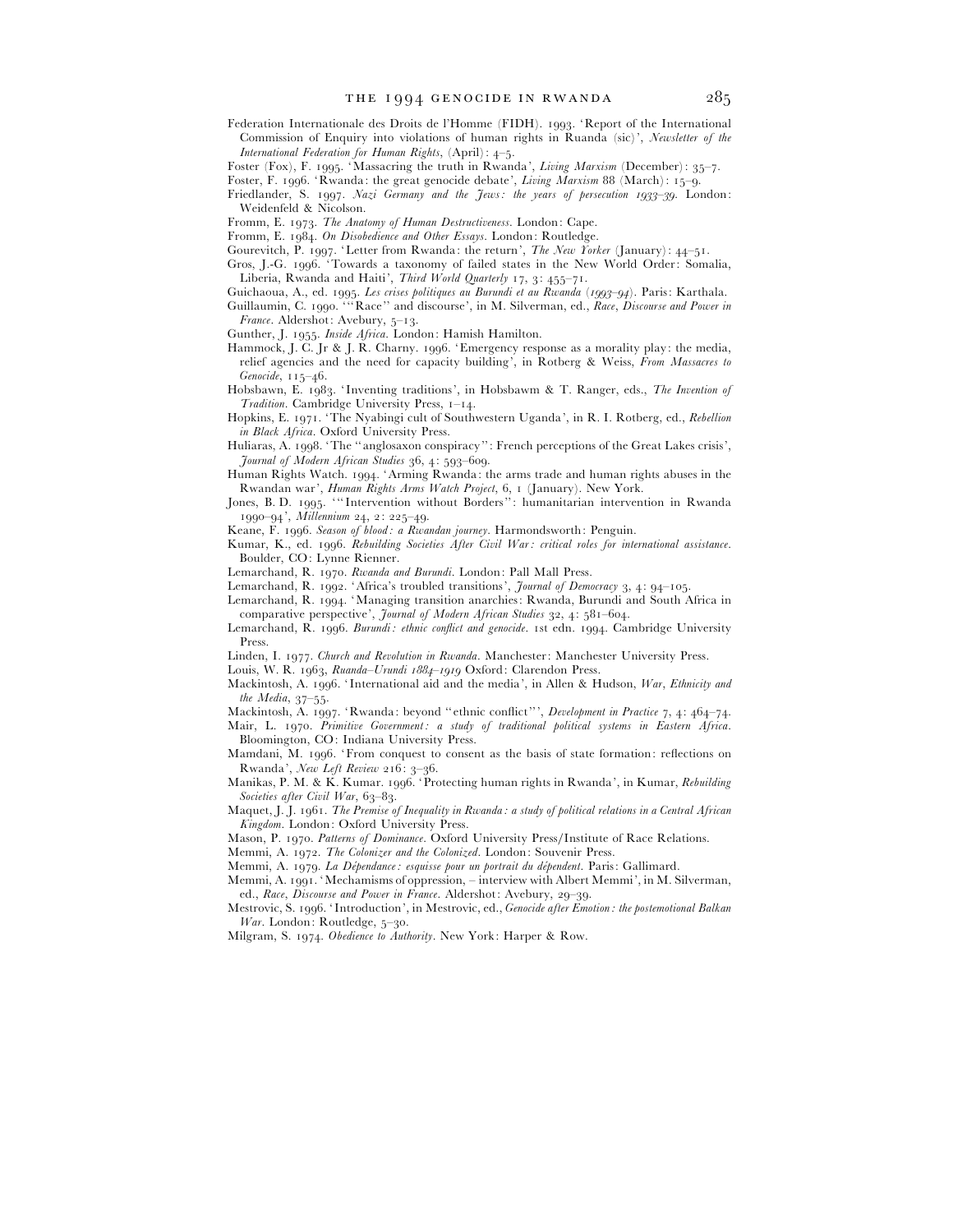Federation Internationale des Droits de l'Homme (FIDH). 1993. 'Report of the International Commission of Enquiry into violations of human rights in Ruanda (sic)', *Newsletter of the International Federation for Human Rights*, (April): 4–5.

Foster (Fox), F. 1995. 'Massacring the truth in Rwanda', *Living Marxism* (December): 35–7.

Foster, F. 1996. 'Rwanda: the great genocide debate', *Living Marxism* 88 (March): 15–9.

Friedlander, S. 1997. *Nazi Germany and the Jews: the years of persecution 1933–39*. London: Weidenfeld & Nicolson.

Fromm, E. 1973. *The Anatomy of Human Destructiveness*. London: Cape.

Fromm, E. 1984. *On Disobedience and Other Essays*. London: Routledge.

Gourevitch, P. 1997. 'Letter from Rwanda: the return', *The New Yorker* (January): 44–51.

Gros, J.-G. 1996. 'Towards a taxonomy of failed states in the New World Order: Somalia, Liberia, Rwanda and Haiti', *Third World Quarterly* 17, 3: 455–71.

Guichaoua, A., ed. 1995. *Les crises politiques au Burundi et au Rwanda (1993–94)*. Paris: Karthala.

Guillaumin, C. 1990. '"Race" and discourse', in M. Silverman, ed., *Race, Discourse and Power in France*. Aldershot: Avebury, 5–13.

Gunther, J. 1955. *Inside Africa*. London: Hamish Hamilton.

Hammock, J. C. Jr & J. R. Charny. 1996. 'Emergency response as a morality play: the media, relief agencies and the need for capacity building', in Rotberg & Weiss, *From Massacres to Genocide*, 115–46.

Hobsbawn, E. 1983. 'Inventing traditions', in Hobsbawm & T. Ranger, eds., *The Invention of Tradition*. Cambridge University Press, 1–14.

Hopkins, E. 1971. 'The Nyabingi cult of Southwestern Uganda', in R. I. Rotberg, ed., *Rebellion in Black Africa*. Oxford University Press.

Huliaras, A. 1998. 'The "anglosaxon conspiracy": French perceptions of the Great Lakes crisis', *Journal of Modern African Studies* 36, 4: 593–609.

Human Rights Watch. 1994. 'Arming Rwanda: the arms trade and human rights abuses in the Rwandan war', *Human Rights Arms Watch Project*, 6, 1 (January). New York.

Jones, B. D. 1995. '"Intervention without Borders": humanitarian intervention in Rwanda 1990–94', *Millennium* 24, 2: 225–49.

Keane, F. 1996. *Season of blood: a Rwandan journey*. Harmondsworth: Penguin.

Kumar, K., ed. 1996. *Rebuilding Societies After Civil War: critical roles for international assistance*. Boulder, CO: Lynne Rienner.

Lemarchand, R. 1970. *Rwanda and Burundi*. London: Pall Mall Press.

Lemarchand, R. 1992. 'Africa's troubled transitions', *Journal of Democracy* 3, 4: 94–105.

Lemarchand, R. 1994. 'Managing transition anarchies: Rwanda, Burundi and South Africa in comparative perspective', *Journal of Modern African Studies* 32, 4: 581–604.

Lemarchand, R. 1996. *Burundi: ethnic conflict and genocide*. 1st edn. 1994. Cambridge University Press.

Linden, I. 1977. *Church and Revolution in Rwanda*. Manchester: Manchester University Press.

Louis, W. R. 1963, *Ruanda–Urundi 1884–1919* Oxford: Clarendon Press.

Mackintosh, A. 1996. 'International aid and the media', in Allen & Hudson, *War, Ethnicity and the Media*, 37–55.

Mackintosh, A. 1997. 'Rwanda: beyond "ethnic conflict"', *Development in Practice* 7, 4: 464–74.

Mair, L. 1970. *Primitive Government: a study of traditional political systems in Eastern Africa*. Bloomington, CO: Indiana University Press.

Mamdani, M. 1996. 'From conquest to consent as the basis of state formation: reflections on Rwanda', *New Left Review* 216: 3–36.

Manikas, P. M. & K. Kumar. 1996. 'Protecting human rights in Rwanda', in Kumar, *Rebuilding Societies after Civil War*, 63–83.

Maquet, J. J. 1961. *The Premise of Inequality in Rwanda: a study of political relations in a Central African Kingdom*. London: Oxford University Press.

Mason, P. 1970. *Patterns of Dominance*. Oxford University Press/Institute of Race Relations.

Memmi, A. 1972. *The Colonizer and the Colonized*. London: Souvenir Press.

Memmi, A. 1979. *La Dépendance: esquisse pour un portrait du dépendent*. Paris: Gallimard.

Memmi, A. 1991. 'Mechamisms of oppression, – interview with Albert Memmi', in M. Silverman, ed., *Race, Discourse and Power in France*. Aldershot: Avebury, 29–39.

Mestrovic, S. 1996. 'Introduction', in Mestrovic, ed., *Genocide after Emotion: the postemotional Balkan War*. London: Routledge, 5–30.

Milgram, S. 1974. *Obedience to Authority*. New York: Harper & Row.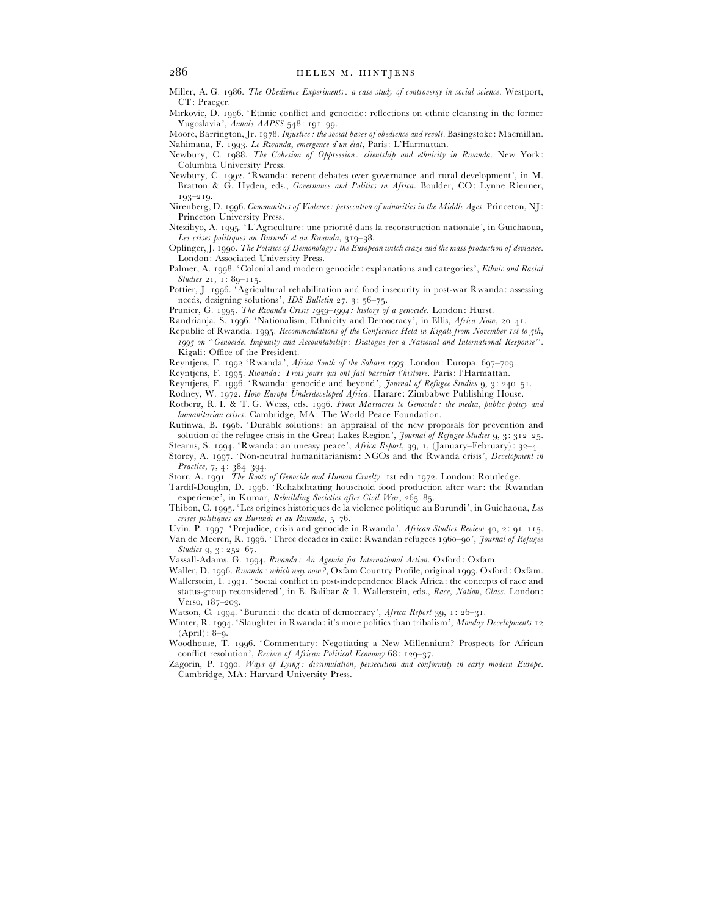Miller, A. G. 1986. *The Obedience Experiments: a case study of controversy in social science*. Westport, CT: Praeger.

Mirkovic, D. 1996. 'Ethnic conflict and genocide: reflections on ethnic cleansing in the former Yugoslavia', *Annals AAPSS* 548: 191–99.

Moore, Barrington, Jr. 1978. *Injustice: the social bases of obedience and revolt*. Basingstoke: Macmillan.

Nahimana, F. 1993. *Le Rwanda, emergence d'un état*, Paris: L'Harmattan.

Newbury, C. 1988. *The Cohesion of Oppression: clientship and ethnicity in Rwanda*. New York: Columbia University Press.

Newbury, C. 1992. 'Rwanda: recent debates over governance and rural development', in M. Bratton & G. Hyden, eds., *Governance and Politics in Africa*. Boulder, CO: Lynne Rienner, 193–219.

Nirenberg, D. 1996. *Communities of Violence: persecution of minorities in the Middle Ages*. Princeton, NJ: Princeton University Press.

Nteziliyo, A. 1995. 'L'Agriculture: une priorité dans la reconstruction nationale', in Guichaoua, *Les crises politiques au Burundi et au Rwanda*, 319–38.

Oplinger, J. 1990. *The Politics of Demonology: the European witch craze and the mass production of deviance*. London: Associated University Press.

Palmer, A. 1998. 'Colonial and modern genocide: explanations and categories', *Ethnic and Racial Studies* 21, 1: 89–115.

Pottier, J. 1996. 'Agricultural rehabilitation and food insecurity in post-war Rwanda: assessing needs, designing solutions', *IDS Bulletin* 27, 3: 56–75.

Prunier, G. 1995. *The Rwanda Crisis 1959–1994: history of a genocide*. London: Hurst.

Randrianja, S. 1996. 'Nationalism, Ethnicity and Democracy', in Ellis, *Africa Now*, 20–41.

Republic of Rwanda. 1995. *Recommendations of the Conference Held in Kigali from November 1st to 5th, 1995 on "Genocide, Impunity and Accountability: Dialogue for a National and International Response"*. Kigali: Office of the President.

Reyntjens, F. 1992 'Rwanda', *Africa South of the Sahara 1993*. London: Europa. 697–709.

Reyntjens, F. 1995. *Rwanda: Trois jours qui ont fait basculer l'histoire*. Paris: l'Harmattan.

Reyntjens, F. 1996. 'Rwanda: genocide and beyond', *Journal of Refugee Studies* 9, 3: 240–51.

Rodney, W. 1972. *How Europe Underdeveloped Africa*. Harare: Zimbabwe Publishing House.

Rotberg, R. I. & T. G. Weiss, eds. 1996. *From Massacres to Genocide: the media, public policy and humanitarian crises*. Cambridge, MA: The World Peace Foundation.

Rutinwa, B. 1996. 'Durable solutions: an appraisal of the new proposals for prevention and solution of the refugee crisis in the Great Lakes Region', *Journal of Refugee Studies* 9, 3: 312–25.

Stearns, S. 1994. 'Rwanda: an uneasy peace', *Africa Report*, 39, 1, (January–February): 32–4.

Storey, A. 1997. 'Non-neutral humanitarianism: NGOs and the Rwanda crisis', *Development in Practice*, 7, 4: 384–394.

Storr, A. 1991. *The Roots of Genocide and Human Cruelty*. 1st edn 1972. London: Routledge.

Tardif-Douglin, D. 1996. 'Rehabilitating household food production after war: the Rwandan experience', in Kumar, *Rebuilding Societies after Civil War*, 265–85.

Thibon, C. 1995. 'Les origines historiques de la violence politique au Burundi', in Guichaoua, *Les crises politiques au Burundi et au Rwanda*, 5–76.

Uvin, P. 1997. 'Prejudice, crisis and genocide in Rwanda', *African Studies Review* 40, 2: 91–115.

Van de Meeren, R. 1996. 'Three decades in exile: Rwandan refugees 1960–90', *Journal of Refugee Studies* 9, 3: 252–67.

Vassall-Adams, G. 1994. *Rwanda: An Agenda for International Action*. Oxford: Oxfam.

Waller, D. 1996. *Rwanda: which way now?*, Oxfam Country Profile, original 1993. Oxford: Oxfam.

Wallerstein, I. 1991. 'Social conflict in post-independence Black Africa: the concepts of race and status-group reconsidered', in E. Balibar & I. Wallerstein, eds., *Race, Nation, Class*. London: Verso, 187–203.

Watson, C. 1994. 'Burundi: the death of democracy', *Africa Report* 39, 1: 26–31.

Winter, R. 1994. 'Slaughter in Rwanda: it's more politics than tribalism', *Monday Developments* 12 (April): 8–9.

Woodhouse, T. 1996. 'Commentary: Negotiating a New Millennium? Prospects for African conflict resolution', *Review of African Political Economy* 68: 129–37.

Zagorin, P. 1990. *Ways of Lying: dissimulation, persecution and conformity in early modern Europe*. Cambridge, MA: Harvard University Press.